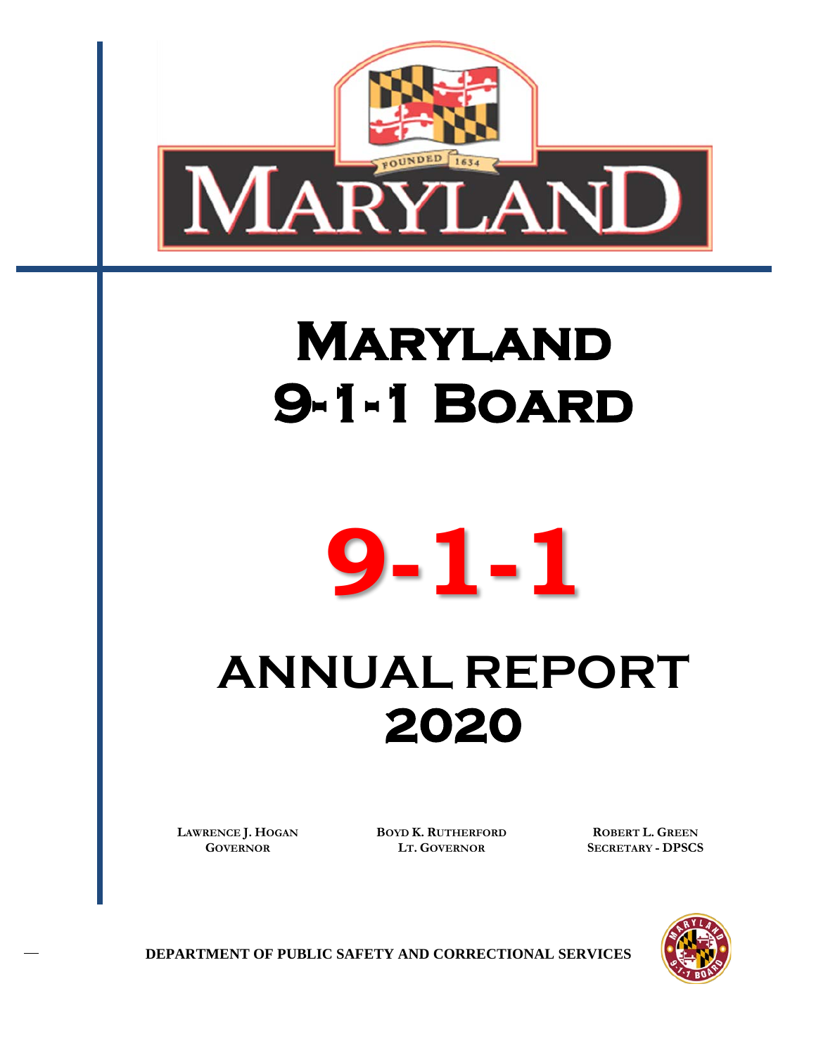# Maryland 9-1-1 Board

# 9-1-1

# ANNUAL REPORT 2020

| LAWRENCE J. HOGAN | BOYD K. RUTHERFORD | ROBERT L. GREEN |
|---|---|---|
| GOVERNOR | LT. GOVERNOR | SECRETARY - DPSCS |

DEPARTMENT OF PUBLIC SAFETY AND CORRECTIONAL SERVICES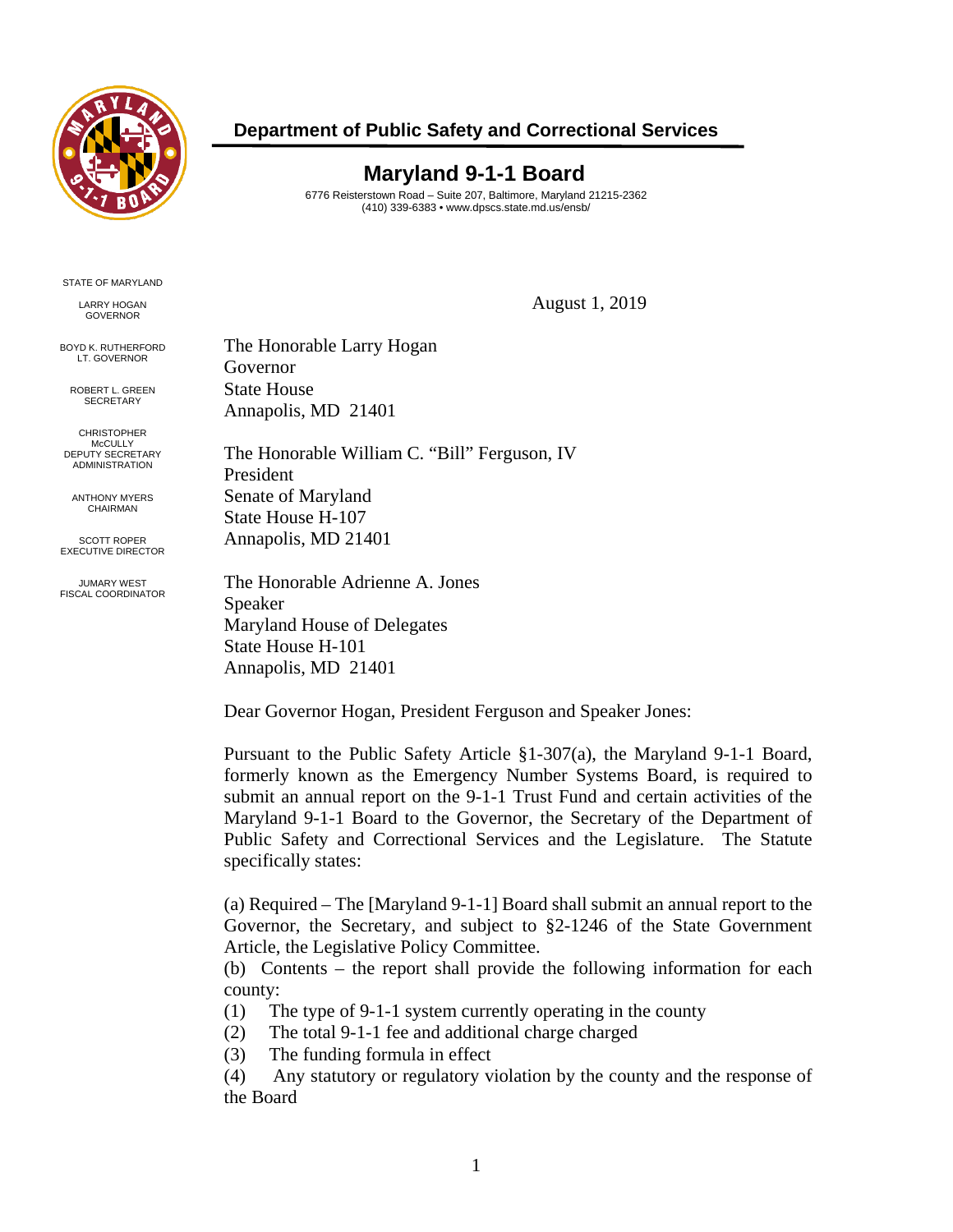**Department of Public Safety and Correctional Services**

# Maryland 9-1-1 Board

6776 Reisterstown Road – Suite 207, Baltimore, Maryland 21215-2362
(410) 339-6383 • www.dpscs.state.md.us/ensb/

STATE OF MARYLAND

LARRY HOGAN
GOVERNOR

BOYD K. RUTHERFORD
LT. GOVERNOR

ROBERT L. GREEN
SECRETARY

CHRISTOPHER McCULLY
DEPUTY SECRETARY
ADMINISTRATION

ANTHONY MYERS
CHAIRMAN

SCOTT ROPER
EXECUTIVE DIRECTOR

JUMARY WEST
FISCAL COORDINATOR

August 1, 2019

The Honorable Larry Hogan
Governor
State House
Annapolis, MD 21401

The Honorable William C. "Bill" Ferguson, IV
President
Senate of Maryland
State House H-107
Annapolis, MD 21401

The Honorable Adrienne A. Jones
Speaker
Maryland House of Delegates
State House H-101
Annapolis, MD 21401

Dear Governor Hogan, President Ferguson and Speaker Jones:

Pursuant to the Public Safety Article §1-307(a), the Maryland 9-1-1 Board, formerly known as the Emergency Number Systems Board, is required to submit an annual report on the 9-1-1 Trust Fund and certain activities of the Maryland 9-1-1 Board to the Governor, the Secretary of the Department of Public Safety and Correctional Services and the Legislature. The Statute specifically states:

(a) Required – The [Maryland 9-1-1] Board shall submit an annual report to the Governor, the Secretary, and subject to §2-1246 of the State Government Article, the Legislative Policy Committee.

(b) Contents – the report shall provide the following information for each county:

(1) The type of 9-1-1 system currently operating in the county
(2) The total 9-1-1 fee and additional charge charged
(3) The funding formula in effect
(4) Any statutory or regulatory violation by the county and the response of the Board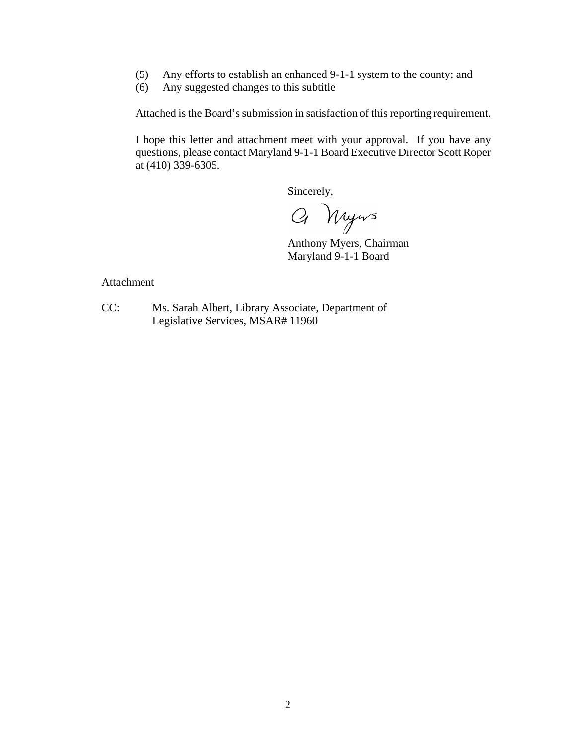(5) Any efforts to establish an enhanced 9-1-1 system to the county; and
(6) Any suggested changes to this subtitle

Attached is the Board's submission in satisfaction of this reporting requirement.

I hope this letter and attachment meet with your approval. If you have any questions, please contact Maryland 9-1-1 Board Executive Director Scott Roper at (410) 339-6305.

Sincerely,

A. Myers

Anthony Myers, Chairman
Maryland 9-1-1 Board

Attachment

CC: Ms. Sarah Albert, Library Associate, Department of Legislative Services, MSAR# 11960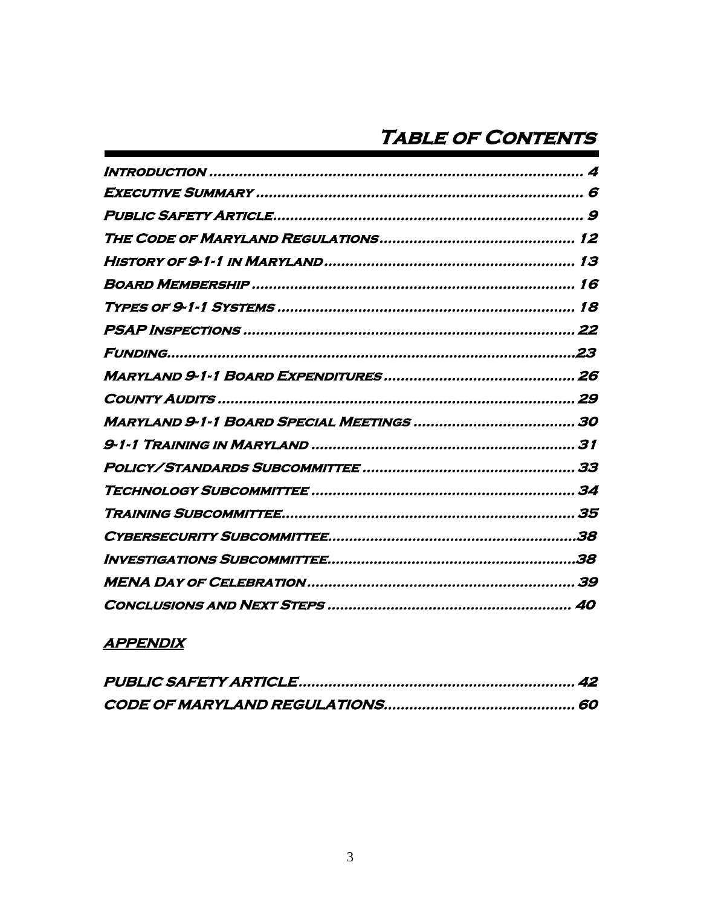# Table of Contents

Introduction ........................................................................................ 4
Executive Summary ............................................................................. 6
Public Safety Article.......................................................................... 9
The Code of Maryland Regulations.............................................. 12
History of 9-1-1 in Maryland........................................................... 13
Board Membership ............................................................................ 16
Types of 9-1-1 Systems ..................................................................... 18
PSAP Inspections .............................................................................. 22
Funding................................................................................................23
Maryland 9-1-1 Board Expenditures ............................................. 26
County Audits .................................................................................... 29
Maryland 9-1-1 Board Special Meetings ...................................... 30
9-1-1 Training in Maryland .............................................................. 31
Policy/Standards Subcommittee .................................................. 33
Technology Subcommittee .............................................................. 34
Training Subcommittee..................................................................... 35
Cybersecurity Subcommittee..........................................................38
Investigations Subcommittee..........................................................38
MENA Day of Celebration ............................................................... 39
Conclusions and Next Steps .......................................................... 40

## APPENDIX

PUBLIC SAFETY ARTICLE................................................................. 42
CODE OF MARYLAND REGULATIONS............................................ 60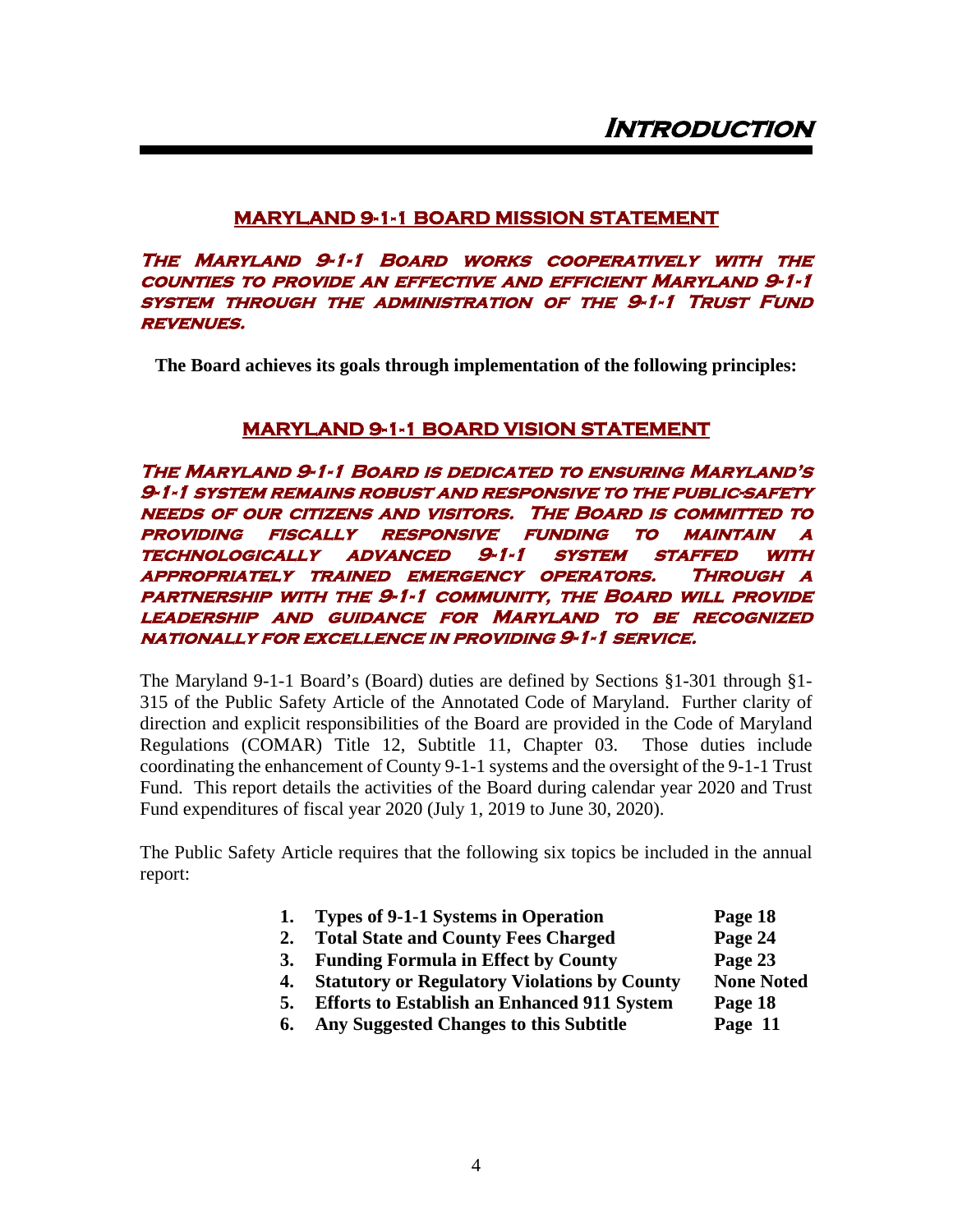# Introduction

## MARYLAND 9-1-1 BOARD MISSION STATEMENT

***The Maryland 9-1-1 Board works cooperatively with the counties to provide an effective and efficient Maryland 9-1-1 system through the administration of the 9-1-1 Trust Fund revenues.***

**The Board achieves its goals through implementation of the following principles:**

## MARYLAND 9-1-1 BOARD VISION STATEMENT

***The Maryland 9-1-1 Board is dedicated to ensuring Maryland's 9-1-1 system remains robust and responsive to the public-safety needs of our citizens and visitors. The Board is committed to providing fiscally responsive funding to maintain a technologically advanced 9-1-1 system staffed with appropriately trained emergency operators. Through a partnership with the 9-1-1 community, the Board will provide leadership and guidance for Maryland to be recognized nationally for excellence in providing 9-1-1 service.***

The Maryland 9-1-1 Board's (Board) duties are defined by Sections §1-301 through §1-315 of the Public Safety Article of the Annotated Code of Maryland. Further clarity of direction and explicit responsibilities of the Board are provided in the Code of Maryland Regulations (COMAR) Title 12, Subtitle 11, Chapter 03. Those duties include coordinating the enhancement of County 9-1-1 systems and the oversight of the 9-1-1 Trust Fund. This report details the activities of the Board during calendar year 2020 and Trust Fund expenditures of fiscal year 2020 (July 1, 2019 to June 30, 2020).

The Public Safety Article requires that the following six topics be included in the annual report:

| | Topic | Page |
|---|---|---|
| **1.** | **Types of 9-1-1 Systems in Operation** | **Page 18** |
| **2.** | **Total State and County Fees Charged** | **Page 24** |
| **3.** | **Funding Formula in Effect by County** | **Page 23** |
| **4.** | **Statutory or Regulatory Violations by County** | **None Noted** |
| **5.** | **Efforts to Establish an Enhanced 911 System** | **Page 18** |
| **6.** | **Any Suggested Changes to this Subtitle** | **Page 11** |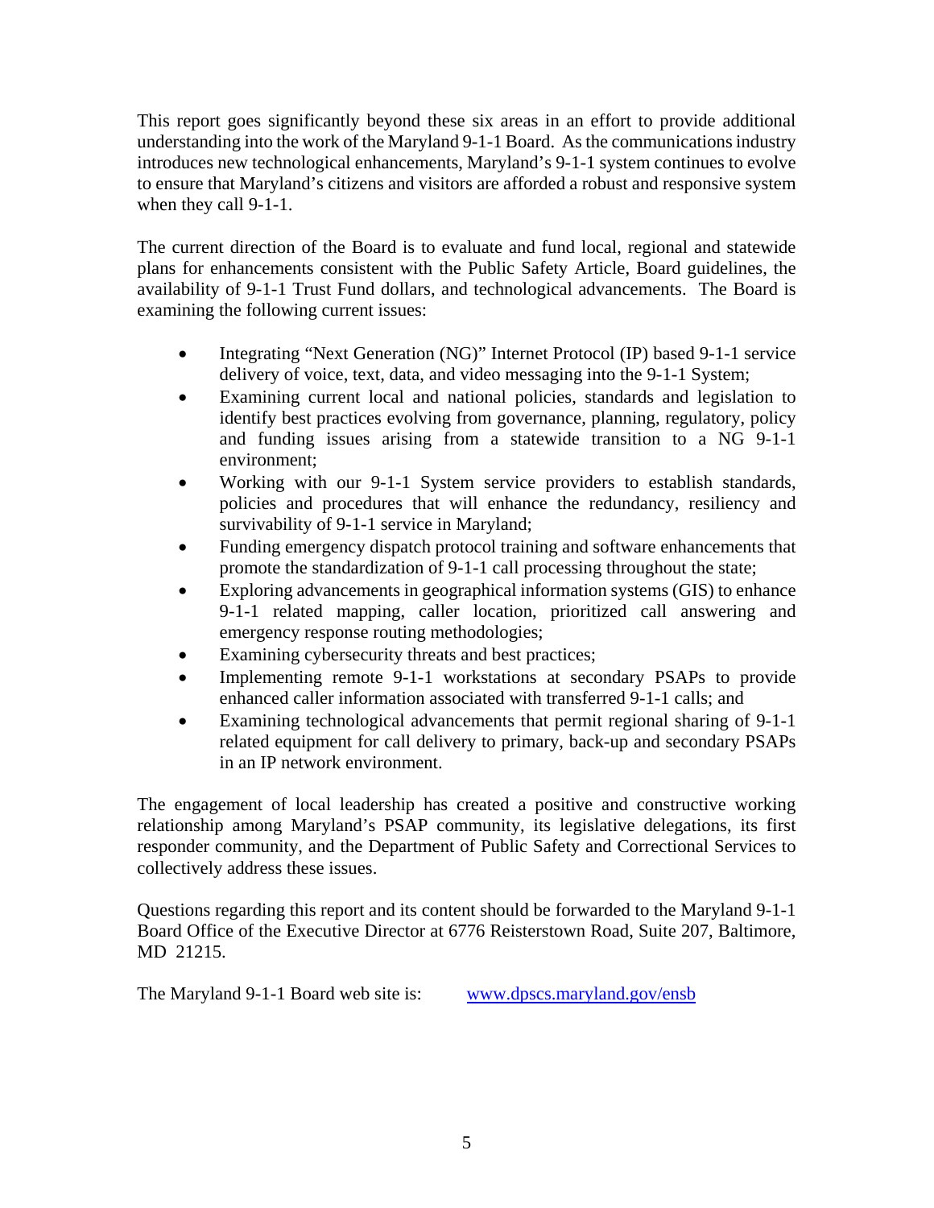This report goes significantly beyond these six areas in an effort to provide additional understanding into the work of the Maryland 9-1-1 Board. As the communications industry introduces new technological enhancements, Maryland's 9-1-1 system continues to evolve to ensure that Maryland's citizens and visitors are afforded a robust and responsive system when they call 9-1-1.

The current direction of the Board is to evaluate and fund local, regional and statewide plans for enhancements consistent with the Public Safety Article, Board guidelines, the availability of 9-1-1 Trust Fund dollars, and technological advancements. The Board is examining the following current issues:

- Integrating "Next Generation (NG)" Internet Protocol (IP) based 9-1-1 service delivery of voice, text, data, and video messaging into the 9-1-1 System;
- Examining current local and national policies, standards and legislation to identify best practices evolving from governance, planning, regulatory, policy and funding issues arising from a statewide transition to a NG 9-1-1 environment;
- Working with our 9-1-1 System service providers to establish standards, policies and procedures that will enhance the redundancy, resiliency and survivability of 9-1-1 service in Maryland;
- Funding emergency dispatch protocol training and software enhancements that promote the standardization of 9-1-1 call processing throughout the state;
- Exploring advancements in geographical information systems (GIS) to enhance 9-1-1 related mapping, caller location, prioritized call answering and emergency response routing methodologies;
- Examining cybersecurity threats and best practices;
- Implementing remote 9-1-1 workstations at secondary PSAPs to provide enhanced caller information associated with transferred 9-1-1 calls; and
- Examining technological advancements that permit regional sharing of 9-1-1 related equipment for call delivery to primary, back-up and secondary PSAPs in an IP network environment.

The engagement of local leadership has created a positive and constructive working relationship among Maryland's PSAP community, its legislative delegations, its first responder community, and the Department of Public Safety and Correctional Services to collectively address these issues.

Questions regarding this report and its content should be forwarded to the Maryland 9-1-1 Board Office of the Executive Director at 6776 Reisterstown Road, Suite 207, Baltimore, MD 21215.

The Maryland 9-1-1 Board web site is: www.dpscs.maryland.gov/ensb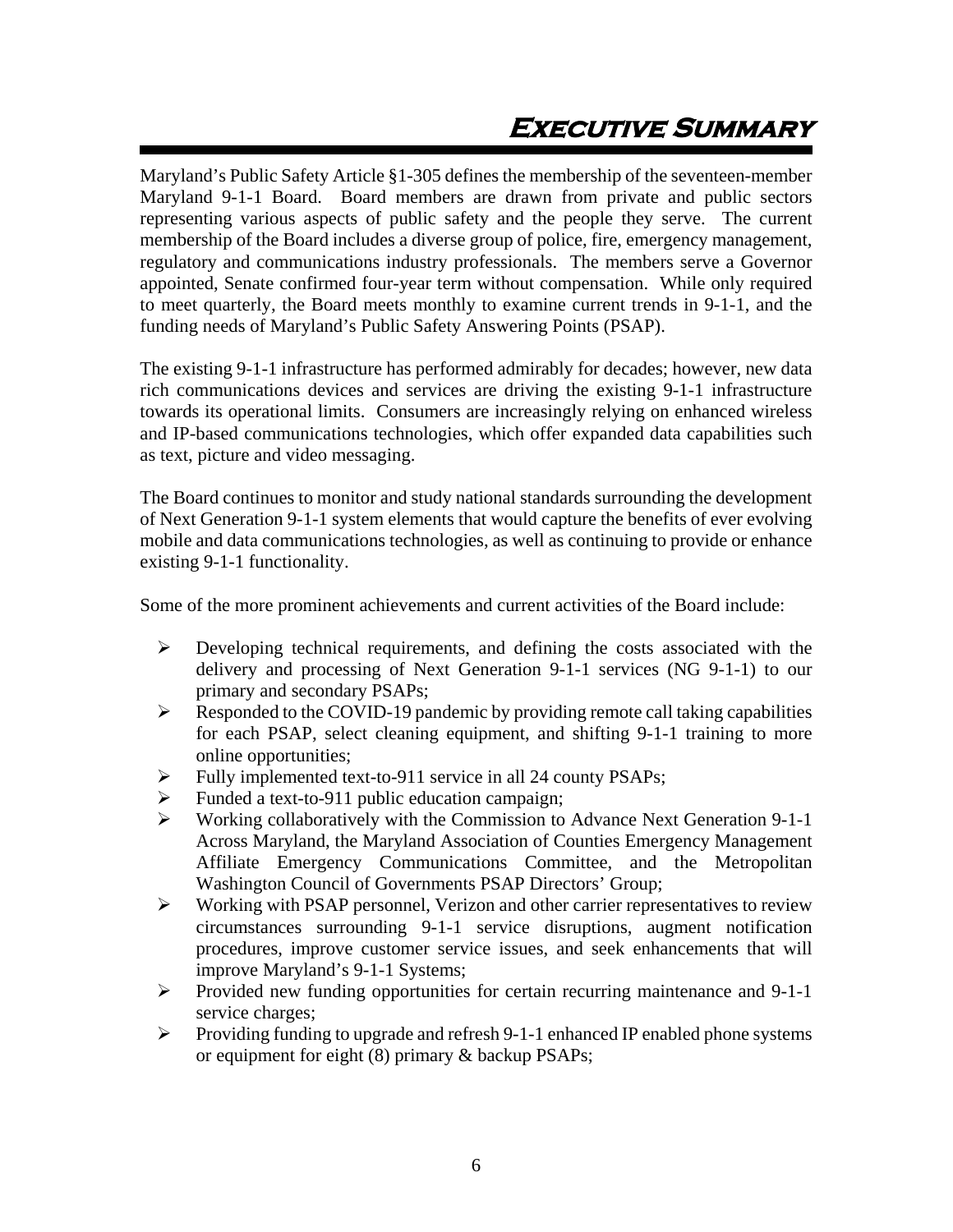# Executive Summary

Maryland's Public Safety Article §1-305 defines the membership of the seventeen-member Maryland 9-1-1 Board. Board members are drawn from private and public sectors representing various aspects of public safety and the people they serve. The current membership of the Board includes a diverse group of police, fire, emergency management, regulatory and communications industry professionals. The members serve a Governor appointed, Senate confirmed four-year term without compensation. While only required to meet quarterly, the Board meets monthly to examine current trends in 9-1-1, and the funding needs of Maryland's Public Safety Answering Points (PSAP).

The existing 9-1-1 infrastructure has performed admirably for decades; however, new data rich communications devices and services are driving the existing 9-1-1 infrastructure towards its operational limits. Consumers are increasingly relying on enhanced wireless and IP-based communications technologies, which offer expanded data capabilities such as text, picture and video messaging.

The Board continues to monitor and study national standards surrounding the development of Next Generation 9-1-1 system elements that would capture the benefits of ever evolving mobile and data communications technologies, as well as continuing to provide or enhance existing 9-1-1 functionality.

Some of the more prominent achievements and current activities of the Board include:

- Developing technical requirements, and defining the costs associated with the delivery and processing of Next Generation 9-1-1 services (NG 9-1-1) to our primary and secondary PSAPs;
- Responded to the COVID-19 pandemic by providing remote call taking capabilities for each PSAP, select cleaning equipment, and shifting 9-1-1 training to more online opportunities;
- Fully implemented text-to-911 service in all 24 county PSAPs;
- Funded a text-to-911 public education campaign;
- Working collaboratively with the Commission to Advance Next Generation 9-1-1 Across Maryland, the Maryland Association of Counties Emergency Management Affiliate Emergency Communications Committee, and the Metropolitan Washington Council of Governments PSAP Directors' Group;
- Working with PSAP personnel, Verizon and other carrier representatives to review circumstances surrounding 9-1-1 service disruptions, augment notification procedures, improve customer service issues, and seek enhancements that will improve Maryland's 9-1-1 Systems;
- Provided new funding opportunities for certain recurring maintenance and 9-1-1 service charges;
- Providing funding to upgrade and refresh 9-1-1 enhanced IP enabled phone systems or equipment for eight (8) primary & backup PSAPs;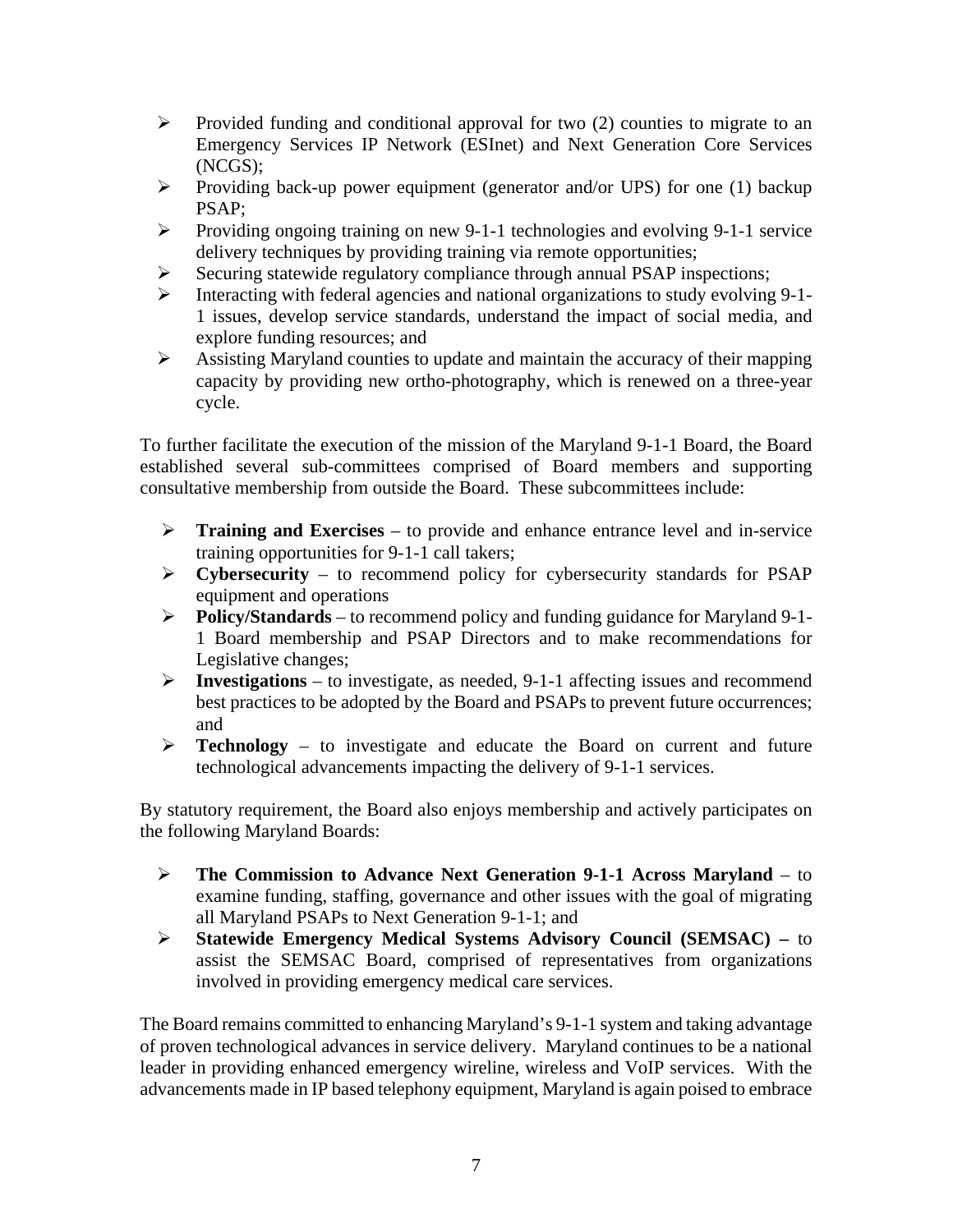- Provided funding and conditional approval for two (2) counties to migrate to an Emergency Services IP Network (ESInet) and Next Generation Core Services (NCGS);
- Providing back-up power equipment (generator and/or UPS) for one (1) backup PSAP;
- Providing ongoing training on new 9-1-1 technologies and evolving 9-1-1 service delivery techniques by providing training via remote opportunities;
- Securing statewide regulatory compliance through annual PSAP inspections;
- Interacting with federal agencies and national organizations to study evolving 9-1-1 issues, develop service standards, understand the impact of social media, and explore funding resources; and
- Assisting Maryland counties to update and maintain the accuracy of their mapping capacity by providing new ortho-photography, which is renewed on a three-year cycle.

To further facilitate the execution of the mission of the Maryland 9-1-1 Board, the Board established several sub-committees comprised of Board members and supporting consultative membership from outside the Board. These subcommittees include:

- **Training and Exercises** – to provide and enhance entrance level and in-service training opportunities for 9-1-1 call takers;
- **Cybersecurity** – to recommend policy for cybersecurity standards for PSAP equipment and operations
- **Policy/Standards** – to recommend policy and funding guidance for Maryland 9-1-1 Board membership and PSAP Directors and to make recommendations for Legislative changes;
- **Investigations** – to investigate, as needed, 9-1-1 affecting issues and recommend best practices to be adopted by the Board and PSAPs to prevent future occurrences; and
- **Technology** – to investigate and educate the Board on current and future technological advancements impacting the delivery of 9-1-1 services.

By statutory requirement, the Board also enjoys membership and actively participates on the following Maryland Boards:

- **The Commission to Advance Next Generation 9-1-1 Across Maryland** – to examine funding, staffing, governance and other issues with the goal of migrating all Maryland PSAPs to Next Generation 9-1-1; and
- **Statewide Emergency Medical Systems Advisory Council (SEMSAC) –** to assist the SEMSAC Board, comprised of representatives from organizations involved in providing emergency medical care services.

The Board remains committed to enhancing Maryland's 9-1-1 system and taking advantage of proven technological advances in service delivery. Maryland continues to be a national leader in providing enhanced emergency wireline, wireless and VoIP services. With the advancements made in IP based telephony equipment, Maryland is again poised to embrace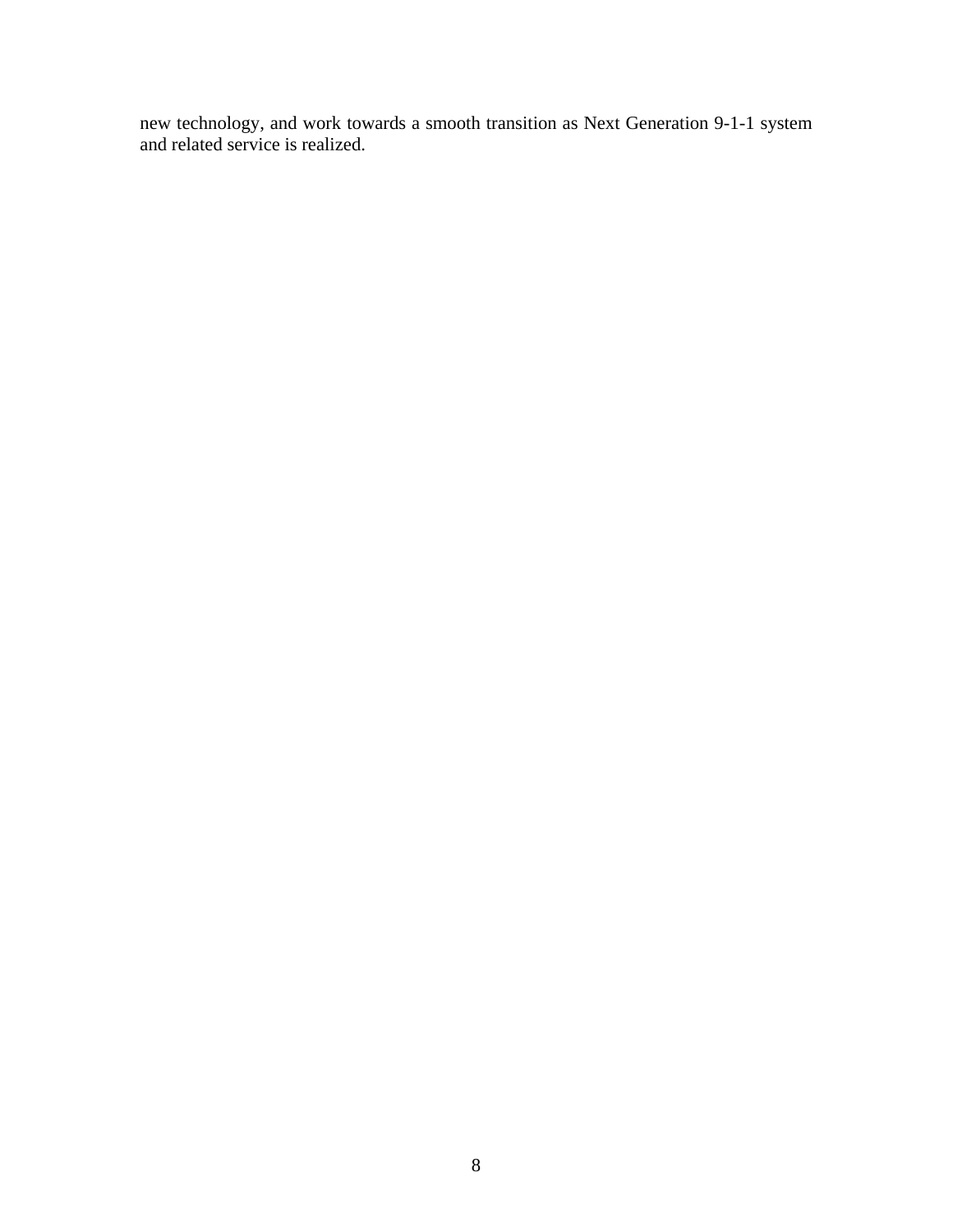new technology, and work towards a smooth transition as Next Generation 9-1-1 system and related service is realized.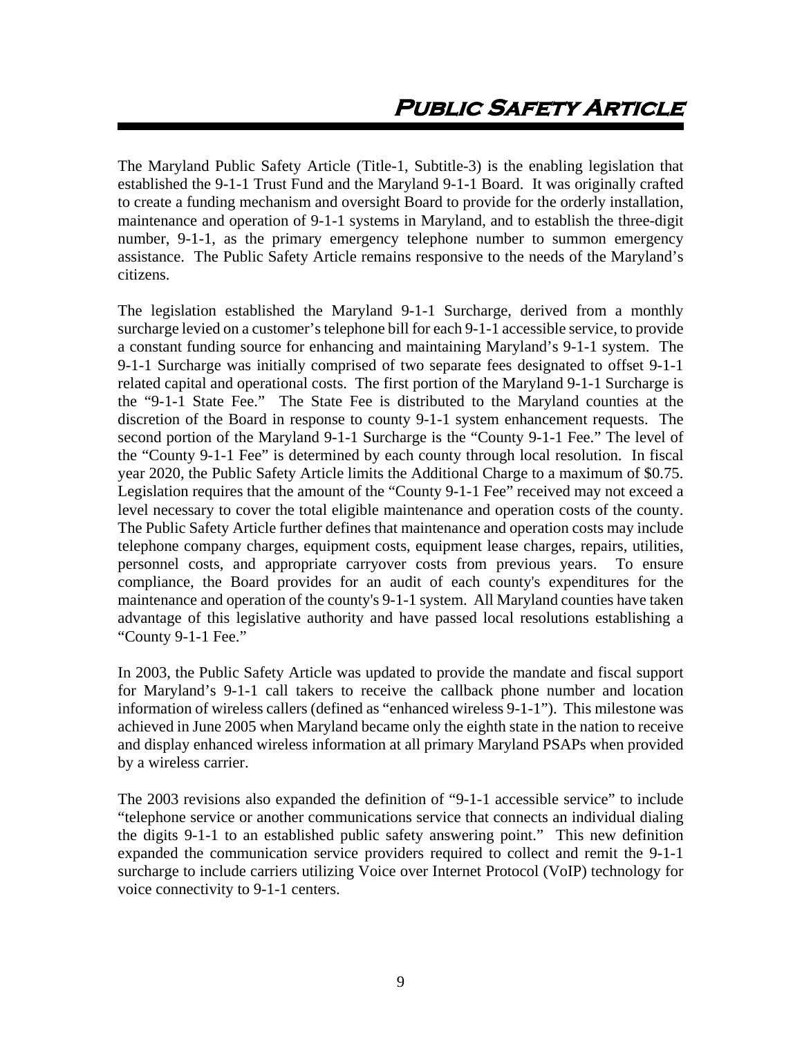# Public Safety Article

The Maryland Public Safety Article (Title-1, Subtitle-3) is the enabling legislation that established the 9-1-1 Trust Fund and the Maryland 9-1-1 Board. It was originally crafted to create a funding mechanism and oversight Board to provide for the orderly installation, maintenance and operation of 9-1-1 systems in Maryland, and to establish the three-digit number, 9-1-1, as the primary emergency telephone number to summon emergency assistance. The Public Safety Article remains responsive to the needs of the Maryland's citizens.

The legislation established the Maryland 9-1-1 Surcharge, derived from a monthly surcharge levied on a customer's telephone bill for each 9-1-1 accessible service, to provide a constant funding source for enhancing and maintaining Maryland's 9-1-1 system. The 9-1-1 Surcharge was initially comprised of two separate fees designated to offset 9-1-1 related capital and operational costs. The first portion of the Maryland 9-1-1 Surcharge is the "9-1-1 State Fee." The State Fee is distributed to the Maryland counties at the discretion of the Board in response to county 9-1-1 system enhancement requests. The second portion of the Maryland 9-1-1 Surcharge is the "County 9-1-1 Fee." The level of the "County 9-1-1 Fee" is determined by each county through local resolution. In fiscal year 2020, the Public Safety Article limits the Additional Charge to a maximum of $0.75. Legislation requires that the amount of the "County 9-1-1 Fee" received may not exceed a level necessary to cover the total eligible maintenance and operation costs of the county. The Public Safety Article further defines that maintenance and operation costs may include telephone company charges, equipment costs, equipment lease charges, repairs, utilities, personnel costs, and appropriate carryover costs from previous years. To ensure compliance, the Board provides for an audit of each county's expenditures for the maintenance and operation of the county's 9-1-1 system. All Maryland counties have taken advantage of this legislative authority and have passed local resolutions establishing a "County 9-1-1 Fee."

In 2003, the Public Safety Article was updated to provide the mandate and fiscal support for Maryland's 9-1-1 call takers to receive the callback phone number and location information of wireless callers (defined as "enhanced wireless 9-1-1"). This milestone was achieved in June 2005 when Maryland became only the eighth state in the nation to receive and display enhanced wireless information at all primary Maryland PSAPs when provided by a wireless carrier.

The 2003 revisions also expanded the definition of "9-1-1 accessible service" to include "telephone service or another communications service that connects an individual dialing the digits 9-1-1 to an established public safety answering point." This new definition expanded the communication service providers required to collect and remit the 9-1-1 surcharge to include carriers utilizing Voice over Internet Protocol (VoIP) technology for voice connectivity to 9-1-1 centers.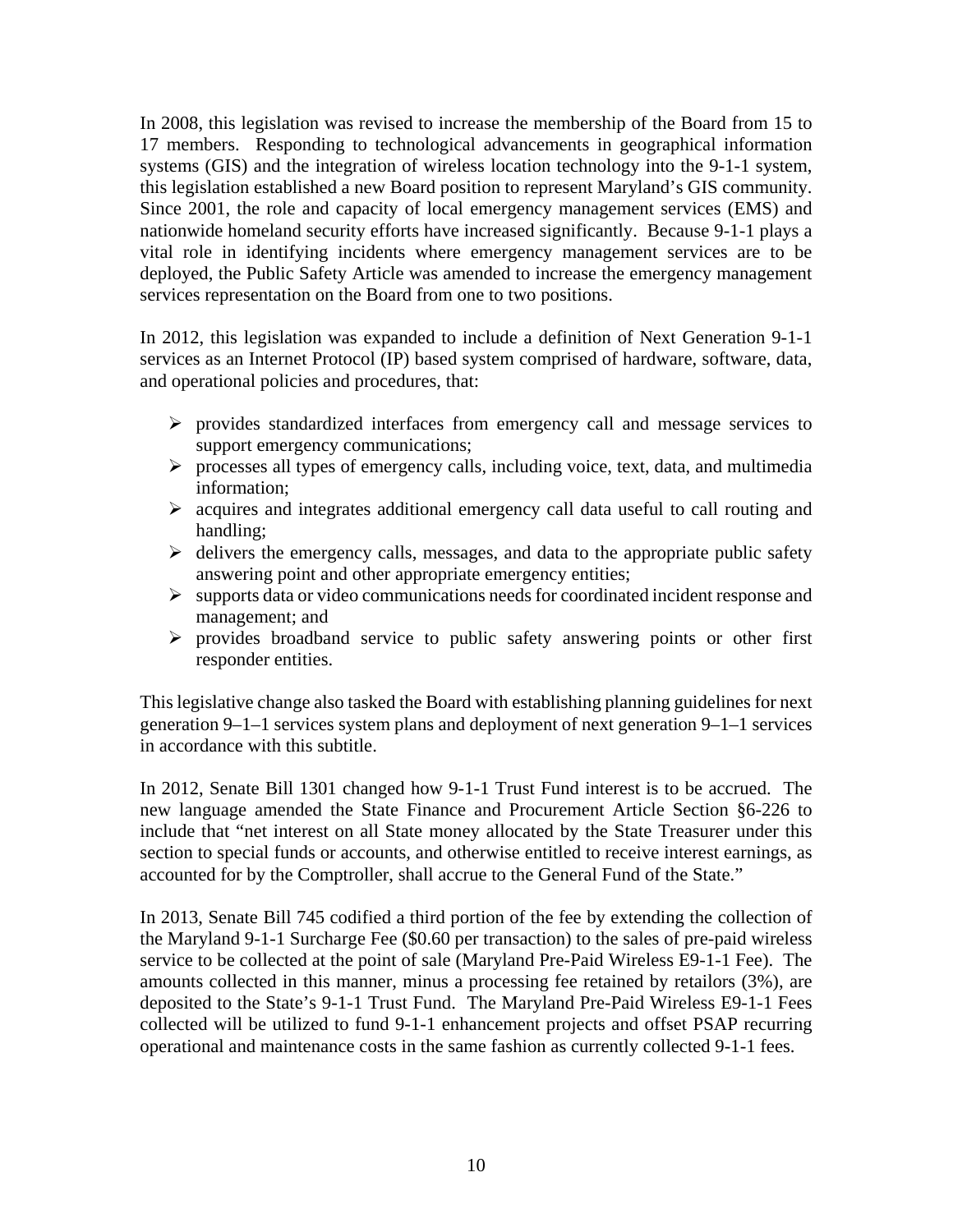In 2008, this legislation was revised to increase the membership of the Board from 15 to 17 members. Responding to technological advancements in geographical information systems (GIS) and the integration of wireless location technology into the 9-1-1 system, this legislation established a new Board position to represent Maryland's GIS community. Since 2001, the role and capacity of local emergency management services (EMS) and nationwide homeland security efforts have increased significantly. Because 9-1-1 plays a vital role in identifying incidents where emergency management services are to be deployed, the Public Safety Article was amended to increase the emergency management services representation on the Board from one to two positions.

In 2012, this legislation was expanded to include a definition of Next Generation 9-1-1 services as an Internet Protocol (IP) based system comprised of hardware, software, data, and operational policies and procedures, that:

- provides standardized interfaces from emergency call and message services to support emergency communications;
- processes all types of emergency calls, including voice, text, data, and multimedia information;
- acquires and integrates additional emergency call data useful to call routing and handling;
- delivers the emergency calls, messages, and data to the appropriate public safety answering point and other appropriate emergency entities;
- supports data or video communications needs for coordinated incident response and management; and
- provides broadband service to public safety answering points or other first responder entities.

This legislative change also tasked the Board with establishing planning guidelines for next generation 9–1–1 services system plans and deployment of next generation 9–1–1 services in accordance with this subtitle.

In 2012, Senate Bill 1301 changed how 9-1-1 Trust Fund interest is to be accrued. The new language amended the State Finance and Procurement Article Section §6-226 to include that "net interest on all State money allocated by the State Treasurer under this section to special funds or accounts, and otherwise entitled to receive interest earnings, as accounted for by the Comptroller, shall accrue to the General Fund of the State."

In 2013, Senate Bill 745 codified a third portion of the fee by extending the collection of the Maryland 9-1-1 Surcharge Fee ($0.60 per transaction) to the sales of pre-paid wireless service to be collected at the point of sale (Maryland Pre-Paid Wireless E9-1-1 Fee). The amounts collected in this manner, minus a processing fee retained by retailors (3%), are deposited to the State's 9-1-1 Trust Fund. The Maryland Pre-Paid Wireless E9-1-1 Fees collected will be utilized to fund 9-1-1 enhancement projects and offset PSAP recurring operational and maintenance costs in the same fashion as currently collected 9-1-1 fees.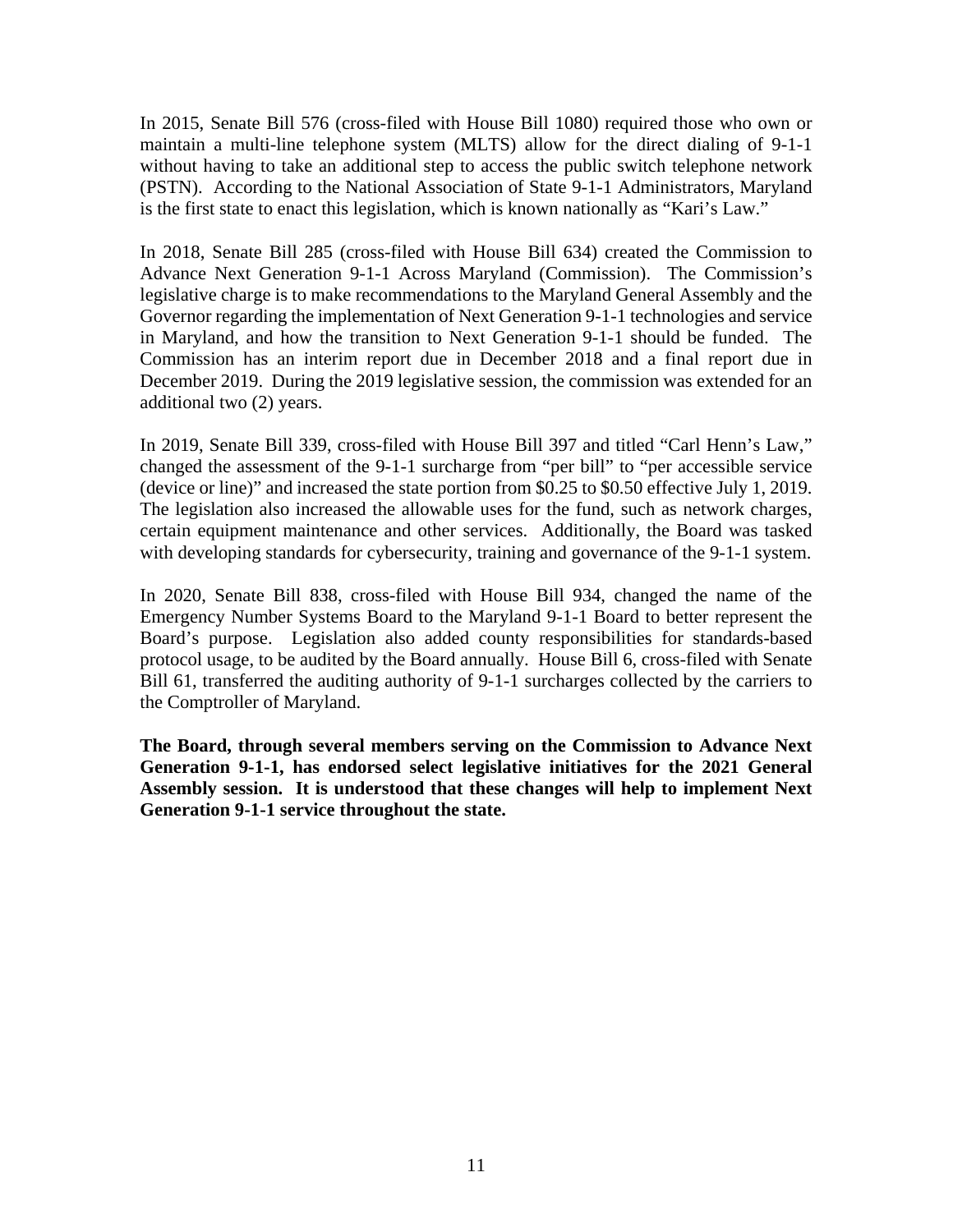In 2015, Senate Bill 576 (cross-filed with House Bill 1080) required those who own or maintain a multi-line telephone system (MLTS) allow for the direct dialing of 9-1-1 without having to take an additional step to access the public switch telephone network (PSTN). According to the National Association of State 9-1-1 Administrators, Maryland is the first state to enact this legislation, which is known nationally as "Kari's Law."

In 2018, Senate Bill 285 (cross-filed with House Bill 634) created the Commission to Advance Next Generation 9-1-1 Across Maryland (Commission). The Commission's legislative charge is to make recommendations to the Maryland General Assembly and the Governor regarding the implementation of Next Generation 9-1-1 technologies and service in Maryland, and how the transition to Next Generation 9-1-1 should be funded. The Commission has an interim report due in December 2018 and a final report due in December 2019. During the 2019 legislative session, the commission was extended for an additional two (2) years.

In 2019, Senate Bill 339, cross-filed with House Bill 397 and titled "Carl Henn's Law," changed the assessment of the 9-1-1 surcharge from "per bill" to "per accessible service (device or line)" and increased the state portion from $0.25 to $0.50 effective July 1, 2019. The legislation also increased the allowable uses for the fund, such as network charges, certain equipment maintenance and other services. Additionally, the Board was tasked with developing standards for cybersecurity, training and governance of the 9-1-1 system.

In 2020, Senate Bill 838, cross-filed with House Bill 934, changed the name of the Emergency Number Systems Board to the Maryland 9-1-1 Board to better represent the Board's purpose. Legislation also added county responsibilities for standards-based protocol usage, to be audited by the Board annually. House Bill 6, cross-filed with Senate Bill 61, transferred the auditing authority of 9-1-1 surcharges collected by the carriers to the Comptroller of Maryland.

**The Board, through several members serving on the Commission to Advance Next Generation 9-1-1, has endorsed select legislative initiatives for the 2021 General Assembly session. It is understood that these changes will help to implement Next Generation 9-1-1 service throughout the state.**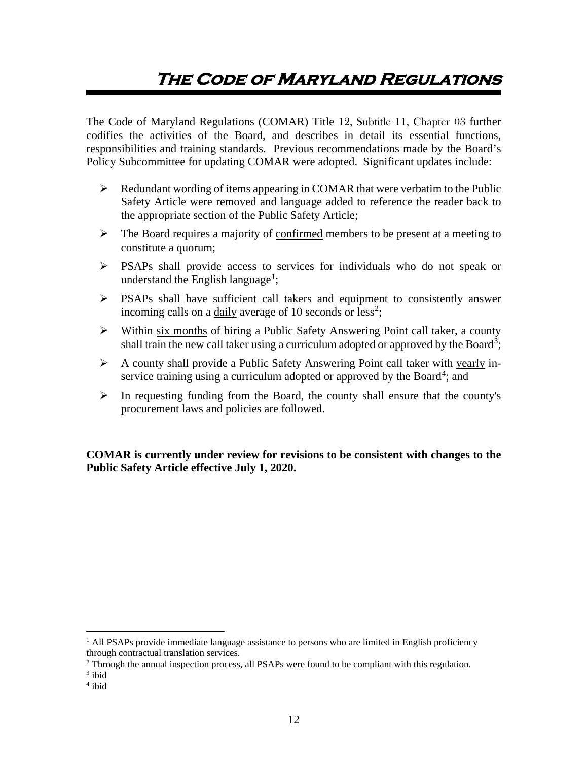# The Code of Maryland Regulations

The Code of Maryland Regulations (COMAR) Title 12, Subtitle 11, Chapter 03 further codifies the activities of the Board, and describes in detail its essential functions, responsibilities and training standards. Previous recommendations made by the Board's Policy Subcommittee for updating COMAR were adopted. Significant updates include:

- Redundant wording of items appearing in COMAR that were verbatim to the Public Safety Article were removed and language added to reference the reader back to the appropriate section of the Public Safety Article;
- The Board requires a majority of confirmed members to be present at a meeting to constitute a quorum;
- PSAPs shall provide access to services for individuals who do not speak or understand the English language[1];
- PSAPs shall have sufficient call takers and equipment to consistently answer incoming calls on a daily average of 10 seconds or less[2];
- Within six months of hiring a Public Safety Answering Point call taker, a county shall train the new call taker using a curriculum adopted or approved by the Board[3];
- A county shall provide a Public Safety Answering Point call taker with yearly in-service training using a curriculum adopted or approved by the Board[4]; and
- In requesting funding from the Board, the county shall ensure that the county's procurement laws and policies are followed.

**COMAR is currently under review for revisions to be consistent with changes to the Public Safety Article effective July 1, 2020.**

---

[1] All PSAPs provide immediate language assistance to persons who are limited in English proficiency through contractual translation services.

[2] Through the annual inspection process, all PSAPs were found to be compliant with this regulation.

[3] ibid

[4] ibid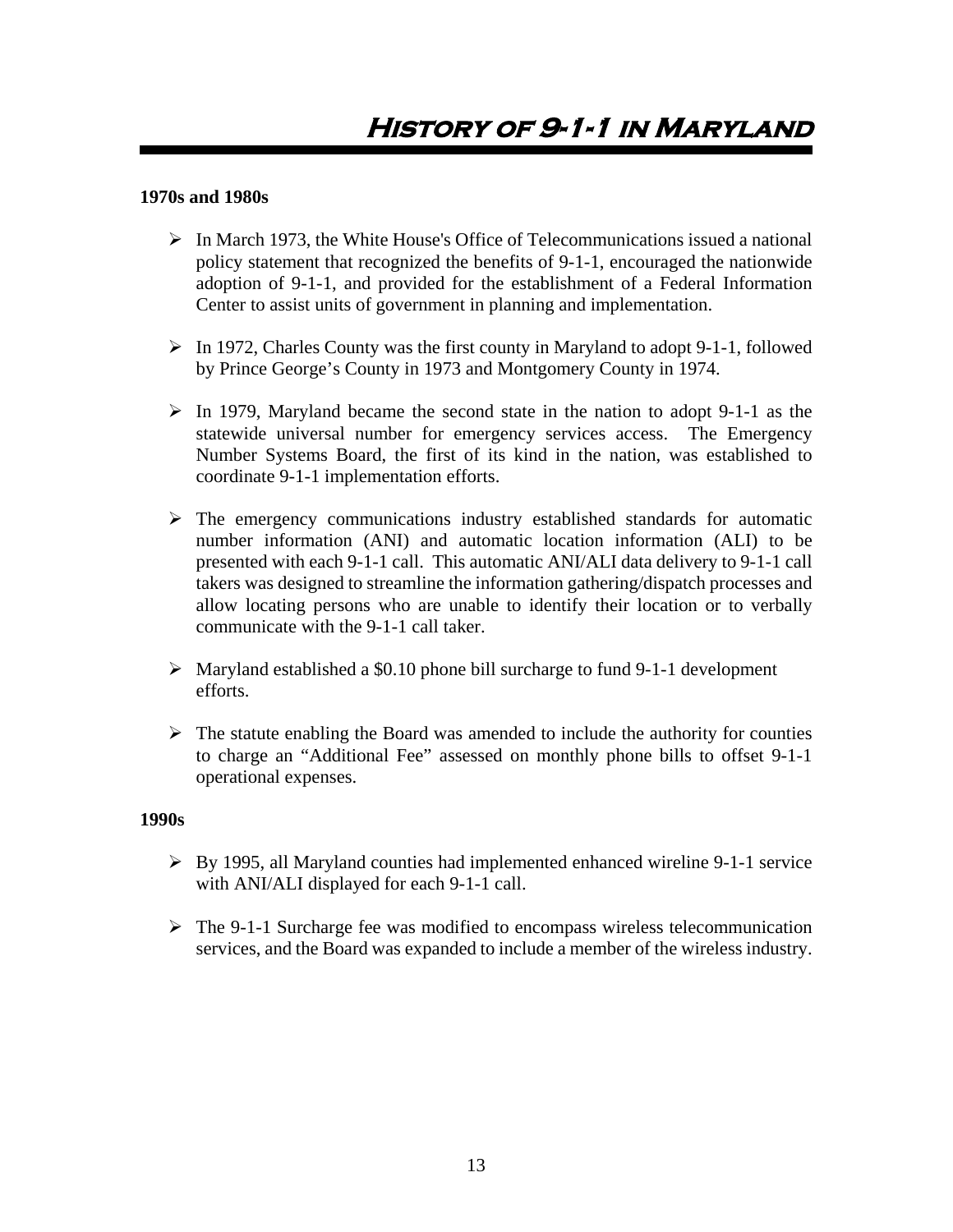# History of 9-1-1 in Maryland

**1970s and 1980s**

- In March 1973, the White House's Office of Telecommunications issued a national policy statement that recognized the benefits of 9-1-1, encouraged the nationwide adoption of 9-1-1, and provided for the establishment of a Federal Information Center to assist units of government in planning and implementation.

- In 1972, Charles County was the first county in Maryland to adopt 9-1-1, followed by Prince George's County in 1973 and Montgomery County in 1974.

- In 1979, Maryland became the second state in the nation to adopt 9-1-1 as the statewide universal number for emergency services access. The Emergency Number Systems Board, the first of its kind in the nation, was established to coordinate 9-1-1 implementation efforts.

- The emergency communications industry established standards for automatic number information (ANI) and automatic location information (ALI) to be presented with each 9-1-1 call. This automatic ANI/ALI data delivery to 9-1-1 call takers was designed to streamline the information gathering/dispatch processes and allow locating persons who are unable to identify their location or to verbally communicate with the 9-1-1 call taker.

- Maryland established a $0.10 phone bill surcharge to fund 9-1-1 development efforts.

- The statute enabling the Board was amended to include the authority for counties to charge an "Additional Fee" assessed on monthly phone bills to offset 9-1-1 operational expenses.

**1990s**

- By 1995, all Maryland counties had implemented enhanced wireline 9-1-1 service with ANI/ALI displayed for each 9-1-1 call.

- The 9-1-1 Surcharge fee was modified to encompass wireless telecommunication services, and the Board was expanded to include a member of the wireless industry.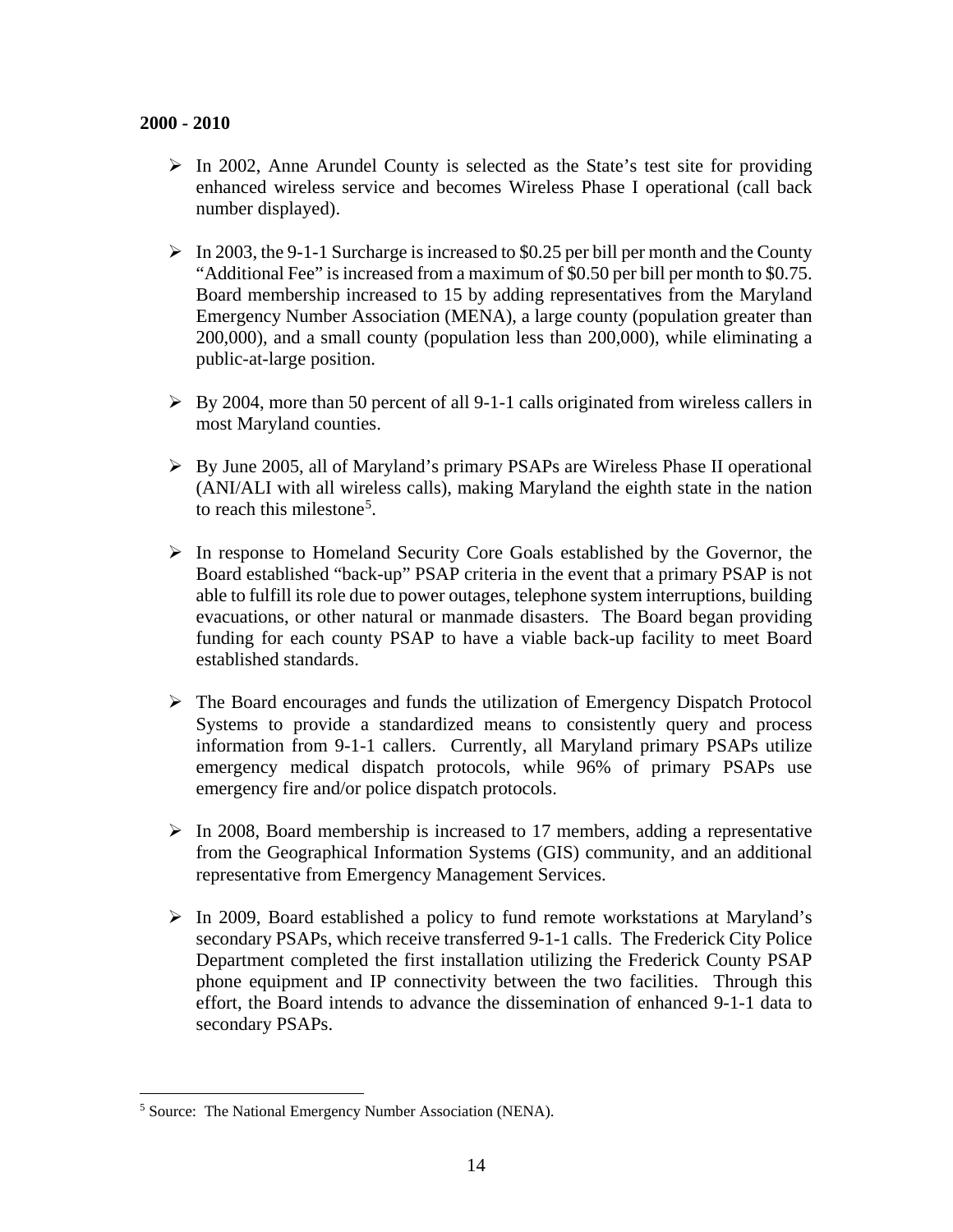**2000 - 2010**

- In 2002, Anne Arundel County is selected as the State's test site for providing enhanced wireless service and becomes Wireless Phase I operational (call back number displayed).

- In 2003, the 9-1-1 Surcharge is increased to $0.25 per bill per month and the County "Additional Fee" is increased from a maximum of $0.50 per bill per month to $0.75. Board membership increased to 15 by adding representatives from the Maryland Emergency Number Association (MENA), a large county (population greater than 200,000), and a small county (population less than 200,000), while eliminating a public-at-large position.

- By 2004, more than 50 percent of all 9-1-1 calls originated from wireless callers in most Maryland counties.

- By June 2005, all of Maryland's primary PSAPs are Wireless Phase II operational (ANI/ALI with all wireless calls), making Maryland the eighth state in the nation to reach this milestone[5].

- In response to Homeland Security Core Goals established by the Governor, the Board established "back-up" PSAP criteria in the event that a primary PSAP is not able to fulfill its role due to power outages, telephone system interruptions, building evacuations, or other natural or manmade disasters. The Board began providing funding for each county PSAP to have a viable back-up facility to meet Board established standards.

- The Board encourages and funds the utilization of Emergency Dispatch Protocol Systems to provide a standardized means to consistently query and process information from 9-1-1 callers. Currently, all Maryland primary PSAPs utilize emergency medical dispatch protocols, while 96% of primary PSAPs use emergency fire and/or police dispatch protocols.

- In 2008, Board membership is increased to 17 members, adding a representative from the Geographical Information Systems (GIS) community, and an additional representative from Emergency Management Services.

- In 2009, Board established a policy to fund remote workstations at Maryland's secondary PSAPs, which receive transferred 9-1-1 calls. The Frederick City Police Department completed the first installation utilizing the Frederick County PSAP phone equipment and IP connectivity between the two facilities. Through this effort, the Board intends to advance the dissemination of enhanced 9-1-1 data to secondary PSAPs.

[5] Source: The National Emergency Number Association (NENA).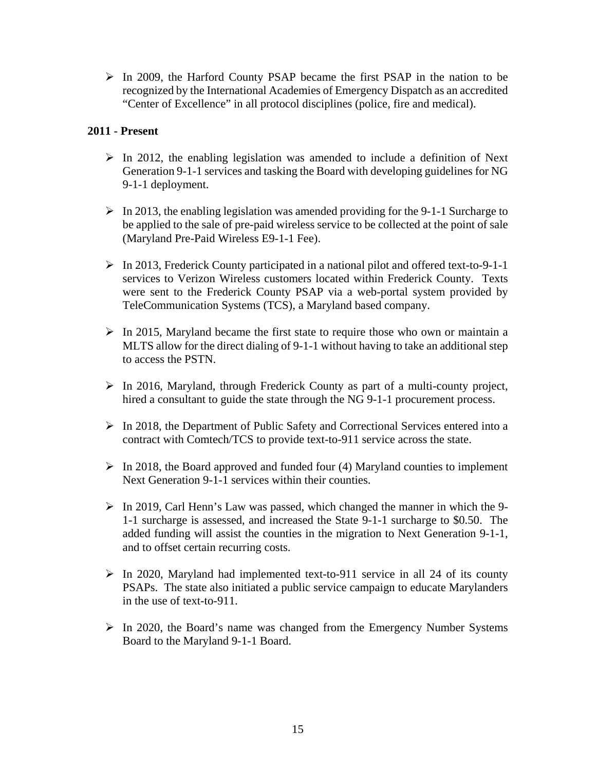- In 2009, the Harford County PSAP became the first PSAP in the nation to be recognized by the International Academies of Emergency Dispatch as an accredited "Center of Excellence" in all protocol disciplines (police, fire and medical).

**2011 - Present**

- In 2012, the enabling legislation was amended to include a definition of Next Generation 9-1-1 services and tasking the Board with developing guidelines for NG 9-1-1 deployment.

- In 2013, the enabling legislation was amended providing for the 9-1-1 Surcharge to be applied to the sale of pre-paid wireless service to be collected at the point of sale (Maryland Pre-Paid Wireless E9-1-1 Fee).

- In 2013, Frederick County participated in a national pilot and offered text-to-9-1-1 services to Verizon Wireless customers located within Frederick County. Texts were sent to the Frederick County PSAP via a web-portal system provided by TeleCommunication Systems (TCS), a Maryland based company.

- In 2015, Maryland became the first state to require those who own or maintain a MLTS allow for the direct dialing of 9-1-1 without having to take an additional step to access the PSTN.

- In 2016, Maryland, through Frederick County as part of a multi-county project, hired a consultant to guide the state through the NG 9-1-1 procurement process.

- In 2018, the Department of Public Safety and Correctional Services entered into a contract with Comtech/TCS to provide text-to-911 service across the state.

- In 2018, the Board approved and funded four (4) Maryland counties to implement Next Generation 9-1-1 services within their counties.

- In 2019, Carl Henn's Law was passed, which changed the manner in which the 9-1-1 surcharge is assessed, and increased the State 9-1-1 surcharge to $0.50. The added funding will assist the counties in the migration to Next Generation 9-1-1, and to offset certain recurring costs.

- In 2020, Maryland had implemented text-to-911 service in all 24 of its county PSAPs. The state also initiated a public service campaign to educate Marylanders in the use of text-to-911.

- In 2020, the Board's name was changed from the Emergency Number Systems Board to the Maryland 9-1-1 Board.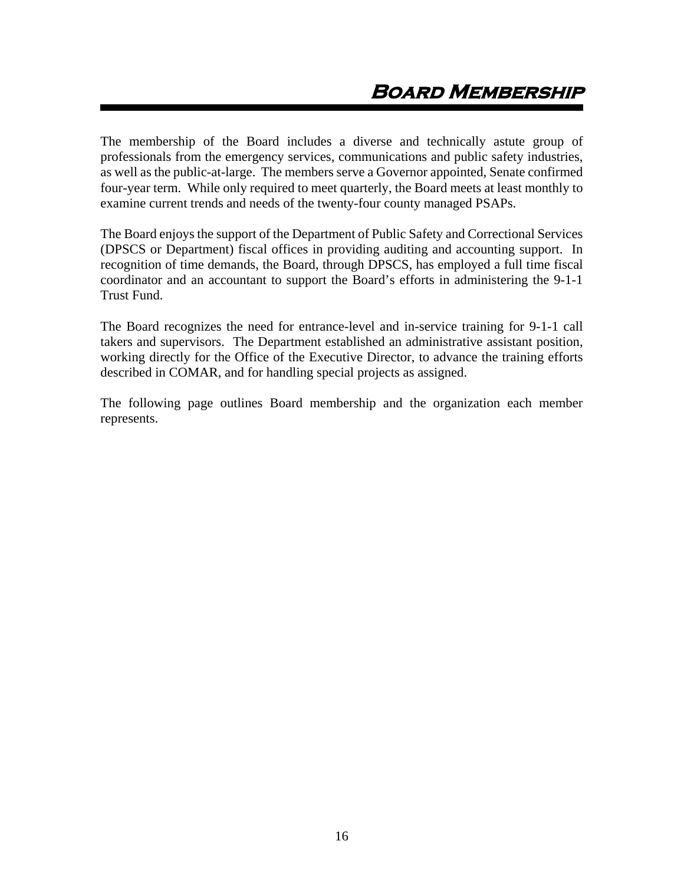# Board Membership

The membership of the Board includes a diverse and technically astute group of professionals from the emergency services, communications and public safety industries, as well as the public-at-large. The members serve a Governor appointed, Senate confirmed four-year term. While only required to meet quarterly, the Board meets at least monthly to examine current trends and needs of the twenty-four county managed PSAPs.

The Board enjoys the support of the Department of Public Safety and Correctional Services (DPSCS or Department) fiscal offices in providing auditing and accounting support. In recognition of time demands, the Board, through DPSCS, has employed a full time fiscal coordinator and an accountant to support the Board's efforts in administering the 9-1-1 Trust Fund.

The Board recognizes the need for entrance-level and in-service training for 9-1-1 call takers and supervisors. The Department established an administrative assistant position, working directly for the Office of the Executive Director, to advance the training efforts described in COMAR, and for handling special projects as assigned.

The following page outlines Board membership and the organization each member represents.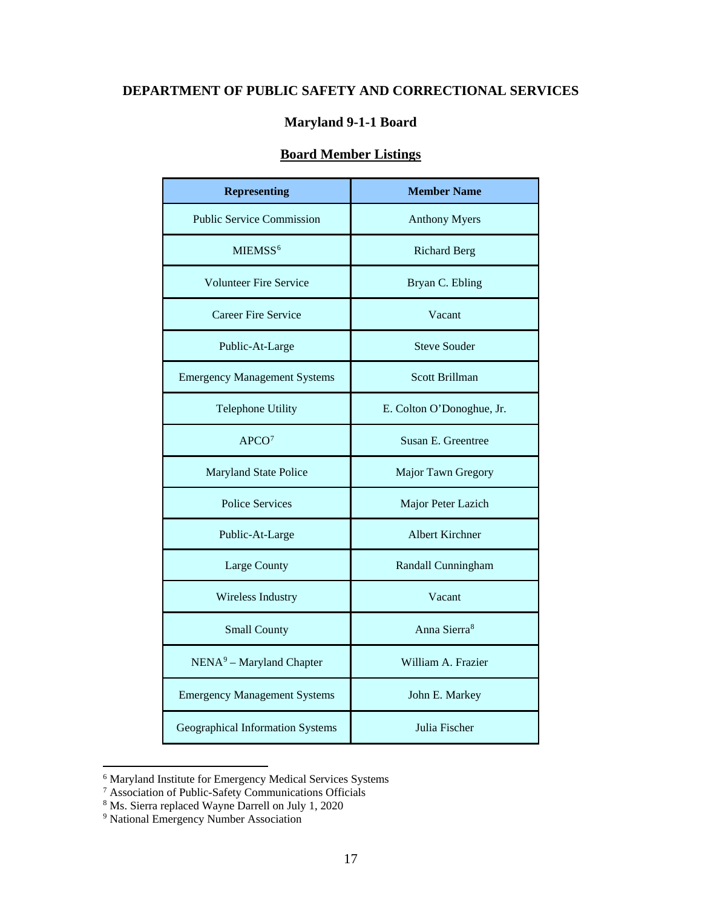# DEPARTMENT OF PUBLIC SAFETY AND CORRECTIONAL SERVICES

## Maryland 9-1-1 Board

### Board Member Listings

| Representing | Member Name |
|---|---|
| Public Service Commission | Anthony Myers |
| MIEMSS[6] | Richard Berg |
| Volunteer Fire Service | Bryan C. Ebling |
| Career Fire Service | Vacant |
| Public-At-Large | Steve Souder |
| Emergency Management Systems | Scott Brillman |
| Telephone Utility | E. Colton O'Donoghue, Jr. |
| APCO[7] | Susan E. Greentree |
| Maryland State Police | Major Tawn Gregory |
| Police Services | Major Peter Lazich |
| Public-At-Large | Albert Kirchner |
| Large County | Randall Cunningham |
| Wireless Industry | Vacant |
| Small County | Anna Sierra[8] |
| NENA[9] – Maryland Chapter | William A. Frazier |
| Emergency Management Systems | John E. Markey |
| Geographical Information Systems | Julia Fischer |

[6] Maryland Institute for Emergency Medical Services Systems
[7] Association of Public-Safety Communications Officials
[8] Ms. Sierra replaced Wayne Darrell on July 1, 2020
[9] National Emergency Number Association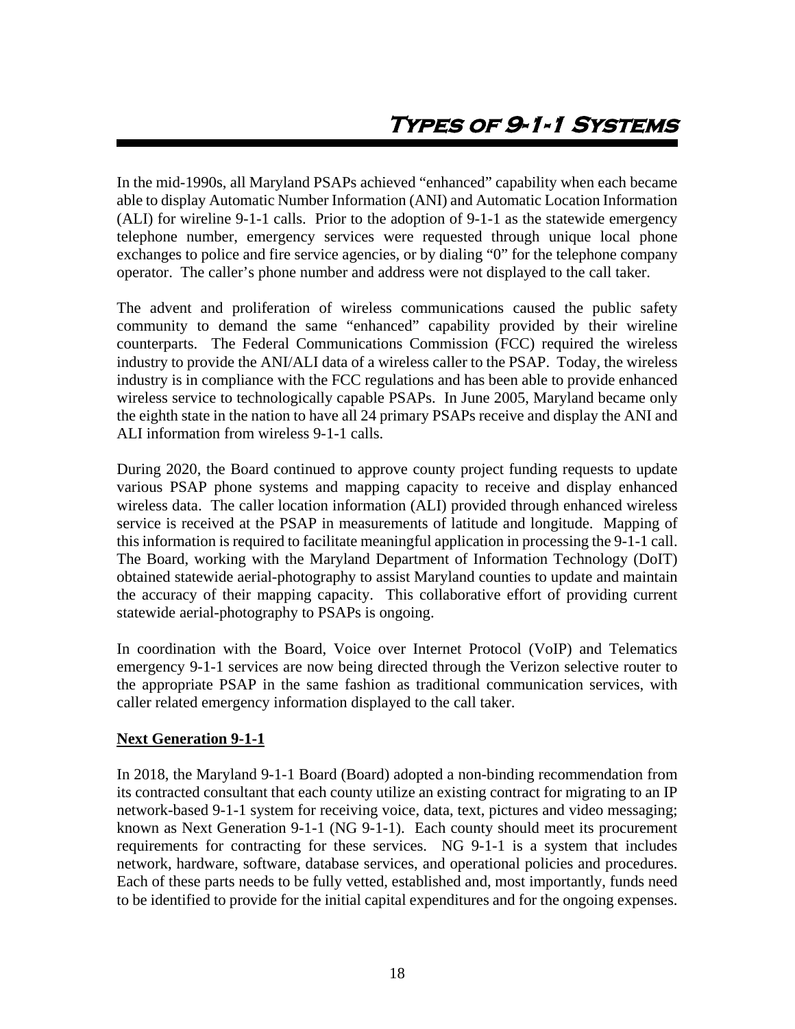# Types of 9-1-1 Systems

In the mid-1990s, all Maryland PSAPs achieved "enhanced" capability when each became able to display Automatic Number Information (ANI) and Automatic Location Information (ALI) for wireline 9-1-1 calls. Prior to the adoption of 9-1-1 as the statewide emergency telephone number, emergency services were requested through unique local phone exchanges to police and fire service agencies, or by dialing "0" for the telephone company operator. The caller's phone number and address were not displayed to the call taker.

The advent and proliferation of wireless communications caused the public safety community to demand the same "enhanced" capability provided by their wireline counterparts. The Federal Communications Commission (FCC) required the wireless industry to provide the ANI/ALI data of a wireless caller to the PSAP. Today, the wireless industry is in compliance with the FCC regulations and has been able to provide enhanced wireless service to technologically capable PSAPs. In June 2005, Maryland became only the eighth state in the nation to have all 24 primary PSAPs receive and display the ANI and ALI information from wireless 9-1-1 calls.

During 2020, the Board continued to approve county project funding requests to update various PSAP phone systems and mapping capacity to receive and display enhanced wireless data. The caller location information (ALI) provided through enhanced wireless service is received at the PSAP in measurements of latitude and longitude. Mapping of this information is required to facilitate meaningful application in processing the 9-1-1 call. The Board, working with the Maryland Department of Information Technology (DoIT) obtained statewide aerial-photography to assist Maryland counties to update and maintain the accuracy of their mapping capacity. This collaborative effort of providing current statewide aerial-photography to PSAPs is ongoing.

In coordination with the Board, Voice over Internet Protocol (VoIP) and Telematics emergency 9-1-1 services are now being directed through the Verizon selective router to the appropriate PSAP in the same fashion as traditional communication services, with caller related emergency information displayed to the call taker.

**Next Generation 9-1-1**

In 2018, the Maryland 9-1-1 Board (Board) adopted a non-binding recommendation from its contracted consultant that each county utilize an existing contract for migrating to an IP network-based 9-1-1 system for receiving voice, data, text, pictures and video messaging; known as Next Generation 9-1-1 (NG 9-1-1). Each county should meet its procurement requirements for contracting for these services. NG 9-1-1 is a system that includes network, hardware, software, database services, and operational policies and procedures. Each of these parts needs to be fully vetted, established and, most importantly, funds need to be identified to provide for the initial capital expenditures and for the ongoing expenses.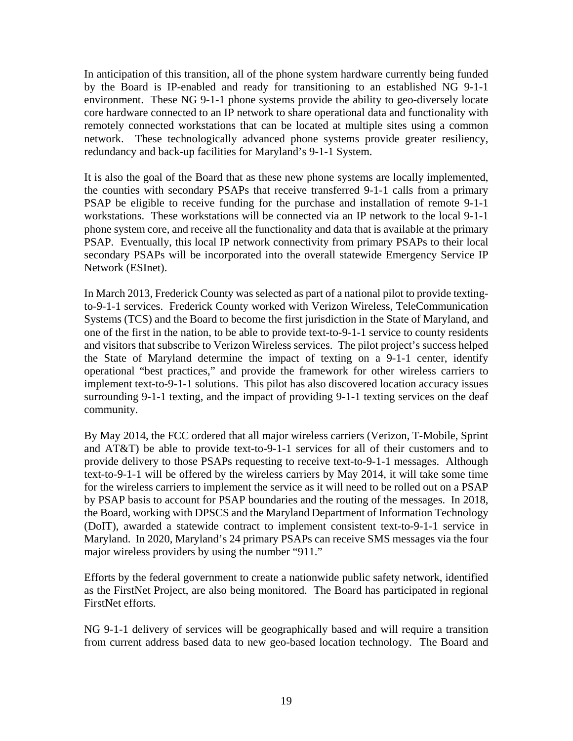In anticipation of this transition, all of the phone system hardware currently being funded by the Board is IP-enabled and ready for transitioning to an established NG 9-1-1 environment. These NG 9-1-1 phone systems provide the ability to geo-diversely locate core hardware connected to an IP network to share operational data and functionality with remotely connected workstations that can be located at multiple sites using a common network. These technologically advanced phone systems provide greater resiliency, redundancy and back-up facilities for Maryland's 9-1-1 System.

It is also the goal of the Board that as these new phone systems are locally implemented, the counties with secondary PSAPs that receive transferred 9-1-1 calls from a primary PSAP be eligible to receive funding for the purchase and installation of remote 9-1-1 workstations. These workstations will be connected via an IP network to the local 9-1-1 phone system core, and receive all the functionality and data that is available at the primary PSAP. Eventually, this local IP network connectivity from primary PSAPs to their local secondary PSAPs will be incorporated into the overall statewide Emergency Service IP Network (ESInet).

In March 2013, Frederick County was selected as part of a national pilot to provide texting-to-9-1-1 services. Frederick County worked with Verizon Wireless, TeleCommunication Systems (TCS) and the Board to become the first jurisdiction in the State of Maryland, and one of the first in the nation, to be able to provide text-to-9-1-1 service to county residents and visitors that subscribe to Verizon Wireless services. The pilot project's success helped the State of Maryland determine the impact of texting on a 9-1-1 center, identify operational "best practices," and provide the framework for other wireless carriers to implement text-to-9-1-1 solutions. This pilot has also discovered location accuracy issues surrounding 9-1-1 texting, and the impact of providing 9-1-1 texting services on the deaf community.

By May 2014, the FCC ordered that all major wireless carriers (Verizon, T-Mobile, Sprint and AT&T) be able to provide text-to-9-1-1 services for all of their customers and to provide delivery to those PSAPs requesting to receive text-to-9-1-1 messages. Although text-to-9-1-1 will be offered by the wireless carriers by May 2014, it will take some time for the wireless carriers to implement the service as it will need to be rolled out on a PSAP by PSAP basis to account for PSAP boundaries and the routing of the messages. In 2018, the Board, working with DPSCS and the Maryland Department of Information Technology (DoIT), awarded a statewide contract to implement consistent text-to-9-1-1 service in Maryland. In 2020, Maryland's 24 primary PSAPs can receive SMS messages via the four major wireless providers by using the number "911."

Efforts by the federal government to create a nationwide public safety network, identified as the FirstNet Project, are also being monitored. The Board has participated in regional FirstNet efforts.

NG 9-1-1 delivery of services will be geographically based and will require a transition from current address based data to new geo-based location technology. The Board and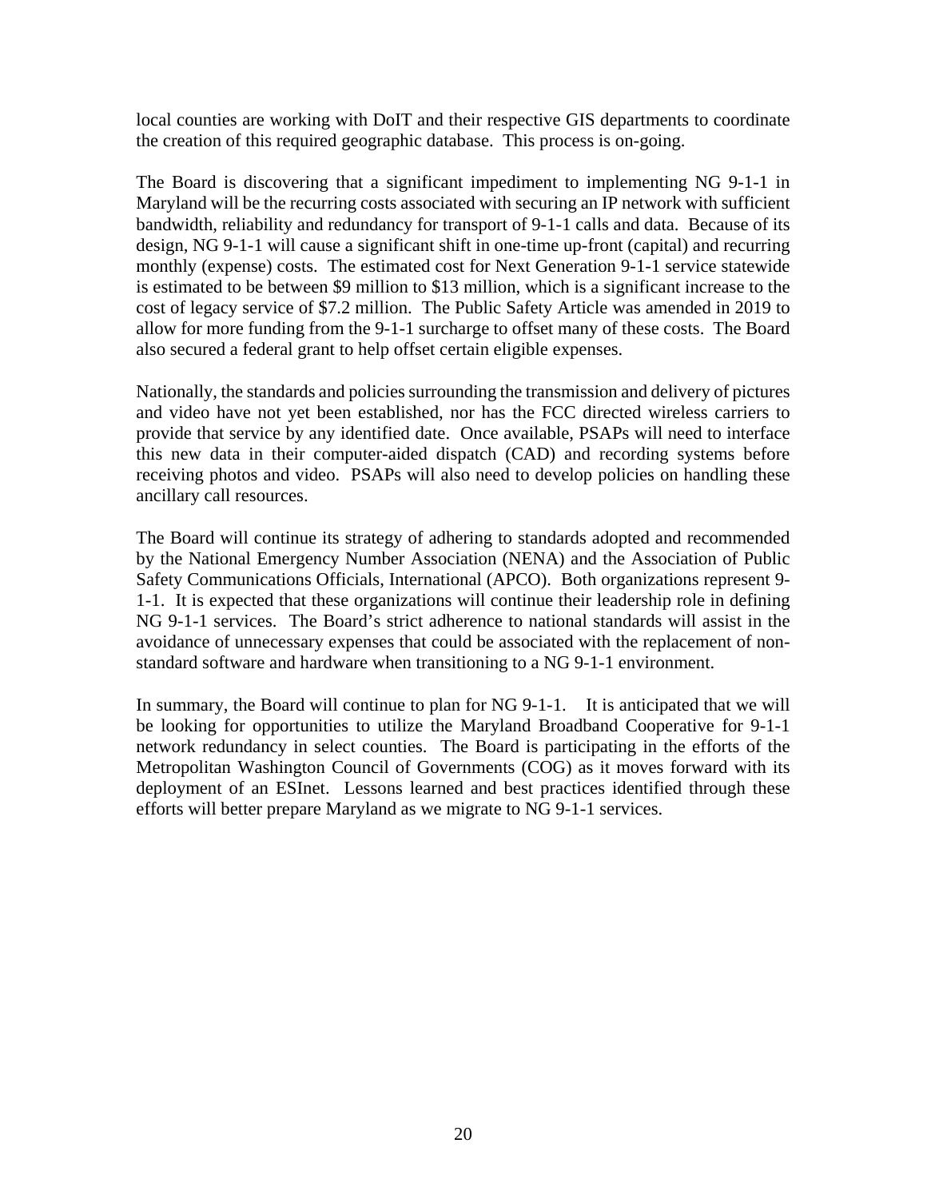local counties are working with DoIT and their respective GIS departments to coordinate the creation of this required geographic database. This process is on-going.

The Board is discovering that a significant impediment to implementing NG 9-1-1 in Maryland will be the recurring costs associated with securing an IP network with sufficient bandwidth, reliability and redundancy for transport of 9-1-1 calls and data. Because of its design, NG 9-1-1 will cause a significant shift in one-time up-front (capital) and recurring monthly (expense) costs. The estimated cost for Next Generation 9-1-1 service statewide is estimated to be between $9 million to $13 million, which is a significant increase to the cost of legacy service of $7.2 million. The Public Safety Article was amended in 2019 to allow for more funding from the 9-1-1 surcharge to offset many of these costs. The Board also secured a federal grant to help offset certain eligible expenses.

Nationally, the standards and policies surrounding the transmission and delivery of pictures and video have not yet been established, nor has the FCC directed wireless carriers to provide that service by any identified date. Once available, PSAPs will need to interface this new data in their computer-aided dispatch (CAD) and recording systems before receiving photos and video. PSAPs will also need to develop policies on handling these ancillary call resources.

The Board will continue its strategy of adhering to standards adopted and recommended by the National Emergency Number Association (NENA) and the Association of Public Safety Communications Officials, International (APCO). Both organizations represent 9-1-1. It is expected that these organizations will continue their leadership role in defining NG 9-1-1 services. The Board's strict adherence to national standards will assist in the avoidance of unnecessary expenses that could be associated with the replacement of non-standard software and hardware when transitioning to a NG 9-1-1 environment.

In summary, the Board will continue to plan for NG 9-1-1. It is anticipated that we will be looking for opportunities to utilize the Maryland Broadband Cooperative for 9-1-1 network redundancy in select counties. The Board is participating in the efforts of the Metropolitan Washington Council of Governments (COG) as it moves forward with its deployment of an ESInet. Lessons learned and best practices identified through these efforts will better prepare Maryland as we migrate to NG 9-1-1 services.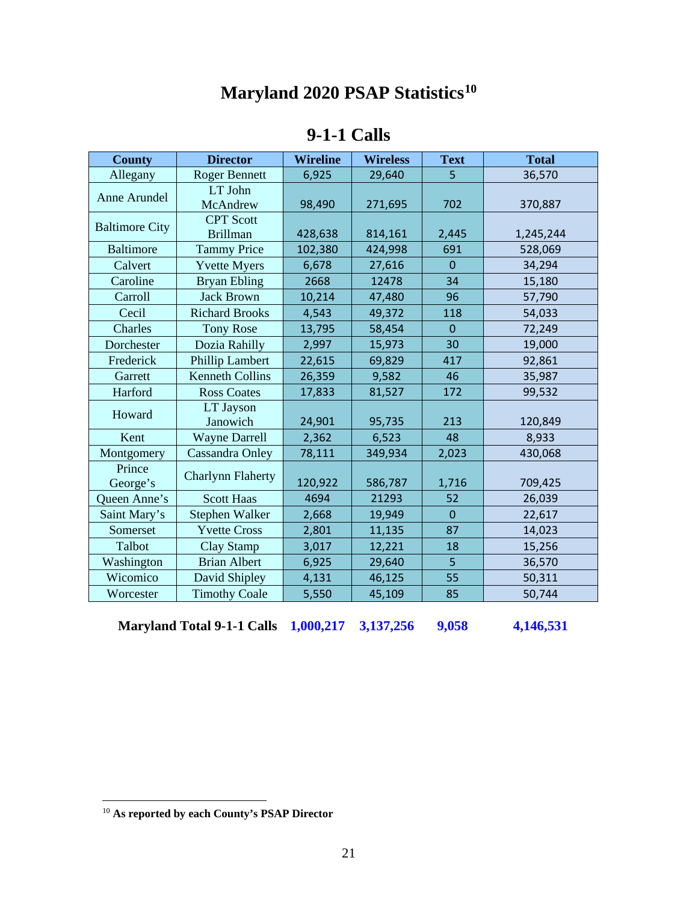# Maryland 2020 PSAP Statistics[10]

## 9-1-1 Calls

| County | Director | Wireline | Wireless | Text | Total |
|---|---|---|---|---|---|
| Allegany | Roger Bennett | 6,925 | 29,640 | 5 | 36,570 |
| Anne Arundel | LT John McAndrew | 98,490 | 271,695 | 702 | 370,887 |
| Baltimore City | CPT Scott Brillman | 428,638 | 814,161 | 2,445 | 1,245,244 |
| Baltimore | Tammy Price | 102,380 | 424,998 | 691 | 528,069 |
| Calvert | Yvette Myers | 6,678 | 27,616 | 0 | 34,294 |
| Caroline | Bryan Ebling | 2668 | 12478 | 34 | 15,180 |
| Carroll | Jack Brown | 10,214 | 47,480 | 96 | 57,790 |
| Cecil | Richard Brooks | 4,543 | 49,372 | 118 | 54,033 |
| Charles | Tony Rose | 13,795 | 58,454 | 0 | 72,249 |
| Dorchester | Dozia Rahilly | 2,997 | 15,973 | 30 | 19,000 |
| Frederick | Phillip Lambert | 22,615 | 69,829 | 417 | 92,861 |
| Garrett | Kenneth Collins | 26,359 | 9,582 | 46 | 35,987 |
| Harford | Ross Coates | 17,833 | 81,527 | 172 | 99,532 |
| Howard | LT Jayson Janowich | 24,901 | 95,735 | 213 | 120,849 |
| Kent | Wayne Darrell | 2,362 | 6,523 | 48 | 8,933 |
| Montgomery | Cassandra Onley | 78,111 | 349,934 | 2,023 | 430,068 |
| Prince George's | Charlynn Flaherty | 120,922 | 586,787 | 1,716 | 709,425 |
| Queen Anne's | Scott Haas | 4694 | 21293 | 52 | 26,039 |
| Saint Mary's | Stephen Walker | 2,668 | 19,949 | 0 | 22,617 |
| Somerset | Yvette Cross | 2,801 | 11,135 | 87 | 14,023 |
| Talbot | Clay Stamp | 3,017 | 12,221 | 18 | 15,256 |
| Washington | Brian Albert | 6,925 | 29,640 | 5 | 36,570 |
| Wicomico | David Shipley | 4,131 | 46,125 | 55 | 50,311 |
| Worcester | Timothy Coale | 5,550 | 45,109 | 85 | 50,744 |
| **Maryland Total 9-1-1 Calls** | | **1,000,217** | **3,137,256** | **9,058** | **4,146,531** |

[10] **As reported by each County's PSAP Director**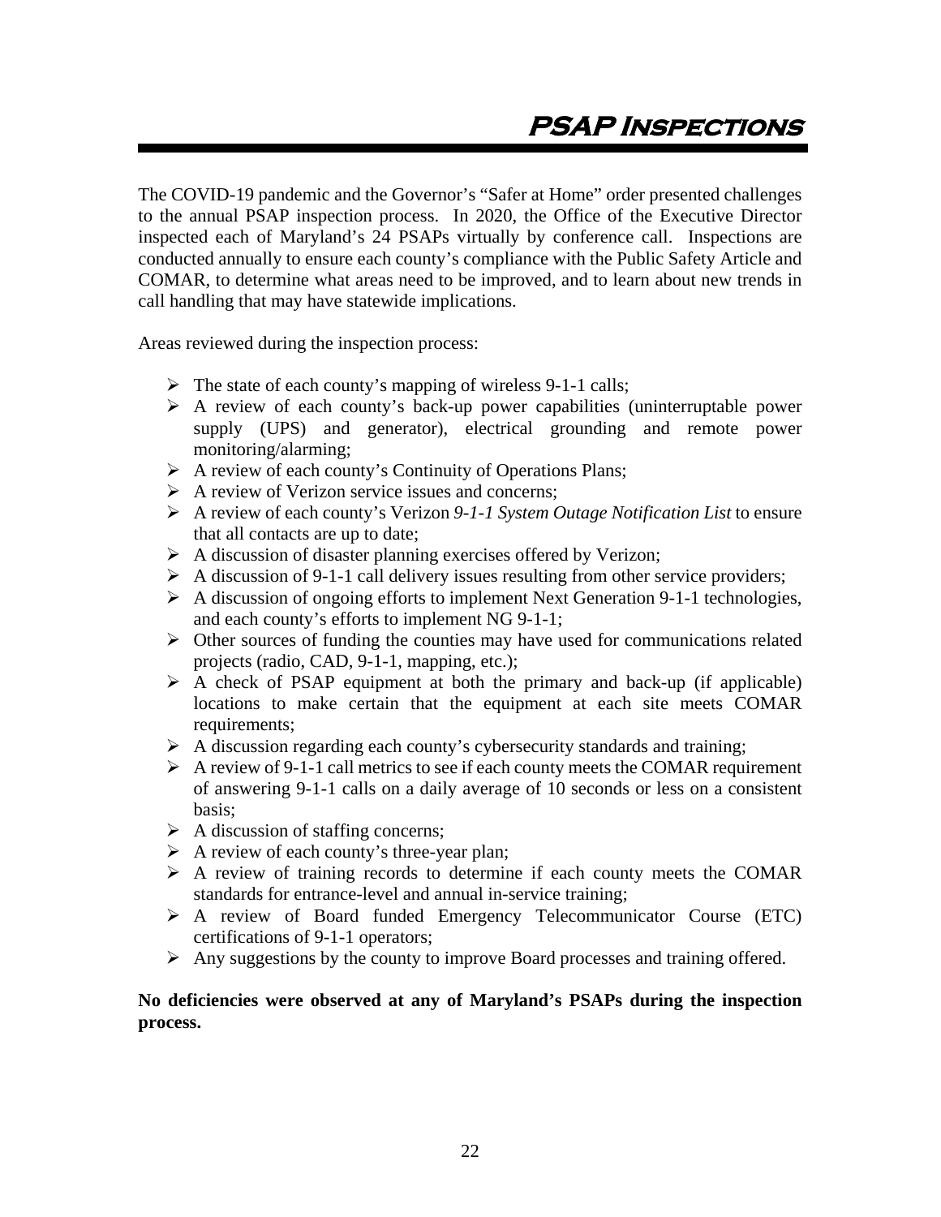# PSAP Inspections

The COVID-19 pandemic and the Governor's "Safer at Home" order presented challenges to the annual PSAP inspection process. In 2020, the Office of the Executive Director inspected each of Maryland's 24 PSAPs virtually by conference call. Inspections are conducted annually to ensure each county's compliance with the Public Safety Article and COMAR, to determine what areas need to be improved, and to learn about new trends in call handling that may have statewide implications.

Areas reviewed during the inspection process:

- The state of each county's mapping of wireless 9-1-1 calls;
- A review of each county's back-up power capabilities (uninterruptable power supply (UPS) and generator), electrical grounding and remote power monitoring/alarming;
- A review of each county's Continuity of Operations Plans;
- A review of Verizon service issues and concerns;
- A review of each county's Verizon *9-1-1 System Outage Notification List* to ensure that all contacts are up to date;
- A discussion of disaster planning exercises offered by Verizon;
- A discussion of 9-1-1 call delivery issues resulting from other service providers;
- A discussion of ongoing efforts to implement Next Generation 9-1-1 technologies, and each county's efforts to implement NG 9-1-1;
- Other sources of funding the counties may have used for communications related projects (radio, CAD, 9-1-1, mapping, etc.);
- A check of PSAP equipment at both the primary and back-up (if applicable) locations to make certain that the equipment at each site meets COMAR requirements;
- A discussion regarding each county's cybersecurity standards and training;
- A review of 9-1-1 call metrics to see if each county meets the COMAR requirement of answering 9-1-1 calls on a daily average of 10 seconds or less on a consistent basis;
- A discussion of staffing concerns;
- A review of each county's three-year plan;
- A review of training records to determine if each county meets the COMAR standards for entrance-level and annual in-service training;
- A review of Board funded Emergency Telecommunicator Course (ETC) certifications of 9-1-1 operators;
- Any suggestions by the county to improve Board processes and training offered.

**No deficiencies were observed at any of Maryland's PSAPs during the inspection process.**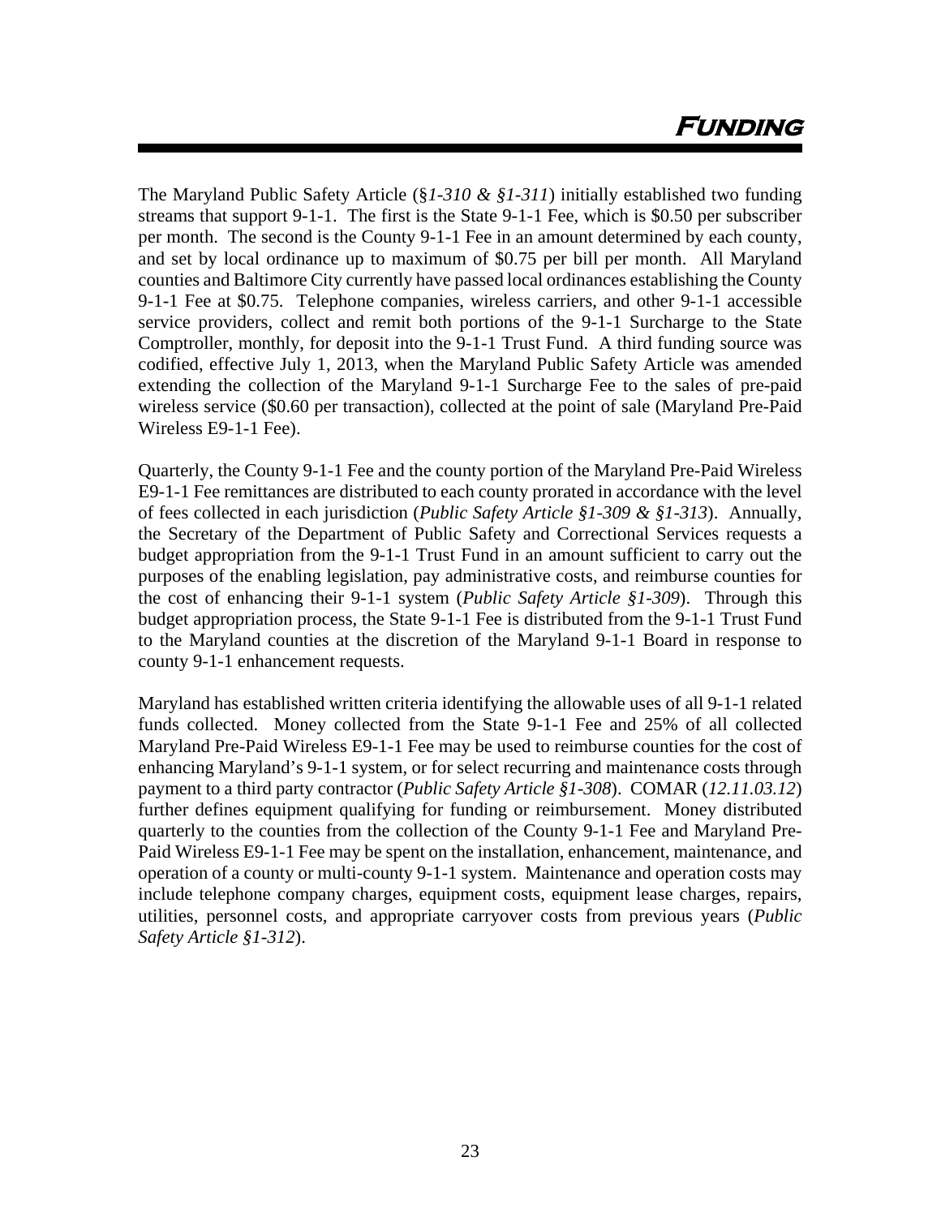# Funding

The Maryland Public Safety Article (§*1-310 & §1-311*) initially established two funding streams that support 9-1-1. The first is the State 9-1-1 Fee, which is $0.50 per subscriber per month. The second is the County 9-1-1 Fee in an amount determined by each county, and set by local ordinance up to maximum of $0.75 per bill per month. All Maryland counties and Baltimore City currently have passed local ordinances establishing the County 9-1-1 Fee at $0.75. Telephone companies, wireless carriers, and other 9-1-1 accessible service providers, collect and remit both portions of the 9-1-1 Surcharge to the State Comptroller, monthly, for deposit into the 9-1-1 Trust Fund. A third funding source was codified, effective July 1, 2013, when the Maryland Public Safety Article was amended extending the collection of the Maryland 9-1-1 Surcharge Fee to the sales of pre-paid wireless service ($0.60 per transaction), collected at the point of sale (Maryland Pre-Paid Wireless E9-1-1 Fee).

Quarterly, the County 9-1-1 Fee and the county portion of the Maryland Pre-Paid Wireless E9-1-1 Fee remittances are distributed to each county prorated in accordance with the level of fees collected in each jurisdiction (*Public Safety Article §1-309 & §1-313*). Annually, the Secretary of the Department of Public Safety and Correctional Services requests a budget appropriation from the 9-1-1 Trust Fund in an amount sufficient to carry out the purposes of the enabling legislation, pay administrative costs, and reimburse counties for the cost of enhancing their 9-1-1 system (*Public Safety Article §1-309*). Through this budget appropriation process, the State 9-1-1 Fee is distributed from the 9-1-1 Trust Fund to the Maryland counties at the discretion of the Maryland 9-1-1 Board in response to county 9-1-1 enhancement requests.

Maryland has established written criteria identifying the allowable uses of all 9-1-1 related funds collected. Money collected from the State 9-1-1 Fee and 25% of all collected Maryland Pre-Paid Wireless E9-1-1 Fee may be used to reimburse counties for the cost of enhancing Maryland's 9-1-1 system, or for select recurring and maintenance costs through payment to a third party contractor (*Public Safety Article §1-308*). COMAR (*12.11.03.12*) further defines equipment qualifying for funding or reimbursement. Money distributed quarterly to the counties from the collection of the County 9-1-1 Fee and Maryland Pre-Paid Wireless E9-1-1 Fee may be spent on the installation, enhancement, maintenance, and operation of a county or multi-county 9-1-1 system. Maintenance and operation costs may include telephone company charges, equipment costs, equipment lease charges, repairs, utilities, personnel costs, and appropriate carryover costs from previous years (*Public Safety Article §1-312*).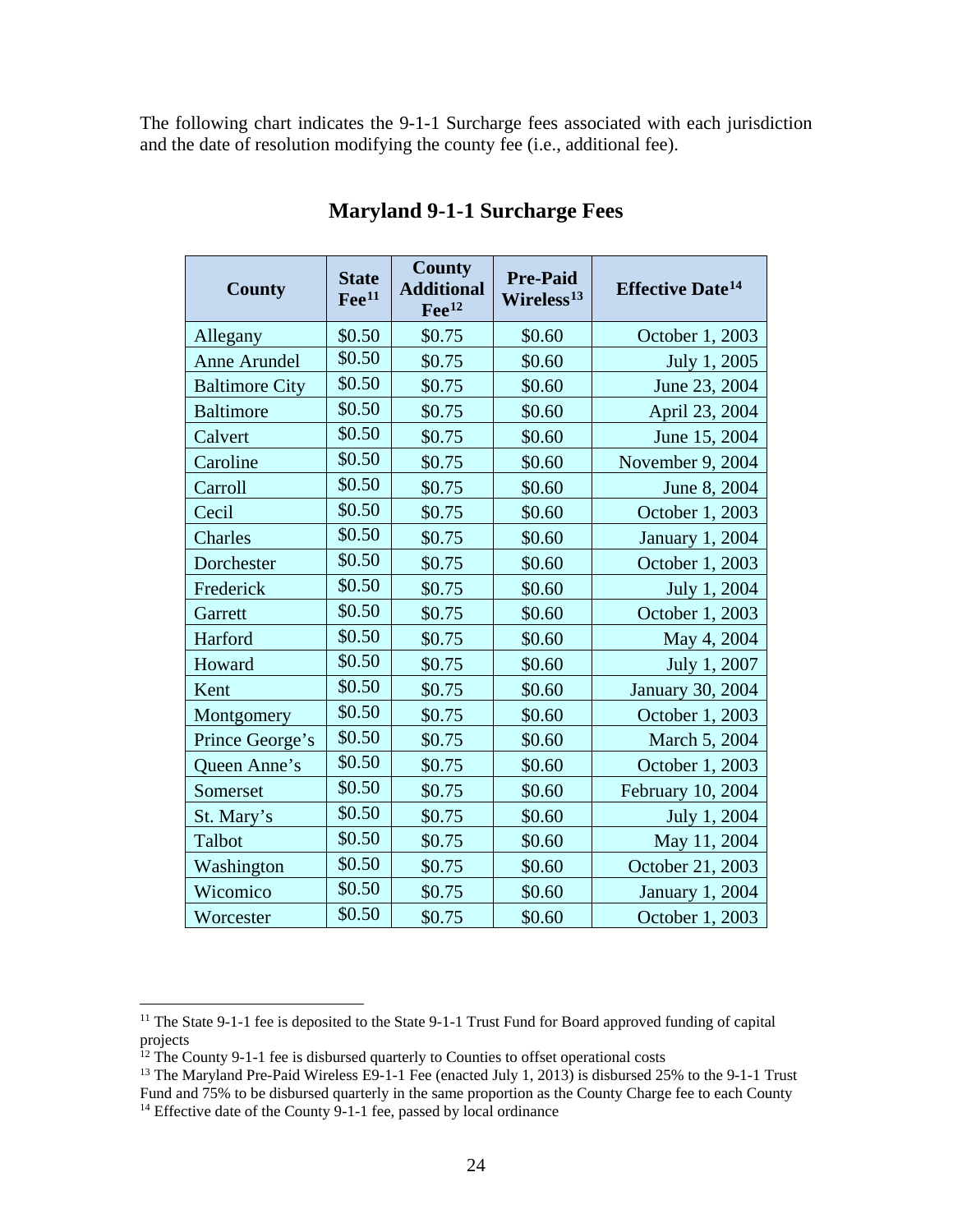The following chart indicates the 9-1-1 Surcharge fees associated with each jurisdiction and the date of resolution modifying the county fee (i.e., additional fee).

## Maryland 9-1-1 Surcharge Fees

| County | State Fee[11] | County Additional Fee[12] | Pre-Paid Wireless[13] | Effective Date[14] |
|---|---|---|---|---|
| Allegany | $0.50 | $0.75 | $0.60 | October 1, 2003 |
| Anne Arundel | $0.50 | $0.75 | $0.60 | July 1, 2005 |
| Baltimore City | $0.50 | $0.75 | $0.60 | June 23, 2004 |
| Baltimore | $0.50 | $0.75 | $0.60 | April 23, 2004 |
| Calvert | $0.50 | $0.75 | $0.60 | June 15, 2004 |
| Caroline | $0.50 | $0.75 | $0.60 | November 9, 2004 |
| Carroll | $0.50 | $0.75 | $0.60 | June 8, 2004 |
| Cecil | $0.50 | $0.75 | $0.60 | October 1, 2003 |
| Charles | $0.50 | $0.75 | $0.60 | January 1, 2004 |
| Dorchester | $0.50 | $0.75 | $0.60 | October 1, 2003 |
| Frederick | $0.50 | $0.75 | $0.60 | July 1, 2004 |
| Garrett | $0.50 | $0.75 | $0.60 | October 1, 2003 |
| Harford | $0.50 | $0.75 | $0.60 | May 4, 2004 |
| Howard | $0.50 | $0.75 | $0.60 | July 1, 2007 |
| Kent | $0.50 | $0.75 | $0.60 | January 30, 2004 |
| Montgomery | $0.50 | $0.75 | $0.60 | October 1, 2003 |
| Prince George's | $0.50 | $0.75 | $0.60 | March 5, 2004 |
| Queen Anne's | $0.50 | $0.75 | $0.60 | October 1, 2003 |
| Somerset | $0.50 | $0.75 | $0.60 | February 10, 2004 |
| St. Mary's | $0.50 | $0.75 | $0.60 | July 1, 2004 |
| Talbot | $0.50 | $0.75 | $0.60 | May 11, 2004 |
| Washington | $0.50 | $0.75 | $0.60 | October 21, 2003 |
| Wicomico | $0.50 | $0.75 | $0.60 | January 1, 2004 |
| Worcester | $0.50 | $0.75 | $0.60 | October 1, 2003 |

[11] The State 9-1-1 fee is deposited to the State 9-1-1 Trust Fund for Board approved funding of capital projects

[12] The County 9-1-1 fee is disbursed quarterly to Counties to offset operational costs

[13] The Maryland Pre-Paid Wireless E9-1-1 Fee (enacted July 1, 2013) is disbursed 25% to the 9-1-1 Trust Fund and 75% to be disbursed quarterly in the same proportion as the County Charge fee to each County

[14] Effective date of the County 9-1-1 fee, passed by local ordinance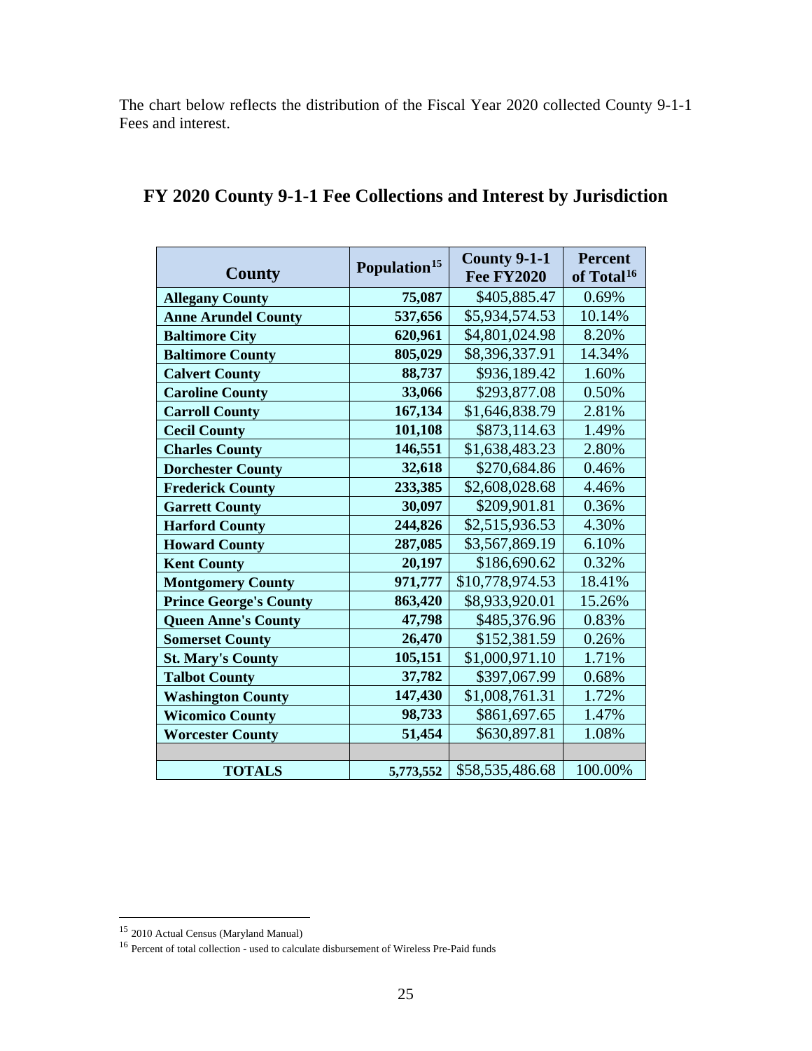The chart below reflects the distribution of the Fiscal Year 2020 collected County 9-1-1 Fees and interest.

## FY 2020 County 9-1-1 Fee Collections and Interest by Jurisdiction

| County | Population[15] | County 9-1-1 Fee FY2020 | Percent of Total[16] |
|---|---|---|---|
| **Allegany County** | **75,087** | $405,885.47 | 0.69% |
| **Anne Arundel County** | **537,656** | $5,934,574.53 | 10.14% |
| **Baltimore City** | **620,961** | $4,801,024.98 | 8.20% |
| **Baltimore County** | **805,029** | $8,396,337.91 | 14.34% |
| **Calvert County** | **88,737** | $936,189.42 | 1.60% |
| **Caroline County** | **33,066** | $293,877.08 | 0.50% |
| **Carroll County** | **167,134** | $1,646,838.79 | 2.81% |
| **Cecil County** | **101,108** | $873,114.63 | 1.49% |
| **Charles County** | **146,551** | $1,638,483.23 | 2.80% |
| **Dorchester County** | **32,618** | $270,684.86 | 0.46% |
| **Frederick County** | **233,385** | $2,608,028.68 | 4.46% |
| **Garrett County** | **30,097** | $209,901.81 | 0.36% |
| **Harford County** | **244,826** | $2,515,936.53 | 4.30% |
| **Howard County** | **287,085** | $3,567,869.19 | 6.10% |
| **Kent County** | **20,197** | $186,690.62 | 0.32% |
| **Montgomery County** | **971,777** | $10,778,974.53 | 18.41% |
| **Prince George's County** | **863,420** | $8,933,920.01 | 15.26% |
| **Queen Anne's County** | **47,798** | $485,376.96 | 0.83% |
| **Somerset County** | **26,470** | $152,381.59 | 0.26% |
| **St. Mary's County** | **105,151** | $1,000,971.10 | 1.71% |
| **Talbot County** | **37,782** | $397,067.99 | 0.68% |
| **Washington County** | **147,430** | $1,008,761.31 | 1.72% |
| **Wicomico County** | **98,733** | $861,697.65 | 1.47% |
| **Worcester County** | **51,454** | $630,897.81 | 1.08% |
| | | | |
| **TOTALS** | **5,773,552** | $58,535,486.68 | 100.00% |

[15] 2010 Actual Census (Maryland Manual)

[16] Percent of total collection - used to calculate disbursement of Wireless Pre-Paid funds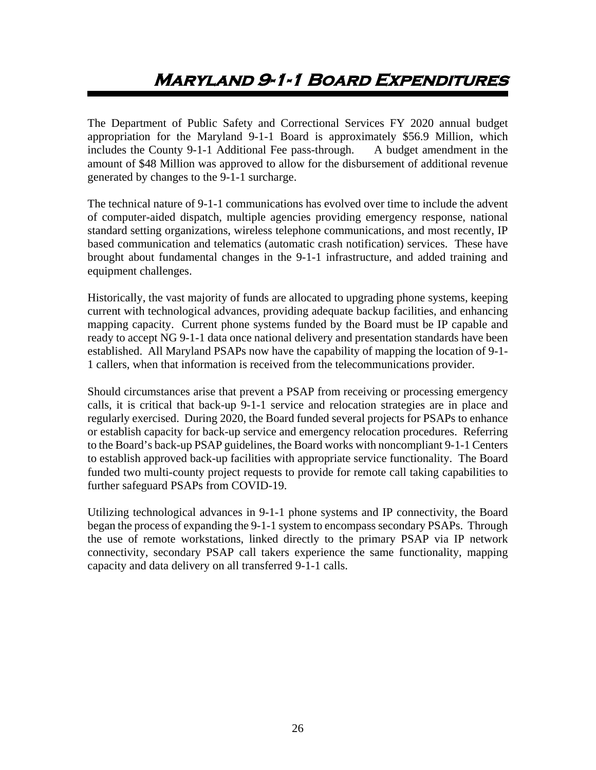# Maryland 9-1-1 Board Expenditures

The Department of Public Safety and Correctional Services FY 2020 annual budget appropriation for the Maryland 9-1-1 Board is approximately $56.9 Million, which includes the County 9-1-1 Additional Fee pass-through. A budget amendment in the amount of $48 Million was approved to allow for the disbursement of additional revenue generated by changes to the 9-1-1 surcharge.

The technical nature of 9-1-1 communications has evolved over time to include the advent of computer-aided dispatch, multiple agencies providing emergency response, national standard setting organizations, wireless telephone communications, and most recently, IP based communication and telematics (automatic crash notification) services. These have brought about fundamental changes in the 9-1-1 infrastructure, and added training and equipment challenges.

Historically, the vast majority of funds are allocated to upgrading phone systems, keeping current with technological advances, providing adequate backup facilities, and enhancing mapping capacity. Current phone systems funded by the Board must be IP capable and ready to accept NG 9-1-1 data once national delivery and presentation standards have been established. All Maryland PSAPs now have the capability of mapping the location of 9-1-1 callers, when that information is received from the telecommunications provider.

Should circumstances arise that prevent a PSAP from receiving or processing emergency calls, it is critical that back-up 9-1-1 service and relocation strategies are in place and regularly exercised. During 2020, the Board funded several projects for PSAPs to enhance or establish capacity for back-up service and emergency relocation procedures. Referring to the Board's back-up PSAP guidelines, the Board works with noncompliant 9-1-1 Centers to establish approved back-up facilities with appropriate service functionality. The Board funded two multi-county project requests to provide for remote call taking capabilities to further safeguard PSAPs from COVID-19.

Utilizing technological advances in 9-1-1 phone systems and IP connectivity, the Board began the process of expanding the 9-1-1 system to encompass secondary PSAPs. Through the use of remote workstations, linked directly to the primary PSAP via IP network connectivity, secondary PSAP call takers experience the same functionality, mapping capacity and data delivery on all transferred 9-1-1 calls.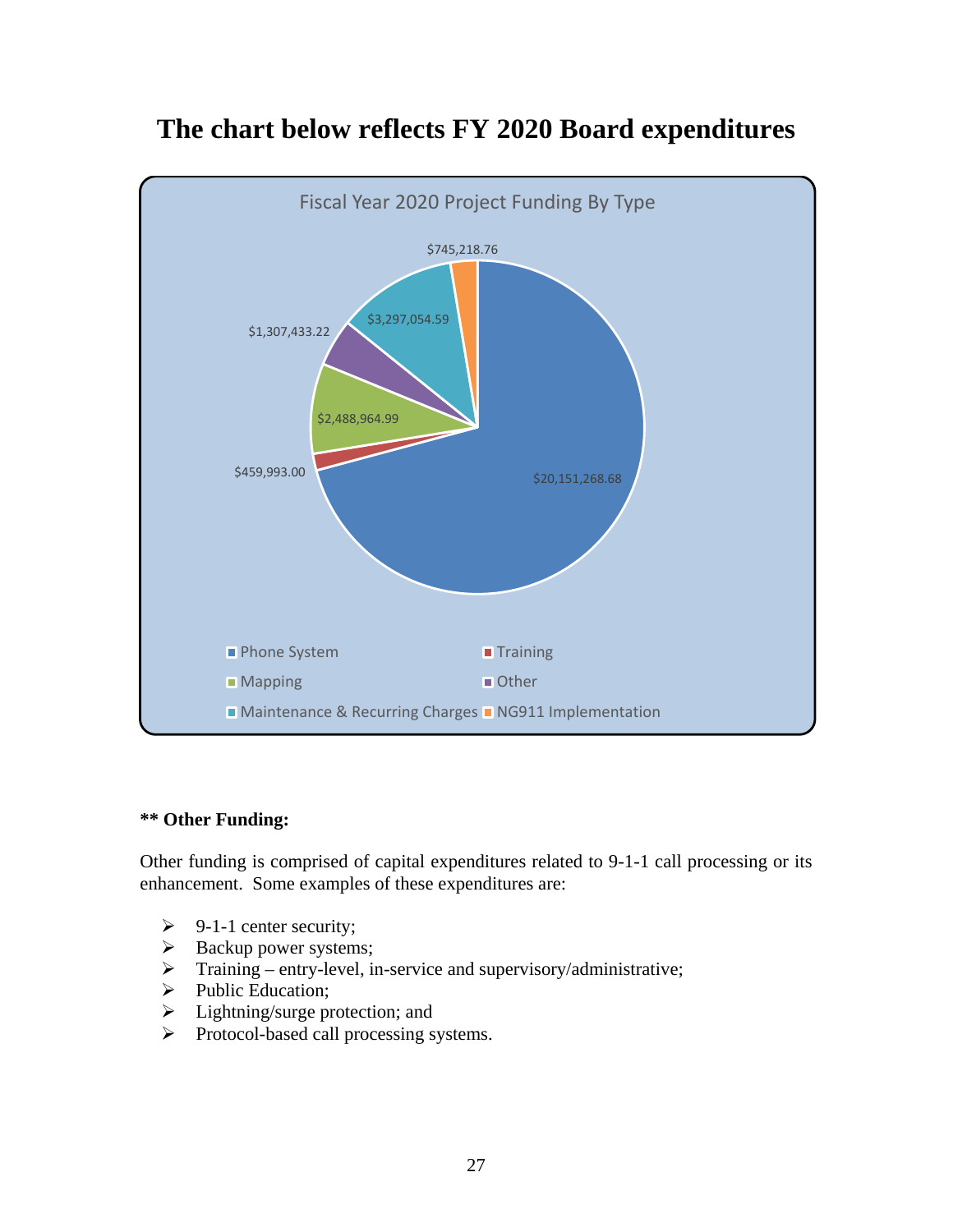# The chart below reflects FY 2020 Board expenditures

**Fiscal Year 2020 Project Funding By Type**

| Type | Amount |
|---|---|
| Phone System | $20,151,268.68 |
| Training | $459,993.00 |
| Mapping | $2,488,964.99 |
| Other | $1,307,433.22 |
| Maintenance & Recurring Charges | $3,297,054.59 |
| NG911 Implementation | $745,218.76 |

**** Other Funding:**

Other funding is comprised of capital expenditures related to 9-1-1 call processing or its enhancement. Some examples of these expenditures are:

- 9-1-1 center security;
- Backup power systems;
- Training – entry-level, in-service and supervisory/administrative;
- Public Education;
- Lightning/surge protection; and
- Protocol-based call processing systems.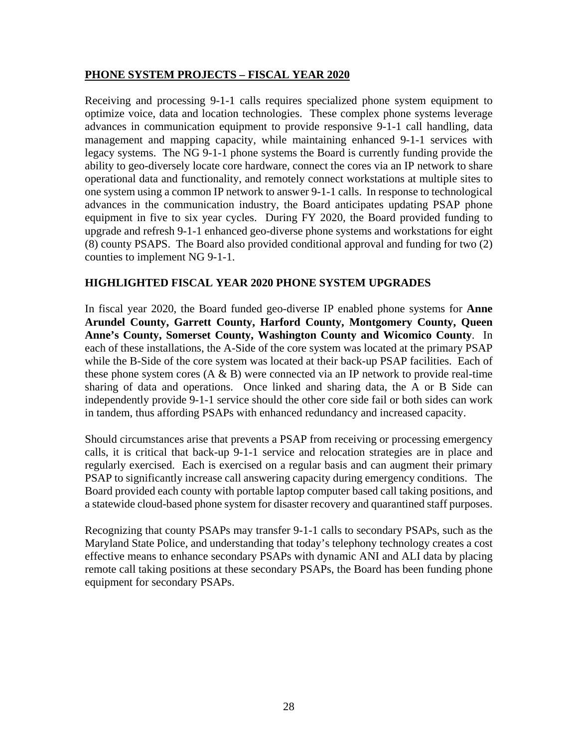## PHONE SYSTEM PROJECTS – FISCAL YEAR 2020

Receiving and processing 9-1-1 calls requires specialized phone system equipment to optimize voice, data and location technologies. These complex phone systems leverage advances in communication equipment to provide responsive 9-1-1 call handling, data management and mapping capacity, while maintaining enhanced 9-1-1 services with legacy systems. The NG 9-1-1 phone systems the Board is currently funding provide the ability to geo-diversely locate core hardware, connect the cores via an IP network to share operational data and functionality, and remotely connect workstations at multiple sites to one system using a common IP network to answer 9-1-1 calls. In response to technological advances in the communication industry, the Board anticipates updating PSAP phone equipment in five to six year cycles. During FY 2020, the Board provided funding to upgrade and refresh 9-1-1 enhanced geo-diverse phone systems and workstations for eight (8) county PSAPS. The Board also provided conditional approval and funding for two (2) counties to implement NG 9-1-1.

### HIGHLIGHTED FISCAL YEAR 2020 PHONE SYSTEM UPGRADES

In fiscal year 2020, the Board funded geo-diverse IP enabled phone systems for **Anne Arundel County, Garrett County, Harford County, Montgomery County, Queen Anne's County, Somerset County, Washington County and Wicomico County**. In each of these installations, the A-Side of the core system was located at the primary PSAP while the B-Side of the core system was located at their back-up PSAP facilities. Each of these phone system cores (A & B) were connected via an IP network to provide real-time sharing of data and operations. Once linked and sharing data, the A or B Side can independently provide 9-1-1 service should the other core side fail or both sides can work in tandem, thus affording PSAPs with enhanced redundancy and increased capacity.

Should circumstances arise that prevents a PSAP from receiving or processing emergency calls, it is critical that back-up 9-1-1 service and relocation strategies are in place and regularly exercised. Each is exercised on a regular basis and can augment their primary PSAP to significantly increase call answering capacity during emergency conditions. The Board provided each county with portable laptop computer based call taking positions, and a statewide cloud-based phone system for disaster recovery and quarantined staff purposes.

Recognizing that county PSAPs may transfer 9-1-1 calls to secondary PSAPs, such as the Maryland State Police, and understanding that today's telephony technology creates a cost effective means to enhance secondary PSAPs with dynamic ANI and ALI data by placing remote call taking positions at these secondary PSAPs, the Board has been funding phone equipment for secondary PSAPs.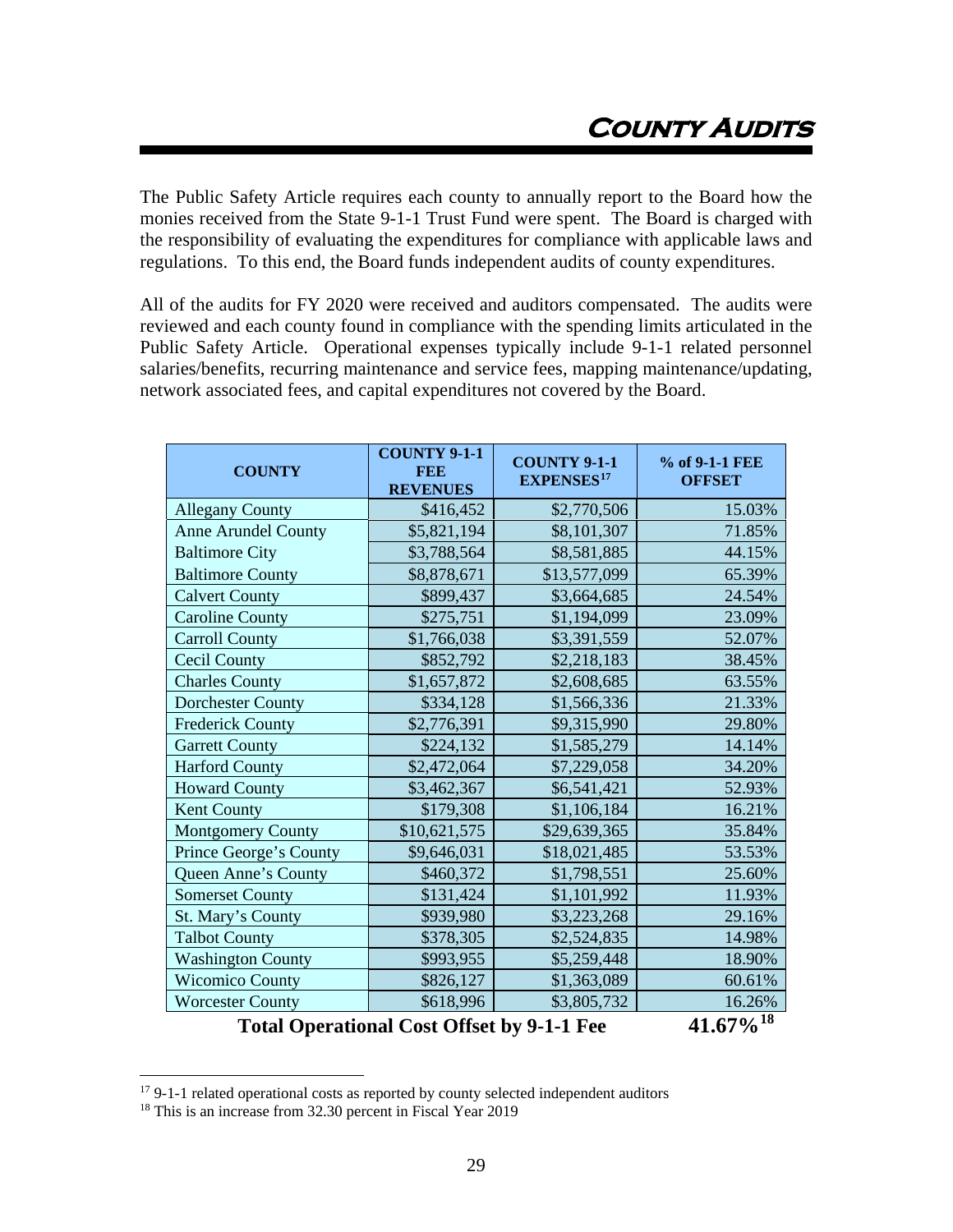# County Audits

The Public Safety Article requires each county to annually report to the Board how the monies received from the State 9-1-1 Trust Fund were spent. The Board is charged with the responsibility of evaluating the expenditures for compliance with applicable laws and regulations. To this end, the Board funds independent audits of county expenditures.

All of the audits for FY 2020 were received and auditors compensated. The audits were reviewed and each county found in compliance with the spending limits articulated in the Public Safety Article. Operational expenses typically include 9-1-1 related personnel salaries/benefits, recurring maintenance and service fees, mapping maintenance/updating, network associated fees, and capital expenditures not covered by the Board.

| COUNTY | COUNTY 9-1-1 FEE REVENUES | COUNTY 9-1-1 EXPENSES[17] | % of 9-1-1 FEE OFFSET |
|---|---|---|---|
| Allegany County | $416,452 | $2,770,506 | 15.03% |
| Anne Arundel County | $5,821,194 | $8,101,307 | 71.85% |
| Baltimore City | $3,788,564 | $8,581,885 | 44.15% |
| Baltimore County | $8,878,671 | $13,577,099 | 65.39% |
| Calvert County | $899,437 | $3,664,685 | 24.54% |
| Caroline County | $275,751 | $1,194,099 | 23.09% |
| Carroll County | $1,766,038 | $3,391,559 | 52.07% |
| Cecil County | $852,792 | $2,218,183 | 38.45% |
| Charles County | $1,657,872 | $2,608,685 | 63.55% |
| Dorchester County | $334,128 | $1,566,336 | 21.33% |
| Frederick County | $2,776,391 | $9,315,990 | 29.80% |
| Garrett County | $224,132 | $1,585,279 | 14.14% |
| Harford County | $2,472,064 | $7,229,058 | 34.20% |
| Howard County | $3,462,367 | $6,541,421 | 52.93% |
| Kent County | $179,308 | $1,106,184 | 16.21% |
| Montgomery County | $10,621,575 | $29,639,365 | 35.84% |
| Prince George's County | $9,646,031 | $18,021,485 | 53.53% |
| Queen Anne's County | $460,372 | $1,798,551 | 25.60% |
| Somerset County | $131,424 | $1,101,992 | 11.93% |
| St. Mary's County | $939,980 | $3,223,268 | 29.16% |
| Talbot County | $378,305 | $2,524,835 | 14.98% |
| Washington County | $993,955 | $5,259,448 | 18.90% |
| Wicomico County | $826,127 | $1,363,089 | 60.61% |
| Worcester County | $618,996 | $3,805,732 | 16.26% |
| **Total Operational Cost Offset by 9-1-1 Fee** | | | **41.67%[18]** |

[17] 9-1-1 related operational costs as reported by county selected independent auditors

[18] This is an increase from 32.30 percent in Fiscal Year 2019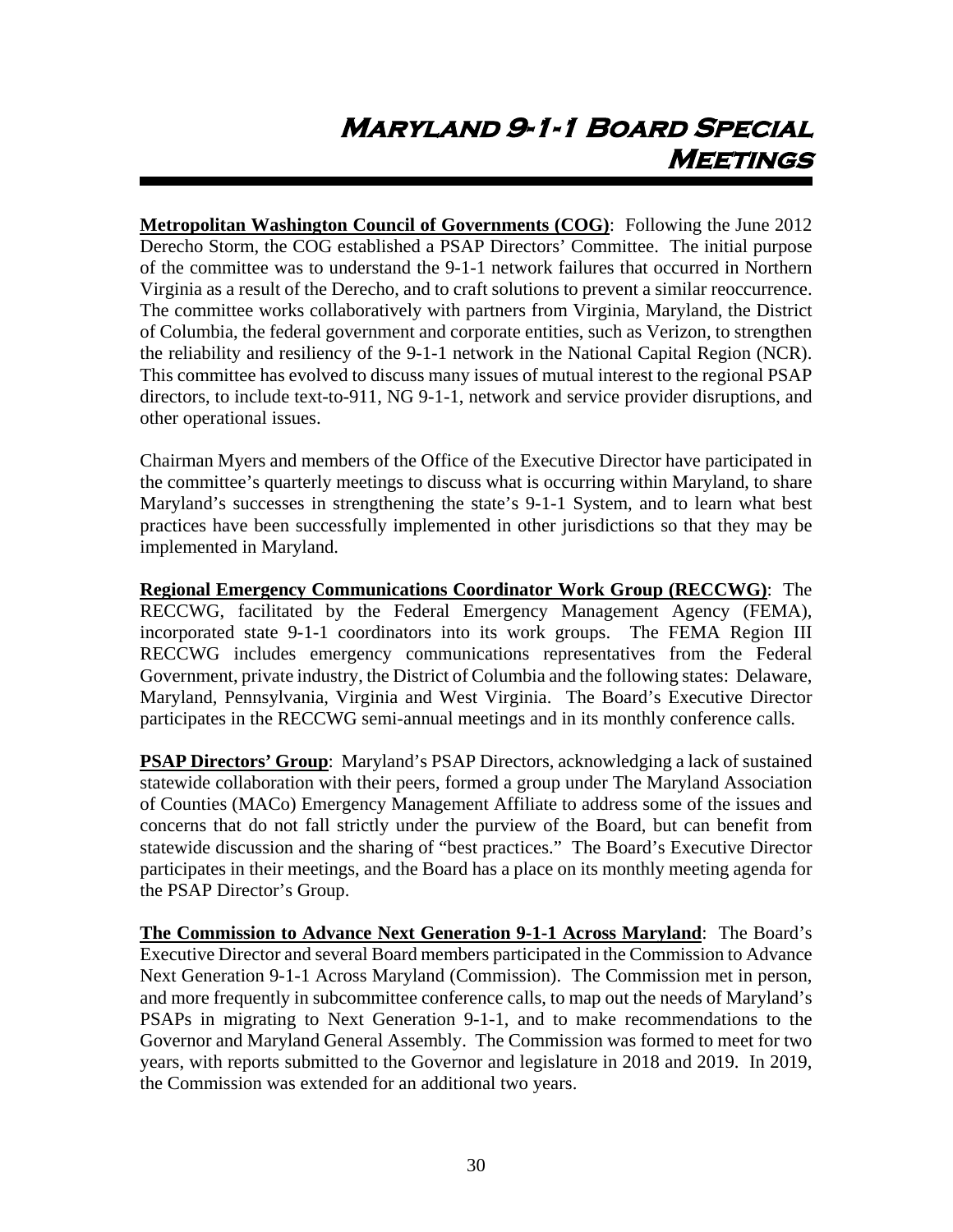# Maryland 9-1-1 Board Special Meetings

**Metropolitan Washington Council of Governments (COG)**: Following the June 2012 Derecho Storm, the COG established a PSAP Directors' Committee. The initial purpose of the committee was to understand the 9-1-1 network failures that occurred in Northern Virginia as a result of the Derecho, and to craft solutions to prevent a similar reoccurrence. The committee works collaboratively with partners from Virginia, Maryland, the District of Columbia, the federal government and corporate entities, such as Verizon, to strengthen the reliability and resiliency of the 9-1-1 network in the National Capital Region (NCR). This committee has evolved to discuss many issues of mutual interest to the regional PSAP directors, to include text-to-911, NG 9-1-1, network and service provider disruptions, and other operational issues.

Chairman Myers and members of the Office of the Executive Director have participated in the committee's quarterly meetings to discuss what is occurring within Maryland, to share Maryland's successes in strengthening the state's 9-1-1 System, and to learn what best practices have been successfully implemented in other jurisdictions so that they may be implemented in Maryland.

**Regional Emergency Communications Coordinator Work Group (RECCWG)**: The RECCWG, facilitated by the Federal Emergency Management Agency (FEMA), incorporated state 9-1-1 coordinators into its work groups. The FEMA Region III RECCWG includes emergency communications representatives from the Federal Government, private industry, the District of Columbia and the following states: Delaware, Maryland, Pennsylvania, Virginia and West Virginia. The Board's Executive Director participates in the RECCWG semi-annual meetings and in its monthly conference calls.

**PSAP Directors' Group**: Maryland's PSAP Directors, acknowledging a lack of sustained statewide collaboration with their peers, formed a group under The Maryland Association of Counties (MACo) Emergency Management Affiliate to address some of the issues and concerns that do not fall strictly under the purview of the Board, but can benefit from statewide discussion and the sharing of "best practices." The Board's Executive Director participates in their meetings, and the Board has a place on its monthly meeting agenda for the PSAP Director's Group.

**The Commission to Advance Next Generation 9-1-1 Across Maryland**: The Board's Executive Director and several Board members participated in the Commission to Advance Next Generation 9-1-1 Across Maryland (Commission). The Commission met in person, and more frequently in subcommittee conference calls, to map out the needs of Maryland's PSAPs in migrating to Next Generation 9-1-1, and to make recommendations to the Governor and Maryland General Assembly. The Commission was formed to meet for two years, with reports submitted to the Governor and legislature in 2018 and 2019. In 2019, the Commission was extended for an additional two years.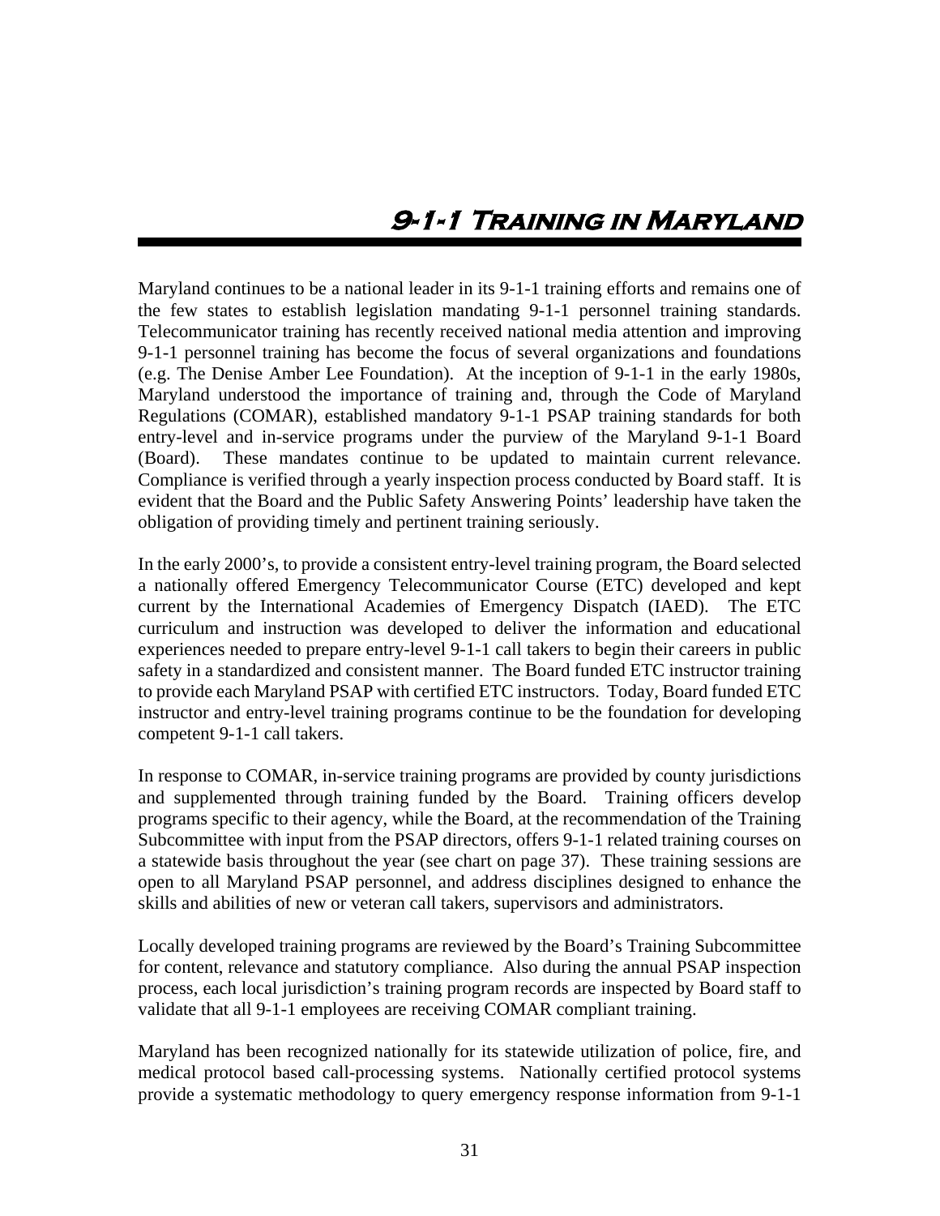# 9-1-1 Training in Maryland

Maryland continues to be a national leader in its 9-1-1 training efforts and remains one of the few states to establish legislation mandating 9-1-1 personnel training standards. Telecommunicator training has recently received national media attention and improving 9-1-1 personnel training has become the focus of several organizations and foundations (e.g. The Denise Amber Lee Foundation). At the inception of 9-1-1 in the early 1980s, Maryland understood the importance of training and, through the Code of Maryland Regulations (COMAR), established mandatory 9-1-1 PSAP training standards for both entry-level and in-service programs under the purview of the Maryland 9-1-1 Board (Board). These mandates continue to be updated to maintain current relevance. Compliance is verified through a yearly inspection process conducted by Board staff. It is evident that the Board and the Public Safety Answering Points' leadership have taken the obligation of providing timely and pertinent training seriously.

In the early 2000's, to provide a consistent entry-level training program, the Board selected a nationally offered Emergency Telecommunicator Course (ETC) developed and kept current by the International Academies of Emergency Dispatch (IAED). The ETC curriculum and instruction was developed to deliver the information and educational experiences needed to prepare entry-level 9-1-1 call takers to begin their careers in public safety in a standardized and consistent manner. The Board funded ETC instructor training to provide each Maryland PSAP with certified ETC instructors. Today, Board funded ETC instructor and entry-level training programs continue to be the foundation for developing competent 9-1-1 call takers.

In response to COMAR, in-service training programs are provided by county jurisdictions and supplemented through training funded by the Board. Training officers develop programs specific to their agency, while the Board, at the recommendation of the Training Subcommittee with input from the PSAP directors, offers 9-1-1 related training courses on a statewide basis throughout the year (see chart on page 37). These training sessions are open to all Maryland PSAP personnel, and address disciplines designed to enhance the skills and abilities of new or veteran call takers, supervisors and administrators.

Locally developed training programs are reviewed by the Board's Training Subcommittee for content, relevance and statutory compliance. Also during the annual PSAP inspection process, each local jurisdiction's training program records are inspected by Board staff to validate that all 9-1-1 employees are receiving COMAR compliant training.

Maryland has been recognized nationally for its statewide utilization of police, fire, and medical protocol based call-processing systems. Nationally certified protocol systems provide a systematic methodology to query emergency response information from 9-1-1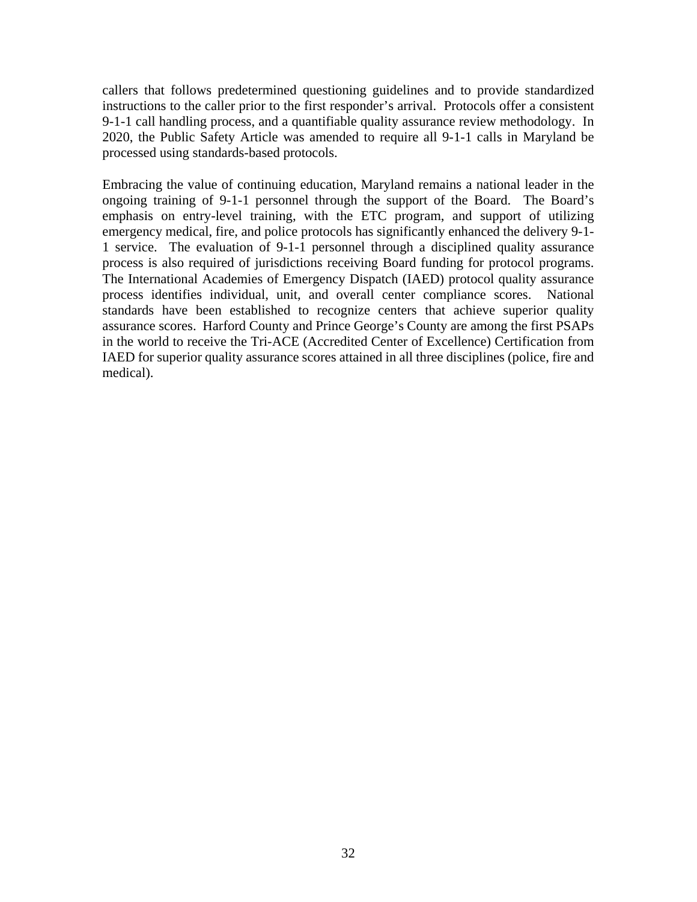callers that follows predetermined questioning guidelines and to provide standardized instructions to the caller prior to the first responder's arrival. Protocols offer a consistent 9-1-1 call handling process, and a quantifiable quality assurance review methodology. In 2020, the Public Safety Article was amended to require all 9-1-1 calls in Maryland be processed using standards-based protocols.

Embracing the value of continuing education, Maryland remains a national leader in the ongoing training of 9-1-1 personnel through the support of the Board. The Board's emphasis on entry-level training, with the ETC program, and support of utilizing emergency medical, fire, and police protocols has significantly enhanced the delivery 9-1-1 service. The evaluation of 9-1-1 personnel through a disciplined quality assurance process is also required of jurisdictions receiving Board funding for protocol programs. The International Academies of Emergency Dispatch (IAED) protocol quality assurance process identifies individual, unit, and overall center compliance scores. National standards have been established to recognize centers that achieve superior quality assurance scores. Harford County and Prince George's County are among the first PSAPs in the world to receive the Tri-ACE (Accredited Center of Excellence) Certification from IAED for superior quality assurance scores attained in all three disciplines (police, fire and medical).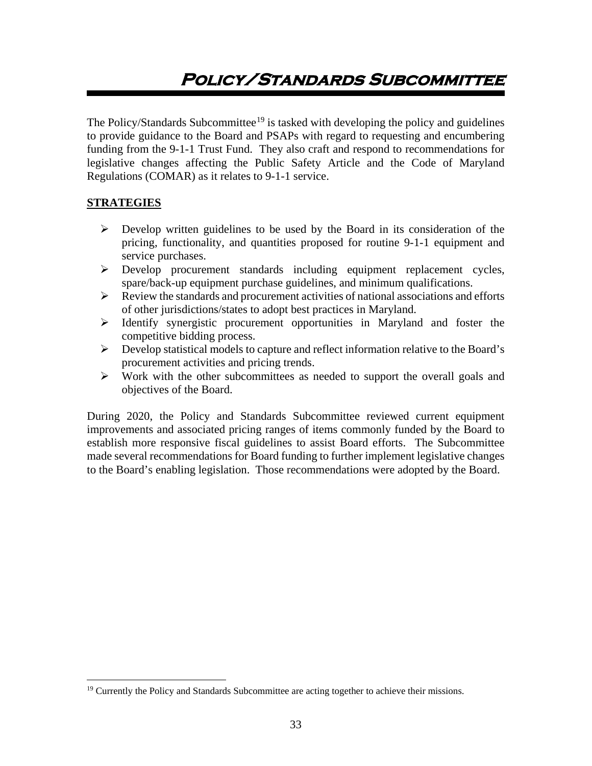# Policy/Standards Subcommittee

The Policy/Standards Subcommittee[19] is tasked with developing the policy and guidelines to provide guidance to the Board and PSAPs with regard to requesting and encumbering funding from the 9-1-1 Trust Fund. They also craft and respond to recommendations for legislative changes affecting the Public Safety Article and the Code of Maryland Regulations (COMAR) as it relates to 9-1-1 service.

**STRATEGIES**

- Develop written guidelines to be used by the Board in its consideration of the pricing, functionality, and quantities proposed for routine 9-1-1 equipment and service purchases.
- Develop procurement standards including equipment replacement cycles, spare/back-up equipment purchase guidelines, and minimum qualifications.
- Review the standards and procurement activities of national associations and efforts of other jurisdictions/states to adopt best practices in Maryland.
- Identify synergistic procurement opportunities in Maryland and foster the competitive bidding process.
- Develop statistical models to capture and reflect information relative to the Board's procurement activities and pricing trends.
- Work with the other subcommittees as needed to support the overall goals and objectives of the Board.

During 2020, the Policy and Standards Subcommittee reviewed current equipment improvements and associated pricing ranges of items commonly funded by the Board to establish more responsive fiscal guidelines to assist Board efforts. The Subcommittee made several recommendations for Board funding to further implement legislative changes to the Board's enabling legislation. Those recommendations were adopted by the Board.

[19] Currently the Policy and Standards Subcommittee are acting together to achieve their missions.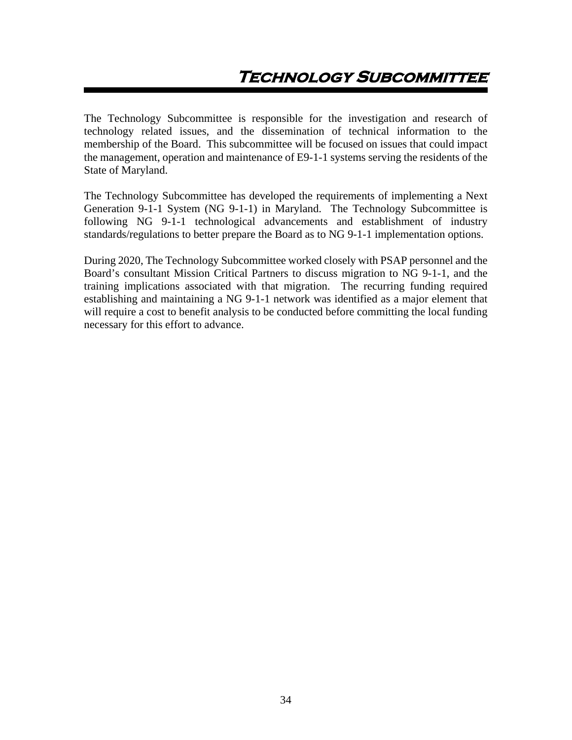# Technology Subcommittee

The Technology Subcommittee is responsible for the investigation and research of technology related issues, and the dissemination of technical information to the membership of the Board. This subcommittee will be focused on issues that could impact the management, operation and maintenance of E9-1-1 systems serving the residents of the State of Maryland.

The Technology Subcommittee has developed the requirements of implementing a Next Generation 9-1-1 System (NG 9-1-1) in Maryland. The Technology Subcommittee is following NG 9-1-1 technological advancements and establishment of industry standards/regulations to better prepare the Board as to NG 9-1-1 implementation options.

During 2020, The Technology Subcommittee worked closely with PSAP personnel and the Board's consultant Mission Critical Partners to discuss migration to NG 9-1-1, and the training implications associated with that migration. The recurring funding required establishing and maintaining a NG 9-1-1 network was identified as a major element that will require a cost to benefit analysis to be conducted before committing the local funding necessary for this effort to advance.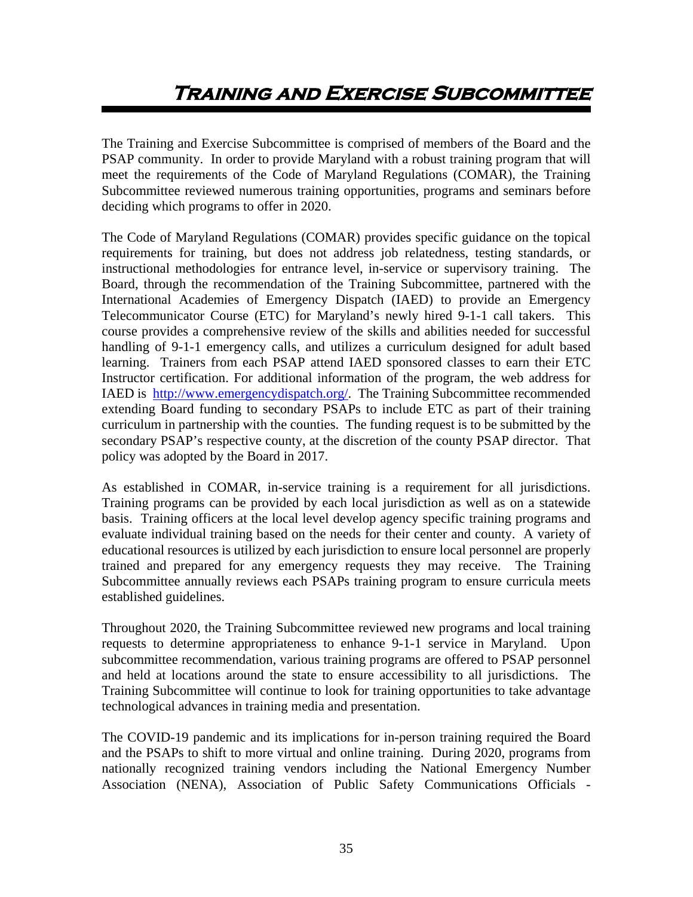# Training and Exercise Subcommittee

The Training and Exercise Subcommittee is comprised of members of the Board and the PSAP community. In order to provide Maryland with a robust training program that will meet the requirements of the Code of Maryland Regulations (COMAR), the Training Subcommittee reviewed numerous training opportunities, programs and seminars before deciding which programs to offer in 2020.

The Code of Maryland Regulations (COMAR) provides specific guidance on the topical requirements for training, but does not address job relatedness, testing standards, or instructional methodologies for entrance level, in-service or supervisory training. The Board, through the recommendation of the Training Subcommittee, partnered with the International Academies of Emergency Dispatch (IAED) to provide an Emergency Telecommunicator Course (ETC) for Maryland's newly hired 9-1-1 call takers. This course provides a comprehensive review of the skills and abilities needed for successful handling of 9-1-1 emergency calls, and utilizes a curriculum designed for adult based learning. Trainers from each PSAP attend IAED sponsored classes to earn their ETC Instructor certification. For additional information of the program, the web address for IAED is [http://www.emergencydispatch.org/](http://www.emergencydispatch.org/). The Training Subcommittee recommended extending Board funding to secondary PSAPs to include ETC as part of their training curriculum in partnership with the counties. The funding request is to be submitted by the secondary PSAP's respective county, at the discretion of the county PSAP director. That policy was adopted by the Board in 2017.

As established in COMAR, in-service training is a requirement for all jurisdictions. Training programs can be provided by each local jurisdiction as well as on a statewide basis. Training officers at the local level develop agency specific training programs and evaluate individual training based on the needs for their center and county. A variety of educational resources is utilized by each jurisdiction to ensure local personnel are properly trained and prepared for any emergency requests they may receive. The Training Subcommittee annually reviews each PSAPs training program to ensure curricula meets established guidelines.

Throughout 2020, the Training Subcommittee reviewed new programs and local training requests to determine appropriateness to enhance 9-1-1 service in Maryland. Upon subcommittee recommendation, various training programs are offered to PSAP personnel and held at locations around the state to ensure accessibility to all jurisdictions. The Training Subcommittee will continue to look for training opportunities to take advantage technological advances in training media and presentation.

The COVID-19 pandemic and its implications for in-person training required the Board and the PSAPs to shift to more virtual and online training. During 2020, programs from nationally recognized training vendors including the National Emergency Number Association (NENA), Association of Public Safety Communications Officials -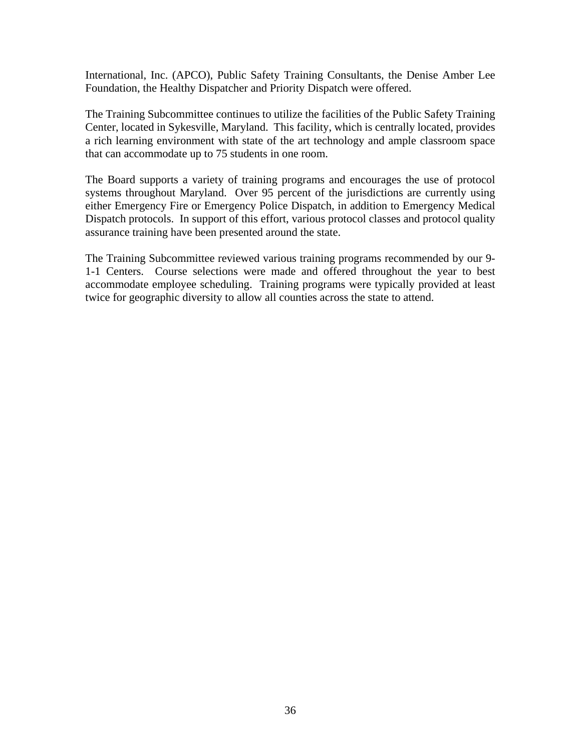International, Inc. (APCO), Public Safety Training Consultants, the Denise Amber Lee Foundation, the Healthy Dispatcher and Priority Dispatch were offered.

The Training Subcommittee continues to utilize the facilities of the Public Safety Training Center, located in Sykesville, Maryland. This facility, which is centrally located, provides a rich learning environment with state of the art technology and ample classroom space that can accommodate up to 75 students in one room.

The Board supports a variety of training programs and encourages the use of protocol systems throughout Maryland. Over 95 percent of the jurisdictions are currently using either Emergency Fire or Emergency Police Dispatch, in addition to Emergency Medical Dispatch protocols. In support of this effort, various protocol classes and protocol quality assurance training have been presented around the state.

The Training Subcommittee reviewed various training programs recommended by our 9-1-1 Centers. Course selections were made and offered throughout the year to best accommodate employee scheduling. Training programs were typically provided at least twice for geographic diversity to allow all counties across the state to attend.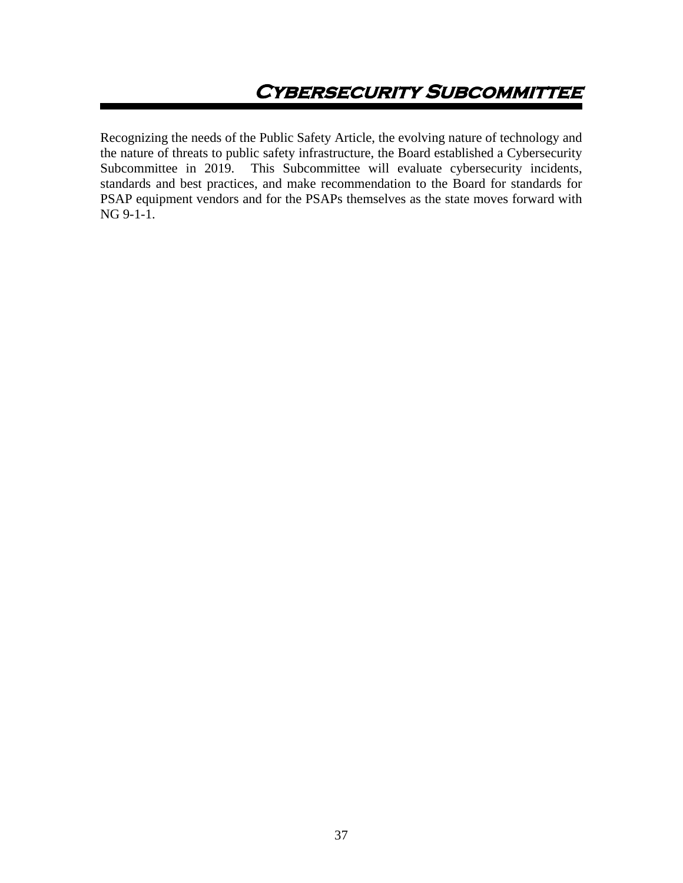# Cybersecurity Subcommittee

Recognizing the needs of the Public Safety Article, the evolving nature of technology and the nature of threats to public safety infrastructure, the Board established a Cybersecurity Subcommittee in 2019. This Subcommittee will evaluate cybersecurity incidents, standards and best practices, and make recommendation to the Board for standards for PSAP equipment vendors and for the PSAPs themselves as the state moves forward with NG 9-1-1.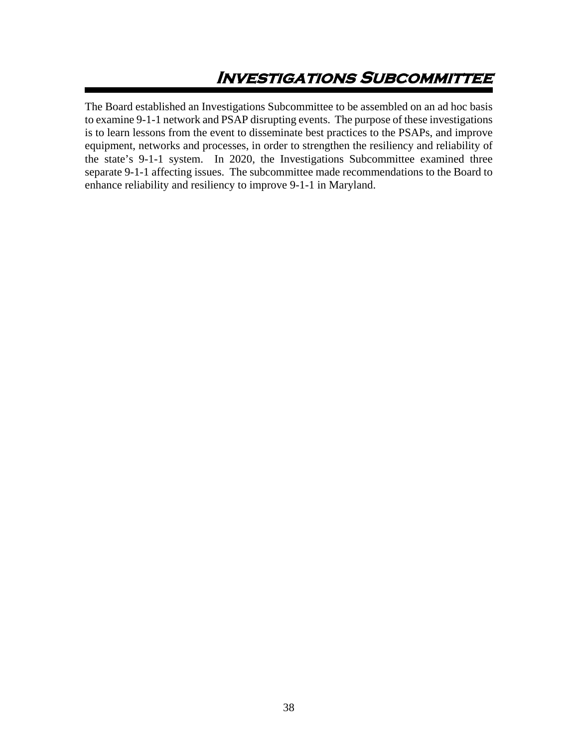# Investigations Subcommittee

The Board established an Investigations Subcommittee to be assembled on an ad hoc basis to examine 9-1-1 network and PSAP disrupting events. The purpose of these investigations is to learn lessons from the event to disseminate best practices to the PSAPs, and improve equipment, networks and processes, in order to strengthen the resiliency and reliability of the state's 9-1-1 system. In 2020, the Investigations Subcommittee examined three separate 9-1-1 affecting issues. The subcommittee made recommendations to the Board to enhance reliability and resiliency to improve 9-1-1 in Maryland.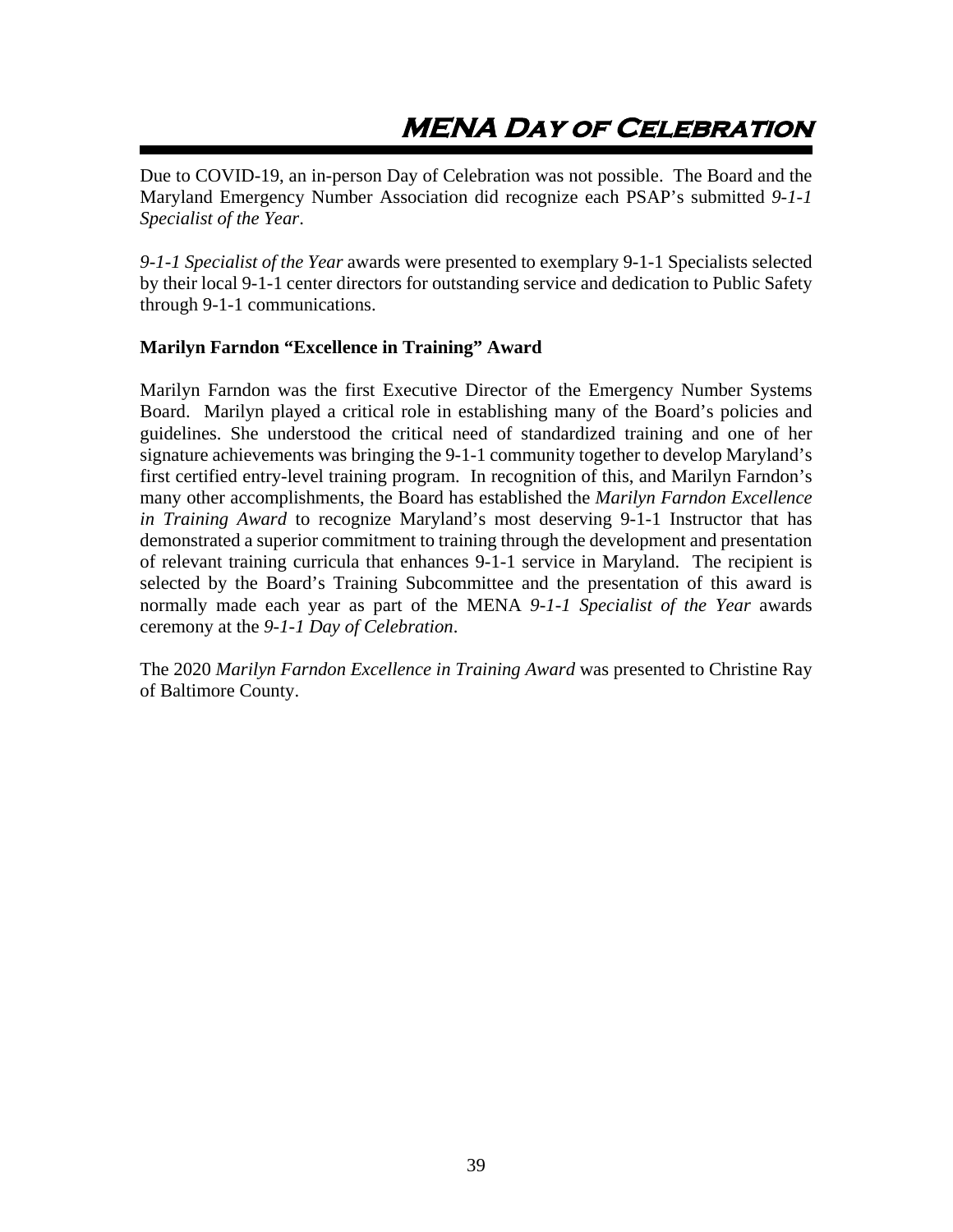# MENA Day of Celebration

Due to COVID-19, an in-person Day of Celebration was not possible. The Board and the Maryland Emergency Number Association did recognize each PSAP's submitted *9-1-1 Specialist of the Year*.

*9-1-1 Specialist of the Year* awards were presented to exemplary 9-1-1 Specialists selected by their local 9-1-1 center directors for outstanding service and dedication to Public Safety through 9-1-1 communications.

**Marilyn Farndon "Excellence in Training" Award**

Marilyn Farndon was the first Executive Director of the Emergency Number Systems Board. Marilyn played a critical role in establishing many of the Board's policies and guidelines. She understood the critical need of standardized training and one of her signature achievements was bringing the 9-1-1 community together to develop Maryland's first certified entry-level training program. In recognition of this, and Marilyn Farndon's many other accomplishments, the Board has established the *Marilyn Farndon Excellence in Training Award* to recognize Maryland's most deserving 9-1-1 Instructor that has demonstrated a superior commitment to training through the development and presentation of relevant training curricula that enhances 9-1-1 service in Maryland. The recipient is selected by the Board's Training Subcommittee and the presentation of this award is normally made each year as part of the MENA *9-1-1 Specialist of the Year* awards ceremony at the *9-1-1 Day of Celebration*.

The 2020 *Marilyn Farndon Excellence in Training Award* was presented to Christine Ray of Baltimore County.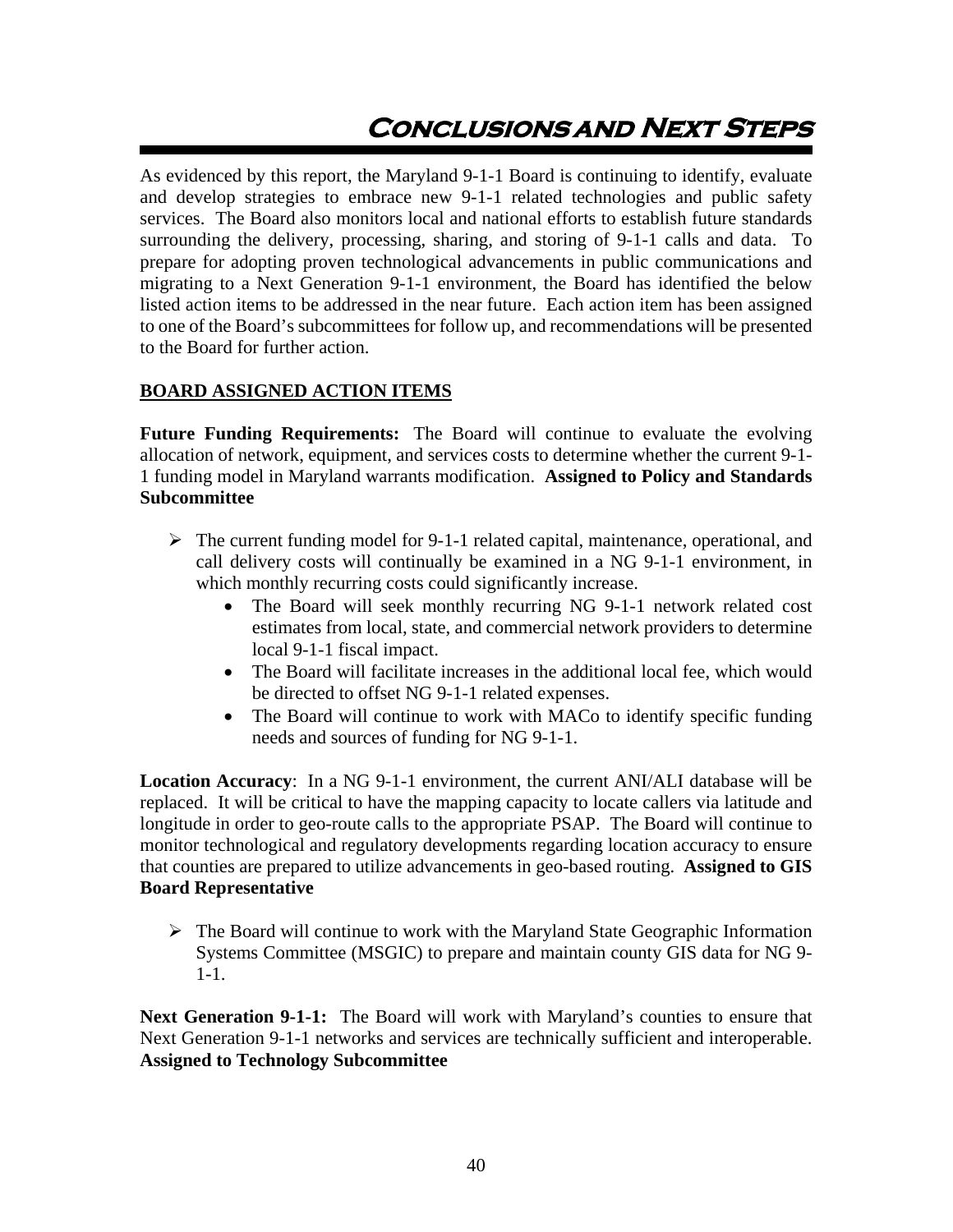# Conclusions and Next Steps

As evidenced by this report, the Maryland 9-1-1 Board is continuing to identify, evaluate and develop strategies to embrace new 9-1-1 related technologies and public safety services. The Board also monitors local and national efforts to establish future standards surrounding the delivery, processing, sharing, and storing of 9-1-1 calls and data. To prepare for adopting proven technological advancements in public communications and migrating to a Next Generation 9-1-1 environment, the Board has identified the below listed action items to be addressed in the near future. Each action item has been assigned to one of the Board's subcommittees for follow up, and recommendations will be presented to the Board for further action.

**BOARD ASSIGNED ACTION ITEMS**

**Future Funding Requirements:** The Board will continue to evaluate the evolving allocation of network, equipment, and services costs to determine whether the current 9-1-1 funding model in Maryland warrants modification. **Assigned to Policy and Standards Subcommittee**

- The current funding model for 9-1-1 related capital, maintenance, operational, and call delivery costs will continually be examined in a NG 9-1-1 environment, in which monthly recurring costs could significantly increase.
  - The Board will seek monthly recurring NG 9-1-1 network related cost estimates from local, state, and commercial network providers to determine local 9-1-1 fiscal impact.
  - The Board will facilitate increases in the additional local fee, which would be directed to offset NG 9-1-1 related expenses.
  - The Board will continue to work with MACo to identify specific funding needs and sources of funding for NG 9-1-1.

**Location Accuracy**: In a NG 9-1-1 environment, the current ANI/ALI database will be replaced. It will be critical to have the mapping capacity to locate callers via latitude and longitude in order to geo-route calls to the appropriate PSAP. The Board will continue to monitor technological and regulatory developments regarding location accuracy to ensure that counties are prepared to utilize advancements in geo-based routing. **Assigned to GIS Board Representative**

- The Board will continue to work with the Maryland State Geographic Information Systems Committee (MSGIC) to prepare and maintain county GIS data for NG 9-1-1.

**Next Generation 9-1-1:** The Board will work with Maryland's counties to ensure that Next Generation 9-1-1 networks and services are technically sufficient and interoperable. **Assigned to Technology Subcommittee**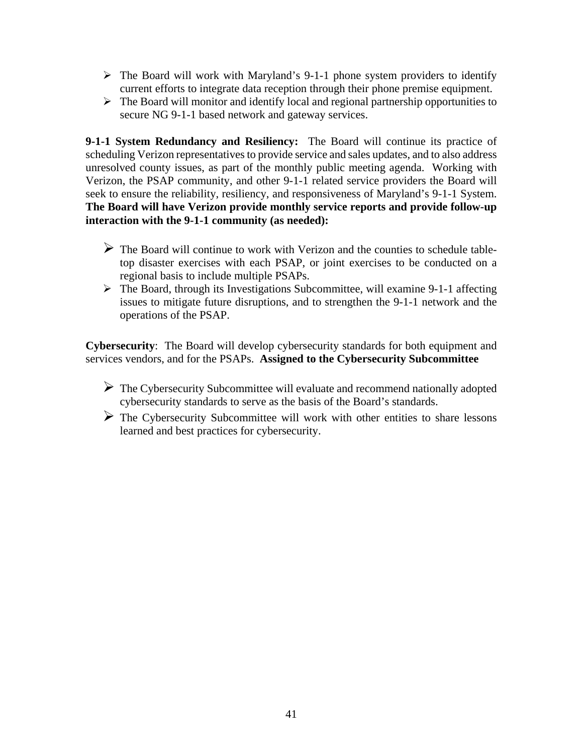- The Board will work with Maryland’s 9-1-1 phone system providers to identify current efforts to integrate data reception through their phone premise equipment.
- The Board will monitor and identify local and regional partnership opportunities to secure NG 9-1-1 based network and gateway services.

**9-1-1 System Redundancy and Resiliency:** The Board will continue its practice of scheduling Verizon representatives to provide service and sales updates, and to also address unresolved county issues, as part of the monthly public meeting agenda. Working with Verizon, the PSAP community, and other 9-1-1 related service providers the Board will seek to ensure the reliability, resiliency, and responsiveness of Maryland’s 9-1-1 System. **The Board will have Verizon provide monthly service reports and provide follow-up interaction with the 9-1-1 community (as needed):**

- The Board will continue to work with Verizon and the counties to schedule table-top disaster exercises with each PSAP, or joint exercises to be conducted on a regional basis to include multiple PSAPs.
- The Board, through its Investigations Subcommittee, will examine 9-1-1 affecting issues to mitigate future disruptions, and to strengthen the 9-1-1 network and the operations of the PSAP.

**Cybersecurity**: The Board will develop cybersecurity standards for both equipment and services vendors, and for the PSAPs. **Assigned to the Cybersecurity Subcommittee**

- The Cybersecurity Subcommittee will evaluate and recommend nationally adopted cybersecurity standards to serve as the basis of the Board’s standards.
- The Cybersecurity Subcommittee will work with other entities to share lessons learned and best practices for cybersecurity.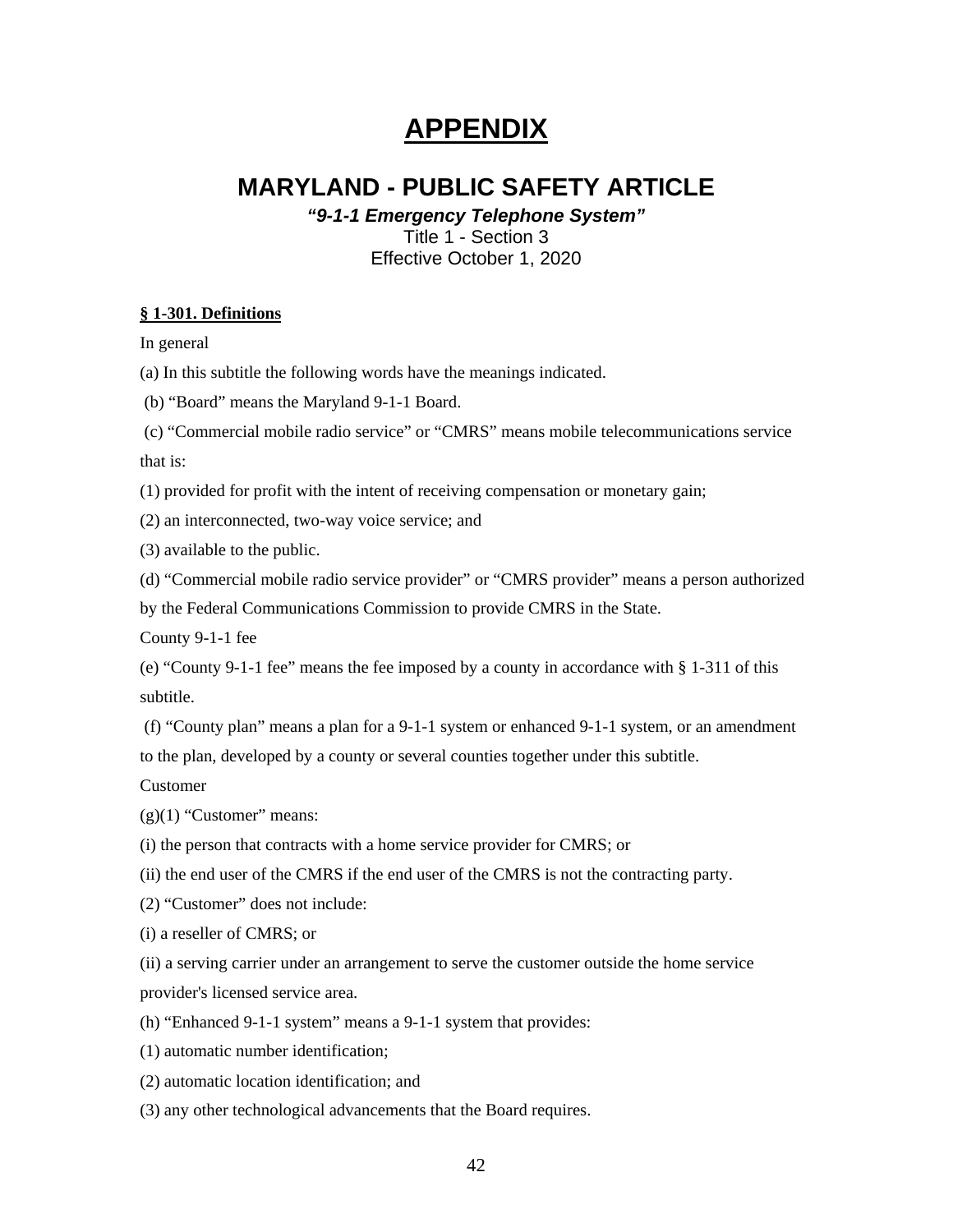# APPENDIX

## MARYLAND - PUBLIC SAFETY ARTICLE

***"9-1-1 Emergency Telephone System"***

Title 1 - Section 3

Effective October 1, 2020

**§ 1-301. Definitions**

In general

(a) In this subtitle the following words have the meanings indicated.

(b) "Board" means the Maryland 9-1-1 Board.

(c) "Commercial mobile radio service" or "CMRS" means mobile telecommunications service that is:

(1) provided for profit with the intent of receiving compensation or monetary gain;

(2) an interconnected, two-way voice service; and

(3) available to the public.

(d) "Commercial mobile radio service provider" or "CMRS provider" means a person authorized by the Federal Communications Commission to provide CMRS in the State.

County 9-1-1 fee

(e) "County 9-1-1 fee" means the fee imposed by a county in accordance with § 1-311 of this subtitle.

(f) "County plan" means a plan for a 9-1-1 system or enhanced 9-1-1 system, or an amendment to the plan, developed by a county or several counties together under this subtitle.

Customer

(g)(1) "Customer" means:

(i) the person that contracts with a home service provider for CMRS; or

(ii) the end user of the CMRS if the end user of the CMRS is not the contracting party.

(2) "Customer" does not include:

(i) a reseller of CMRS; or

(ii) a serving carrier under an arrangement to serve the customer outside the home service provider's licensed service area.

(h) "Enhanced 9-1-1 system" means a 9-1-1 system that provides:

(1) automatic number identification;

(2) automatic location identification; and

(3) any other technological advancements that the Board requires.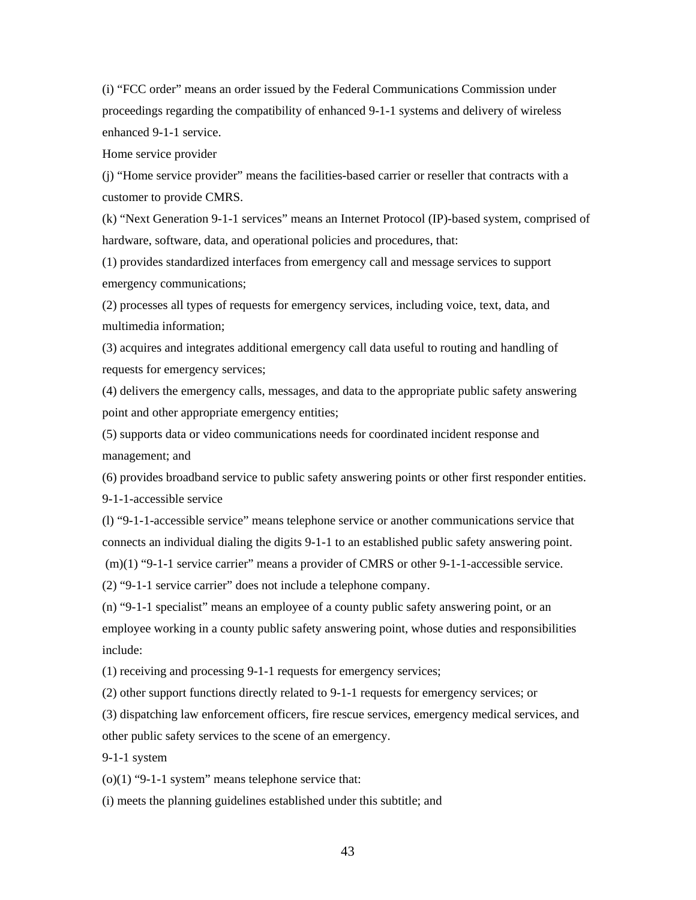(i) "FCC order" means an order issued by the Federal Communications Commission under proceedings regarding the compatibility of enhanced 9-1-1 systems and delivery of wireless enhanced 9-1-1 service.

Home service provider

(j) "Home service provider" means the facilities-based carrier or reseller that contracts with a customer to provide CMRS.

(k) "Next Generation 9-1-1 services" means an Internet Protocol (IP)-based system, comprised of hardware, software, data, and operational policies and procedures, that:

(1) provides standardized interfaces from emergency call and message services to support emergency communications;

(2) processes all types of requests for emergency services, including voice, text, data, and multimedia information;

(3) acquires and integrates additional emergency call data useful to routing and handling of requests for emergency services;

(4) delivers the emergency calls, messages, and data to the appropriate public safety answering point and other appropriate emergency entities;

(5) supports data or video communications needs for coordinated incident response and management; and

(6) provides broadband service to public safety answering points or other first responder entities.

9-1-1-accessible service

(l) "9-1-1-accessible service" means telephone service or another communications service that connects an individual dialing the digits 9-1-1 to an established public safety answering point.

(m)(1) "9-1-1 service carrier" means a provider of CMRS or other 9-1-1-accessible service.

(2) "9-1-1 service carrier" does not include a telephone company.

(n) "9-1-1 specialist" means an employee of a county public safety answering point, or an employee working in a county public safety answering point, whose duties and responsibilities include:

(1) receiving and processing 9-1-1 requests for emergency services;

(2) other support functions directly related to 9-1-1 requests for emergency services; or

(3) dispatching law enforcement officers, fire rescue services, emergency medical services, and other public safety services to the scene of an emergency.

9-1-1 system

(o)(1) "9-1-1 system" means telephone service that:

(i) meets the planning guidelines established under this subtitle; and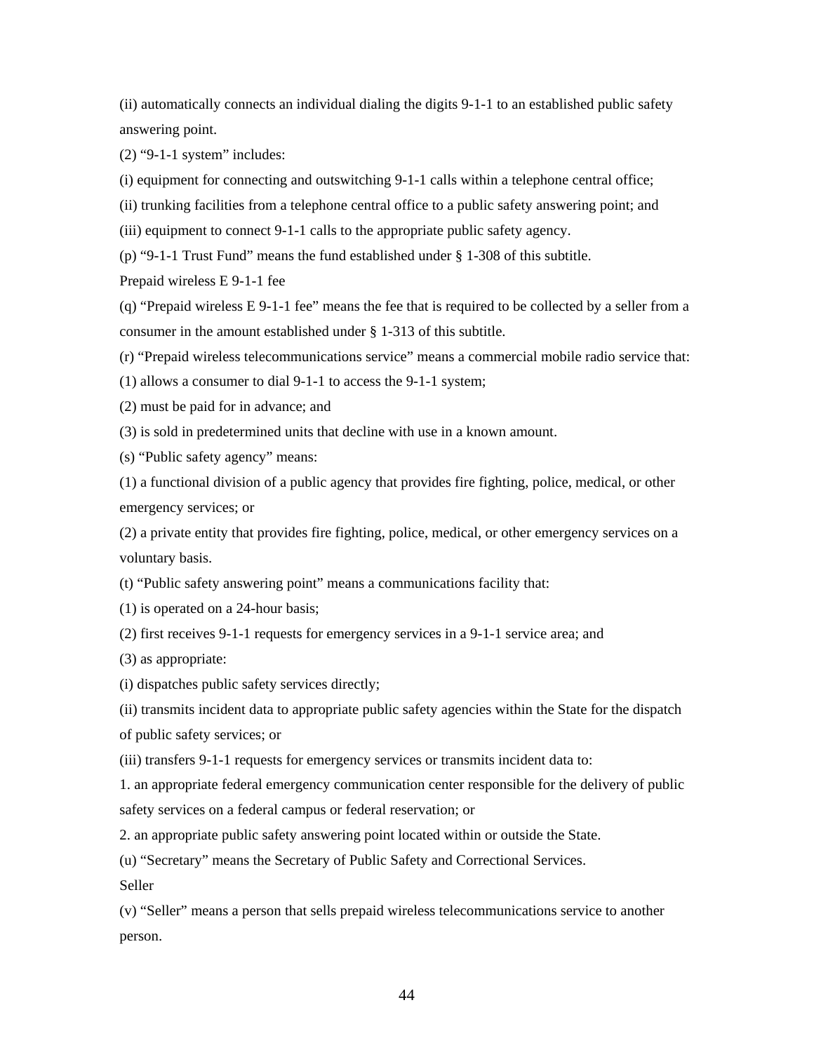(ii) automatically connects an individual dialing the digits 9-1-1 to an established public safety answering point.

(2) “9-1-1 system” includes:

(i) equipment for connecting and outswitching 9-1-1 calls within a telephone central office;

(ii) trunking facilities from a telephone central office to a public safety answering point; and

(iii) equipment to connect 9-1-1 calls to the appropriate public safety agency.

(p) “9-1-1 Trust Fund” means the fund established under § 1-308 of this subtitle.

Prepaid wireless E 9-1-1 fee

(q) “Prepaid wireless E 9-1-1 fee” means the fee that is required to be collected by a seller from a consumer in the amount established under § 1-313 of this subtitle.

(r) “Prepaid wireless telecommunications service” means a commercial mobile radio service that:

(1) allows a consumer to dial 9-1-1 to access the 9-1-1 system;

(2) must be paid for in advance; and

(3) is sold in predetermined units that decline with use in a known amount.

(s) “Public safety agency” means:

(1) a functional division of a public agency that provides fire fighting, police, medical, or other emergency services; or

(2) a private entity that provides fire fighting, police, medical, or other emergency services on a voluntary basis.

(t) “Public safety answering point” means a communications facility that:

(1) is operated on a 24-hour basis;

(2) first receives 9-1-1 requests for emergency services in a 9-1-1 service area; and

(3) as appropriate:

(i) dispatches public safety services directly;

(ii) transmits incident data to appropriate public safety agencies within the State for the dispatch of public safety services; or

(iii) transfers 9-1-1 requests for emergency services or transmits incident data to:

1. an appropriate federal emergency communication center responsible for the delivery of public safety services on a federal campus or federal reservation; or

2. an appropriate public safety answering point located within or outside the State.

(u) “Secretary” means the Secretary of Public Safety and Correctional Services.

Seller

(v) “Seller” means a person that sells prepaid wireless telecommunications service to another person.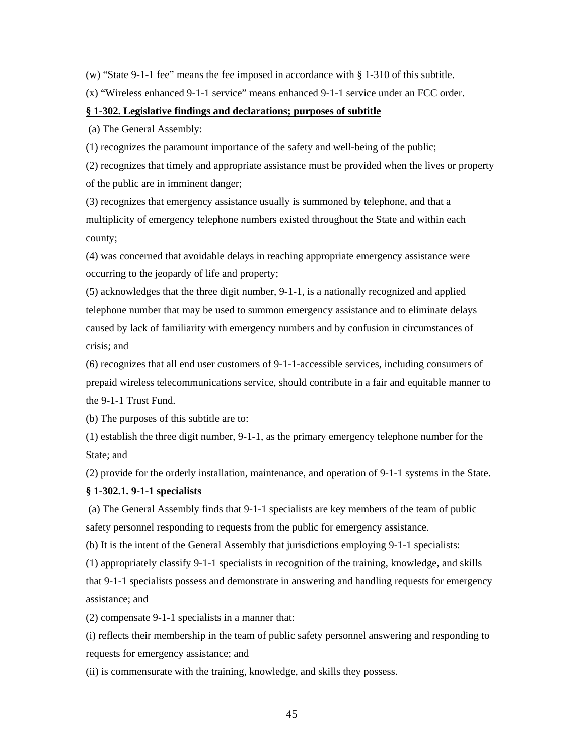(w) “State 9-1-1 fee” means the fee imposed in accordance with § 1-310 of this subtitle.

(x) “Wireless enhanced 9-1-1 service” means enhanced 9-1-1 service under an FCC order.

**§ 1-302. Legislative findings and declarations; purposes of subtitle**

(a) The General Assembly:

(1) recognizes the paramount importance of the safety and well-being of the public;

(2) recognizes that timely and appropriate assistance must be provided when the lives or property of the public are in imminent danger;

(3) recognizes that emergency assistance usually is summoned by telephone, and that a multiplicity of emergency telephone numbers existed throughout the State and within each county;

(4) was concerned that avoidable delays in reaching appropriate emergency assistance were occurring to the jeopardy of life and property;

(5) acknowledges that the three digit number, 9-1-1, is a nationally recognized and applied telephone number that may be used to summon emergency assistance and to eliminate delays caused by lack of familiarity with emergency numbers and by confusion in circumstances of crisis; and

(6) recognizes that all end user customers of 9-1-1-accessible services, including consumers of prepaid wireless telecommunications service, should contribute in a fair and equitable manner to the 9-1-1 Trust Fund.

(b) The purposes of this subtitle are to:

(1) establish the three digit number, 9-1-1, as the primary emergency telephone number for the State; and

(2) provide for the orderly installation, maintenance, and operation of 9-1-1 systems in the State.

**§ 1-302.1. 9-1-1 specialists**

(a) The General Assembly finds that 9-1-1 specialists are key members of the team of public safety personnel responding to requests from the public for emergency assistance.

(b) It is the intent of the General Assembly that jurisdictions employing 9-1-1 specialists:

(1) appropriately classify 9-1-1 specialists in recognition of the training, knowledge, and skills that 9-1-1 specialists possess and demonstrate in answering and handling requests for emergency assistance; and

(2) compensate 9-1-1 specialists in a manner that:

(i) reflects their membership in the team of public safety personnel answering and responding to requests for emergency assistance; and

(ii) is commensurate with the training, knowledge, and skills they possess.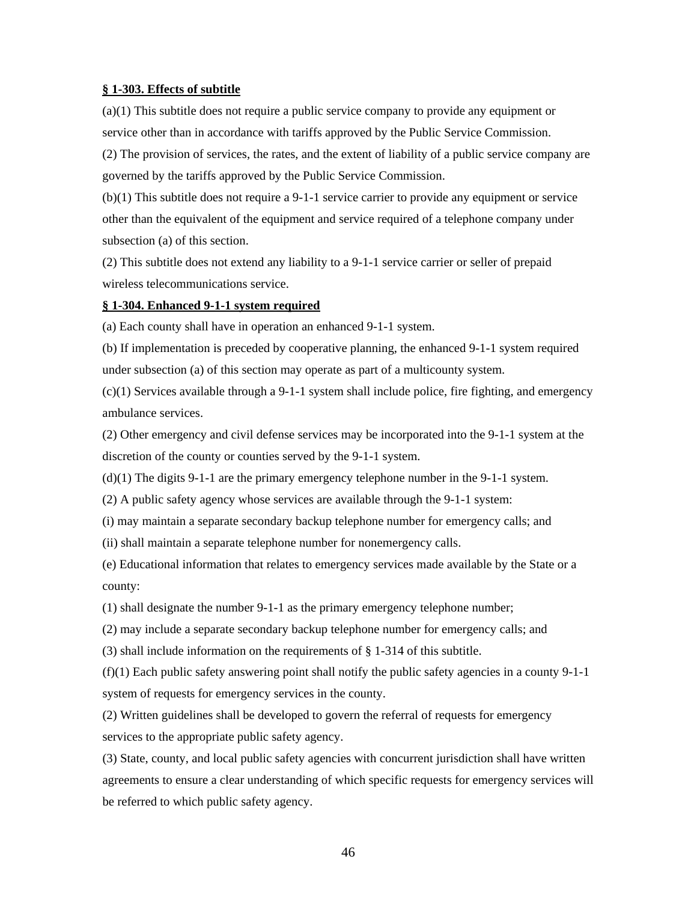**<u>§ 1-303. Effects of subtitle</u>**

(a)(1) This subtitle does not require a public service company to provide any equipment or service other than in accordance with tariffs approved by the Public Service Commission.

(2) The provision of services, the rates, and the extent of liability of a public service company are governed by the tariffs approved by the Public Service Commission.

(b)(1) This subtitle does not require a 9-1-1 service carrier to provide any equipment or service other than the equivalent of the equipment and service required of a telephone company under subsection (a) of this section.

(2) This subtitle does not extend any liability to a 9-1-1 service carrier or seller of prepaid wireless telecommunications service.

**<u>§ 1-304. Enhanced 9-1-1 system required</u>**

(a) Each county shall have in operation an enhanced 9-1-1 system.

(b) If implementation is preceded by cooperative planning, the enhanced 9-1-1 system required under subsection (a) of this section may operate as part of a multicounty system.

(c)(1) Services available through a 9-1-1 system shall include police, fire fighting, and emergency ambulance services.

(2) Other emergency and civil defense services may be incorporated into the 9-1-1 system at the discretion of the county or counties served by the 9-1-1 system.

(d)(1) The digits 9-1-1 are the primary emergency telephone number in the 9-1-1 system.

(2) A public safety agency whose services are available through the 9-1-1 system:

(i) may maintain a separate secondary backup telephone number for emergency calls; and

(ii) shall maintain a separate telephone number for nonemergency calls.

(e) Educational information that relates to emergency services made available by the State or a county:

(1) shall designate the number 9-1-1 as the primary emergency telephone number;

(2) may include a separate secondary backup telephone number for emergency calls; and

(3) shall include information on the requirements of § 1-314 of this subtitle.

(f)(1) Each public safety answering point shall notify the public safety agencies in a county 9-1-1 system of requests for emergency services in the county.

(2) Written guidelines shall be developed to govern the referral of requests for emergency services to the appropriate public safety agency.

(3) State, county, and local public safety agencies with concurrent jurisdiction shall have written agreements to ensure a clear understanding of which specific requests for emergency services will be referred to which public safety agency.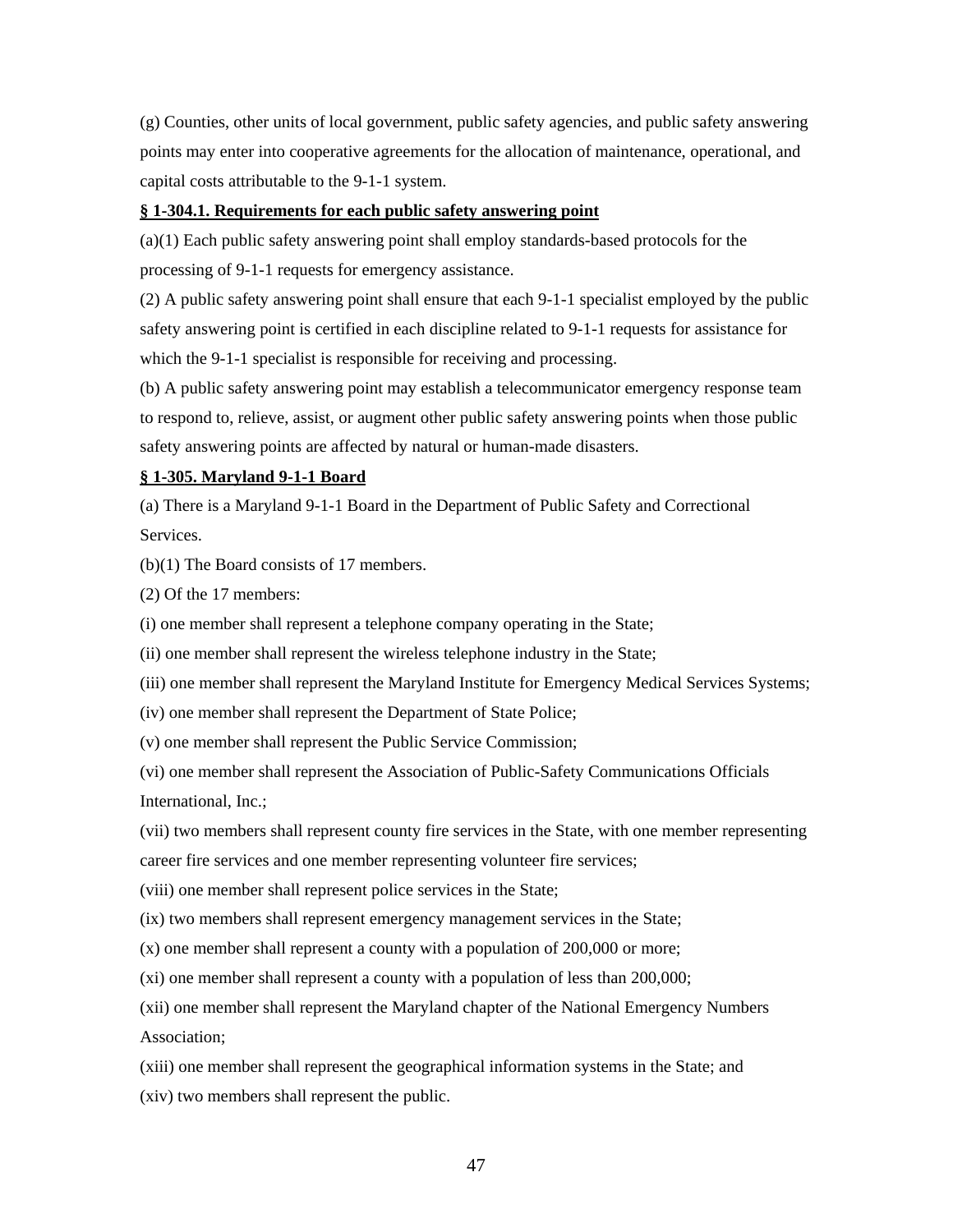(g) Counties, other units of local government, public safety agencies, and public safety answering points may enter into cooperative agreements for the allocation of maintenance, operational, and capital costs attributable to the 9-1-1 system.

**§ 1-304.1. Requirements for each public safety answering point**

(a)(1) Each public safety answering point shall employ standards-based protocols for the processing of 9-1-1 requests for emergency assistance.

(2) A public safety answering point shall ensure that each 9-1-1 specialist employed by the public safety answering point is certified in each discipline related to 9-1-1 requests for assistance for which the 9-1-1 specialist is responsible for receiving and processing.

(b) A public safety answering point may establish a telecommunicator emergency response team to respond to, relieve, assist, or augment other public safety answering points when those public safety answering points are affected by natural or human-made disasters.

**§ 1-305. Maryland 9-1-1 Board**

(a) There is a Maryland 9-1-1 Board in the Department of Public Safety and Correctional Services.

(b)(1) The Board consists of 17 members.

(2) Of the 17 members:

(i) one member shall represent a telephone company operating in the State;

(ii) one member shall represent the wireless telephone industry in the State;

(iii) one member shall represent the Maryland Institute for Emergency Medical Services Systems;

(iv) one member shall represent the Department of State Police;

(v) one member shall represent the Public Service Commission;

(vi) one member shall represent the Association of Public-Safety Communications Officials International, Inc.;

(vii) two members shall represent county fire services in the State, with one member representing career fire services and one member representing volunteer fire services;

(viii) one member shall represent police services in the State;

(ix) two members shall represent emergency management services in the State;

(x) one member shall represent a county with a population of 200,000 or more;

(xi) one member shall represent a county with a population of less than 200,000;

(xii) one member shall represent the Maryland chapter of the National Emergency Numbers Association;

(xiii) one member shall represent the geographical information systems in the State; and

(xiv) two members shall represent the public.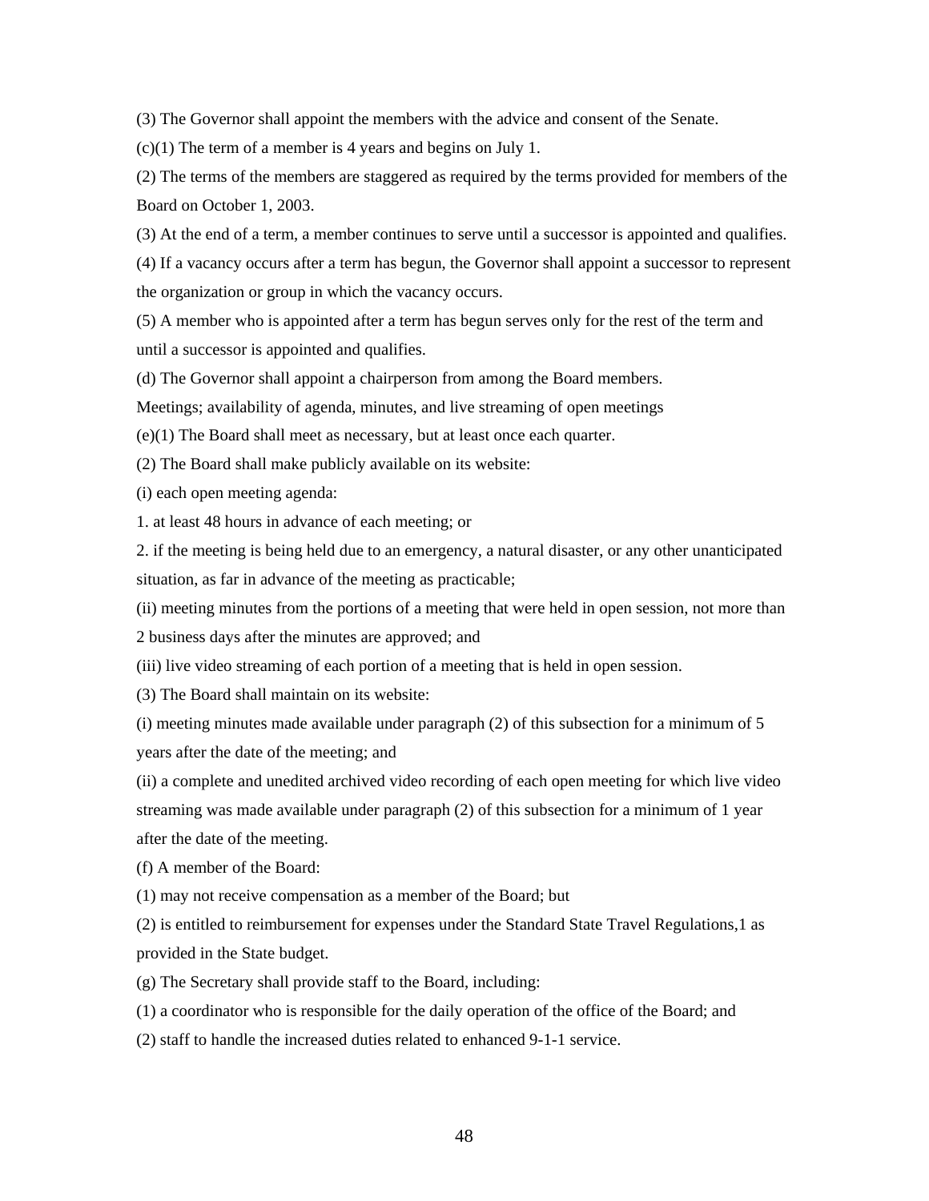(3) The Governor shall appoint the members with the advice and consent of the Senate.

(c)(1) The term of a member is 4 years and begins on July 1.

(2) The terms of the members are staggered as required by the terms provided for members of the Board on October 1, 2003.

(3) At the end of a term, a member continues to serve until a successor is appointed and qualifies.

(4) If a vacancy occurs after a term has begun, the Governor shall appoint a successor to represent the organization or group in which the vacancy occurs.

(5) A member who is appointed after a term has begun serves only for the rest of the term and until a successor is appointed and qualifies.

(d) The Governor shall appoint a chairperson from among the Board members.

Meetings; availability of agenda, minutes, and live streaming of open meetings

(e)(1) The Board shall meet as necessary, but at least once each quarter.

(2) The Board shall make publicly available on its website:

(i) each open meeting agenda:

1. at least 48 hours in advance of each meeting; or

2. if the meeting is being held due to an emergency, a natural disaster, or any other unanticipated situation, as far in advance of the meeting as practicable;

(ii) meeting minutes from the portions of a meeting that were held in open session, not more than 2 business days after the minutes are approved; and

(iii) live video streaming of each portion of a meeting that is held in open session.

(3) The Board shall maintain on its website:

(i) meeting minutes made available under paragraph (2) of this subsection for a minimum of 5 years after the date of the meeting; and

(ii) a complete and unedited archived video recording of each open meeting for which live video streaming was made available under paragraph (2) of this subsection for a minimum of 1 year after the date of the meeting.

(f) A member of the Board:

(1) may not receive compensation as a member of the Board; but

(2) is entitled to reimbursement for expenses under the Standard State Travel Regulations,1 as provided in the State budget.

(g) The Secretary shall provide staff to the Board, including:

(1) a coordinator who is responsible for the daily operation of the office of the Board; and

(2) staff to handle the increased duties related to enhanced 9-1-1 service.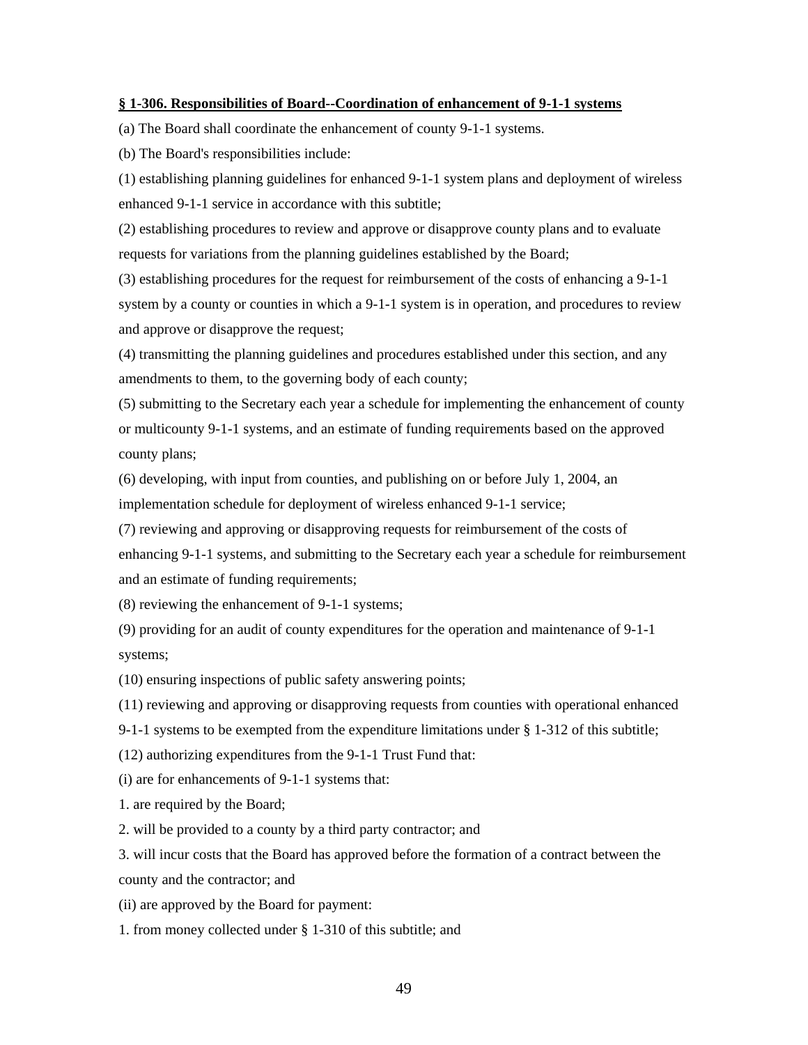**§ 1-306. Responsibilities of Board--Coordination of enhancement of 9-1-1 systems**

(a) The Board shall coordinate the enhancement of county 9-1-1 systems.

(b) The Board's responsibilities include:

(1) establishing planning guidelines for enhanced 9-1-1 system plans and deployment of wireless enhanced 9-1-1 service in accordance with this subtitle;

(2) establishing procedures to review and approve or disapprove county plans and to evaluate requests for variations from the planning guidelines established by the Board;

(3) establishing procedures for the request for reimbursement of the costs of enhancing a 9-1-1 system by a county or counties in which a 9-1-1 system is in operation, and procedures to review and approve or disapprove the request;

(4) transmitting the planning guidelines and procedures established under this section, and any amendments to them, to the governing body of each county;

(5) submitting to the Secretary each year a schedule for implementing the enhancement of county or multicounty 9-1-1 systems, and an estimate of funding requirements based on the approved county plans;

(6) developing, with input from counties, and publishing on or before July 1, 2004, an implementation schedule for deployment of wireless enhanced 9-1-1 service;

(7) reviewing and approving or disapproving requests for reimbursement of the costs of enhancing 9-1-1 systems, and submitting to the Secretary each year a schedule for reimbursement and an estimate of funding requirements;

(8) reviewing the enhancement of 9-1-1 systems;

(9) providing for an audit of county expenditures for the operation and maintenance of 9-1-1 systems;

(10) ensuring inspections of public safety answering points;

(11) reviewing and approving or disapproving requests from counties with operational enhanced 9-1-1 systems to be exempted from the expenditure limitations under § 1-312 of this subtitle;

(12) authorizing expenditures from the 9-1-1 Trust Fund that:

(i) are for enhancements of 9-1-1 systems that:

1. are required by the Board;

2. will be provided to a county by a third party contractor; and

3. will incur costs that the Board has approved before the formation of a contract between the county and the contractor; and

(ii) are approved by the Board for payment:

1. from money collected under § 1-310 of this subtitle; and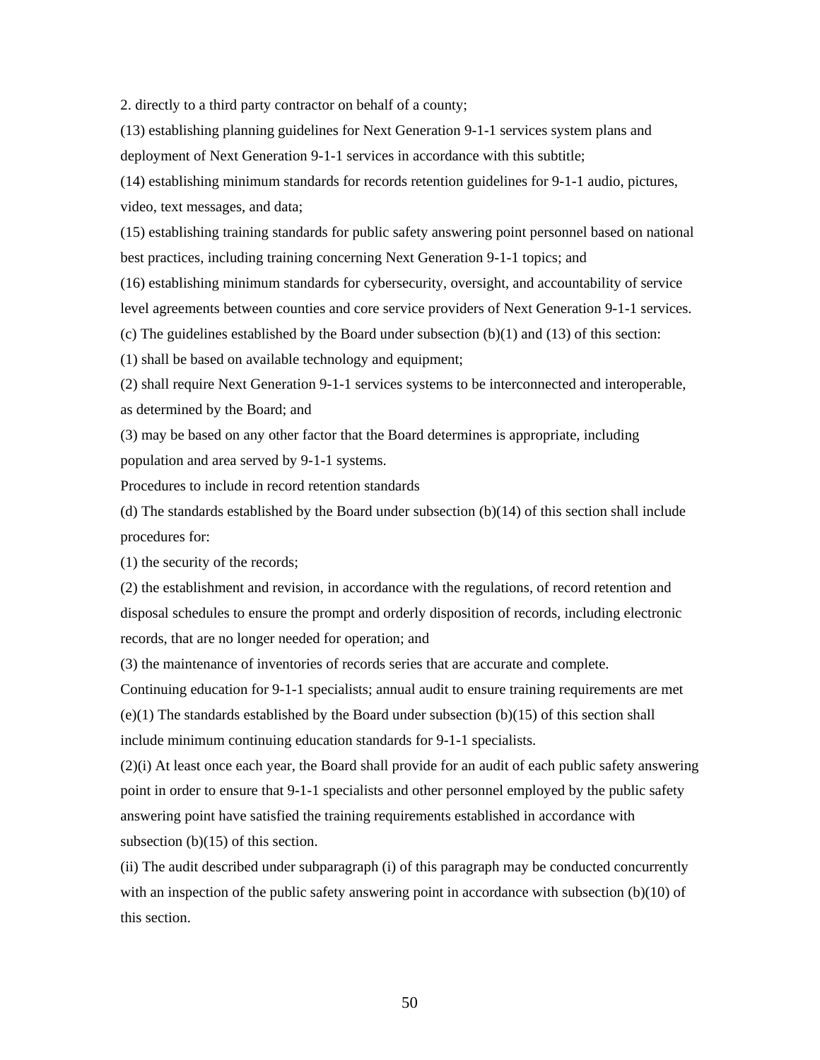2. directly to a third party contractor on behalf of a county;

(13) establishing planning guidelines for Next Generation 9-1-1 services system plans and deployment of Next Generation 9-1-1 services in accordance with this subtitle;

(14) establishing minimum standards for records retention guidelines for 9-1-1 audio, pictures, video, text messages, and data;

(15) establishing training standards for public safety answering point personnel based on national best practices, including training concerning Next Generation 9-1-1 topics; and

(16) establishing minimum standards for cybersecurity, oversight, and accountability of service level agreements between counties and core service providers of Next Generation 9-1-1 services.

(c) The guidelines established by the Board under subsection (b)(1) and (13) of this section:

(1) shall be based on available technology and equipment;

(2) shall require Next Generation 9-1-1 services systems to be interconnected and interoperable, as determined by the Board; and

(3) may be based on any other factor that the Board determines is appropriate, including population and area served by 9-1-1 systems.

Procedures to include in record retention standards

(d) The standards established by the Board under subsection (b)(14) of this section shall include procedures for:

(1) the security of the records;

(2) the establishment and revision, in accordance with the regulations, of record retention and disposal schedules to ensure the prompt and orderly disposition of records, including electronic records, that are no longer needed for operation; and

(3) the maintenance of inventories of records series that are accurate and complete.

Continuing education for 9-1-1 specialists; annual audit to ensure training requirements are met

(e)(1) The standards established by the Board under subsection (b)(15) of this section shall include minimum continuing education standards for 9-1-1 specialists.

(2)(i) At least once each year, the Board shall provide for an audit of each public safety answering point in order to ensure that 9-1-1 specialists and other personnel employed by the public safety answering point have satisfied the training requirements established in accordance with subsection (b)(15) of this section.

(ii) The audit described under subparagraph (i) of this paragraph may be conducted concurrently with an inspection of the public safety answering point in accordance with subsection (b)(10) of this section.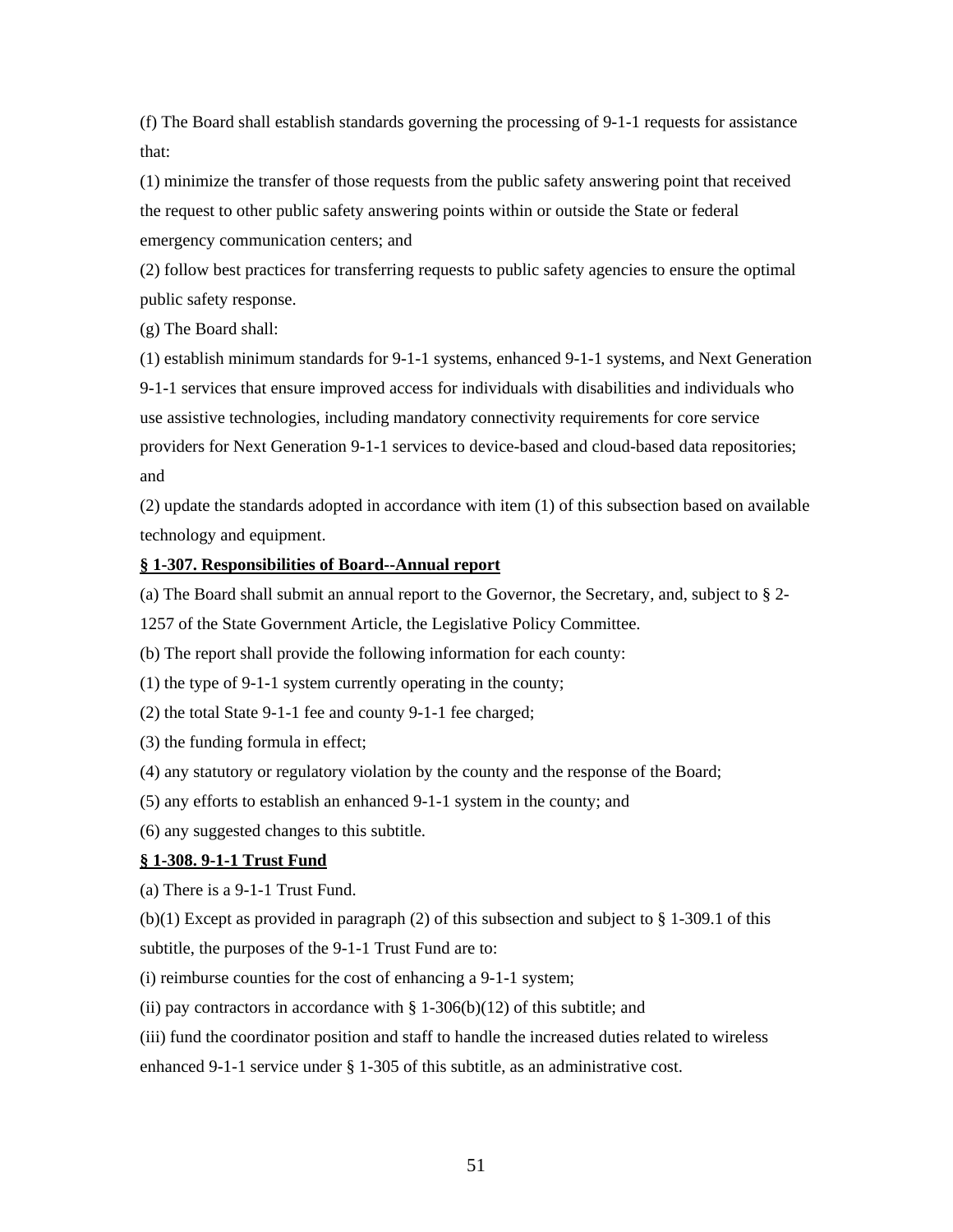(f) The Board shall establish standards governing the processing of 9-1-1 requests for assistance that:

(1) minimize the transfer of those requests from the public safety answering point that received the request to other public safety answering points within or outside the State or federal emergency communication centers; and

(2) follow best practices for transferring requests to public safety agencies to ensure the optimal public safety response.

(g) The Board shall:

(1) establish minimum standards for 9-1-1 systems, enhanced 9-1-1 systems, and Next Generation 9-1-1 services that ensure improved access for individuals with disabilities and individuals who use assistive technologies, including mandatory connectivity requirements for core service providers for Next Generation 9-1-1 services to device-based and cloud-based data repositories; and

(2) update the standards adopted in accordance with item (1) of this subsection based on available technology and equipment.

**§ 1-307. Responsibilities of Board--Annual report**

(a) The Board shall submit an annual report to the Governor, the Secretary, and, subject to § 2-1257 of the State Government Article, the Legislative Policy Committee.

(b) The report shall provide the following information for each county:

(1) the type of 9-1-1 system currently operating in the county;

(2) the total State 9-1-1 fee and county 9-1-1 fee charged;

(3) the funding formula in effect;

(4) any statutory or regulatory violation by the county and the response of the Board;

(5) any efforts to establish an enhanced 9-1-1 system in the county; and

(6) any suggested changes to this subtitle.

**§ 1-308. 9-1-1 Trust Fund**

(a) There is a 9-1-1 Trust Fund.

(b)(1) Except as provided in paragraph (2) of this subsection and subject to § 1-309.1 of this subtitle, the purposes of the 9-1-1 Trust Fund are to:

(i) reimburse counties for the cost of enhancing a 9-1-1 system;

(ii) pay contractors in accordance with § 1-306(b)(12) of this subtitle; and

(iii) fund the coordinator position and staff to handle the increased duties related to wireless enhanced 9-1-1 service under § 1-305 of this subtitle, as an administrative cost.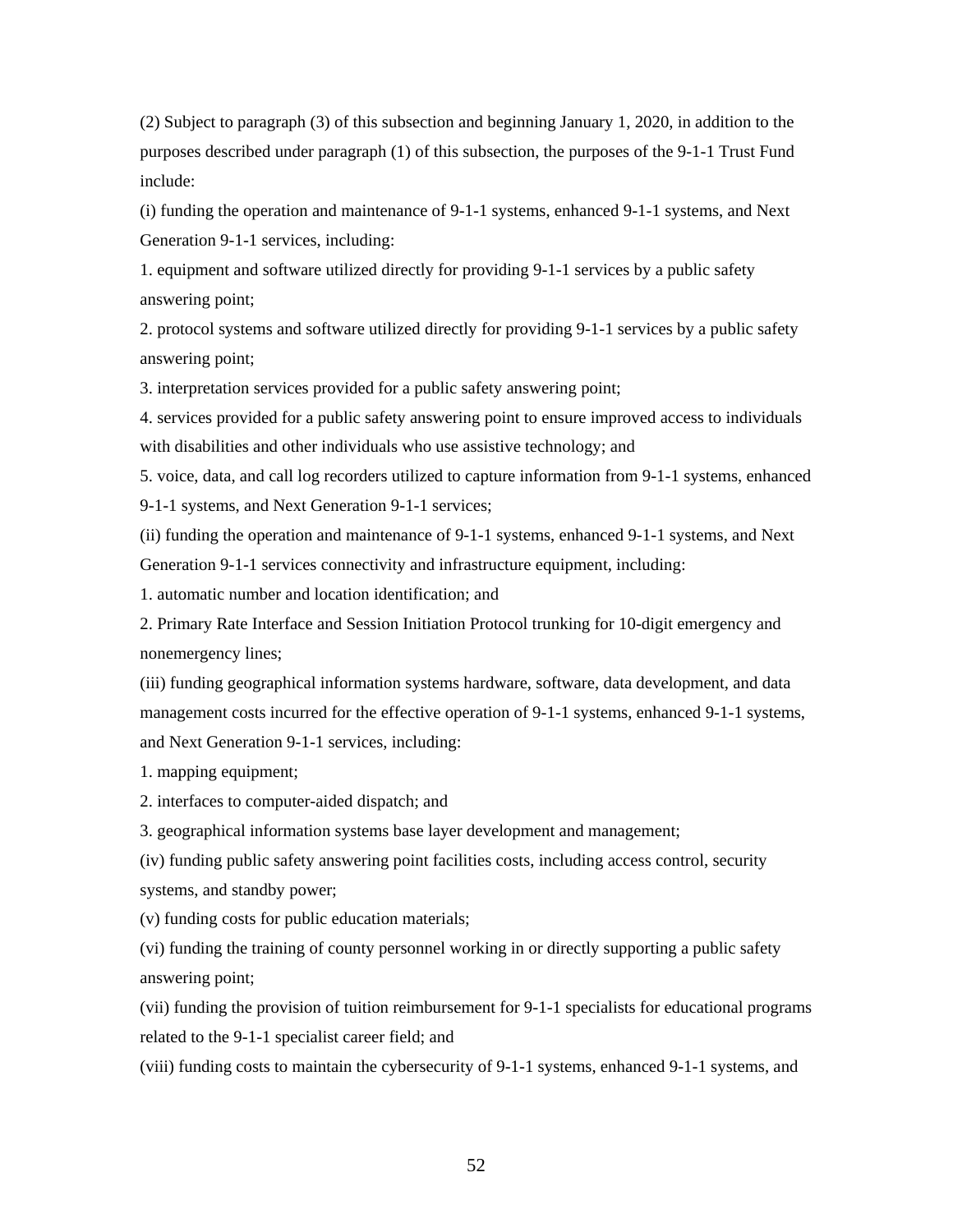(2) Subject to paragraph (3) of this subsection and beginning January 1, 2020, in addition to the purposes described under paragraph (1) of this subsection, the purposes of the 9-1-1 Trust Fund include:

(i) funding the operation and maintenance of 9-1-1 systems, enhanced 9-1-1 systems, and Next Generation 9-1-1 services, including:

1. equipment and software utilized directly for providing 9-1-1 services by a public safety answering point;

2. protocol systems and software utilized directly for providing 9-1-1 services by a public safety answering point;

3. interpretation services provided for a public safety answering point;

4. services provided for a public safety answering point to ensure improved access to individuals with disabilities and other individuals who use assistive technology; and

5. voice, data, and call log recorders utilized to capture information from 9-1-1 systems, enhanced 9-1-1 systems, and Next Generation 9-1-1 services;

(ii) funding the operation and maintenance of 9-1-1 systems, enhanced 9-1-1 systems, and Next Generation 9-1-1 services connectivity and infrastructure equipment, including:

1. automatic number and location identification; and

2. Primary Rate Interface and Session Initiation Protocol trunking for 10-digit emergency and nonemergency lines;

(iii) funding geographical information systems hardware, software, data development, and data management costs incurred for the effective operation of 9-1-1 systems, enhanced 9-1-1 systems, and Next Generation 9-1-1 services, including:

1. mapping equipment;

2. interfaces to computer-aided dispatch; and

3. geographical information systems base layer development and management;

(iv) funding public safety answering point facilities costs, including access control, security systems, and standby power;

(v) funding costs for public education materials;

(vi) funding the training of county personnel working in or directly supporting a public safety answering point;

(vii) funding the provision of tuition reimbursement for 9-1-1 specialists for educational programs related to the 9-1-1 specialist career field; and

(viii) funding costs to maintain the cybersecurity of 9-1-1 systems, enhanced 9-1-1 systems, and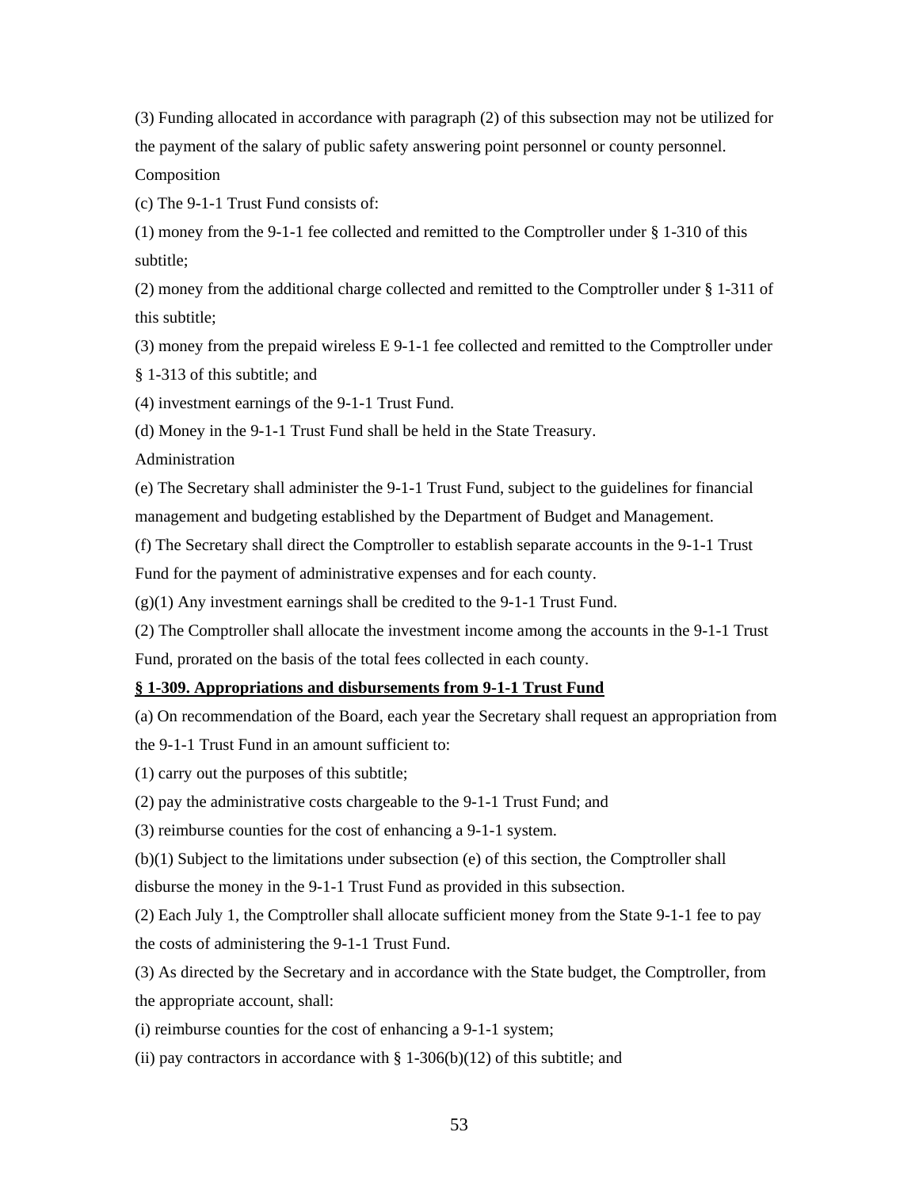(3) Funding allocated in accordance with paragraph (2) of this subsection may not be utilized for the payment of the salary of public safety answering point personnel or county personnel.

Composition

(c) The 9-1-1 Trust Fund consists of:

(1) money from the 9-1-1 fee collected and remitted to the Comptroller under § 1-310 of this subtitle;

(2) money from the additional charge collected and remitted to the Comptroller under § 1-311 of this subtitle;

(3) money from the prepaid wireless E 9-1-1 fee collected and remitted to the Comptroller under § 1-313 of this subtitle; and

(4) investment earnings of the 9-1-1 Trust Fund.

(d) Money in the 9-1-1 Trust Fund shall be held in the State Treasury.

Administration

(e) The Secretary shall administer the 9-1-1 Trust Fund, subject to the guidelines for financial management and budgeting established by the Department of Budget and Management.

(f) The Secretary shall direct the Comptroller to establish separate accounts in the 9-1-1 Trust Fund for the payment of administrative expenses and for each county.

(g)(1) Any investment earnings shall be credited to the 9-1-1 Trust Fund.

(2) The Comptroller shall allocate the investment income among the accounts in the 9-1-1 Trust Fund, prorated on the basis of the total fees collected in each county.

**§ 1-309. Appropriations and disbursements from 9-1-1 Trust Fund**

(a) On recommendation of the Board, each year the Secretary shall request an appropriation from the 9-1-1 Trust Fund in an amount sufficient to:

(1) carry out the purposes of this subtitle;

(2) pay the administrative costs chargeable to the 9-1-1 Trust Fund; and

(3) reimburse counties for the cost of enhancing a 9-1-1 system.

(b)(1) Subject to the limitations under subsection (e) of this section, the Comptroller shall disburse the money in the 9-1-1 Trust Fund as provided in this subsection.

(2) Each July 1, the Comptroller shall allocate sufficient money from the State 9-1-1 fee to pay the costs of administering the 9-1-1 Trust Fund.

(3) As directed by the Secretary and in accordance with the State budget, the Comptroller, from the appropriate account, shall:

(i) reimburse counties for the cost of enhancing a 9-1-1 system;

(ii) pay contractors in accordance with § 1-306(b)(12) of this subtitle; and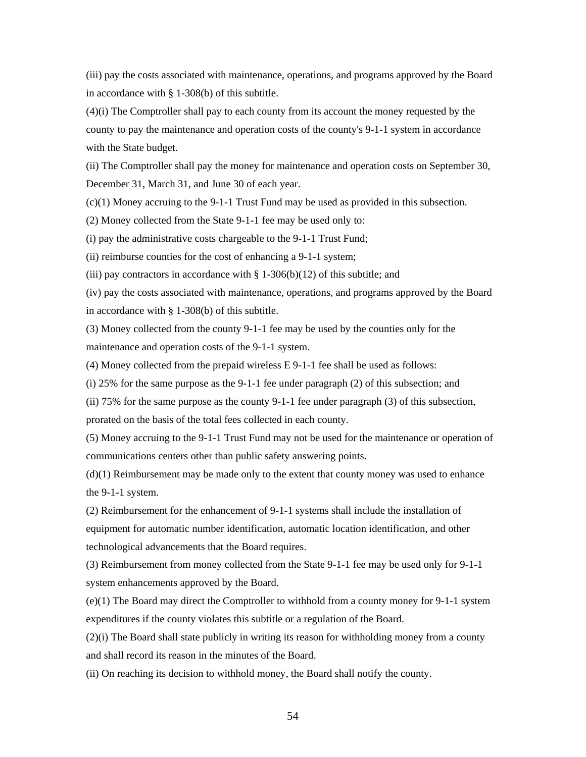(iii) pay the costs associated with maintenance, operations, and programs approved by the Board in accordance with § 1-308(b) of this subtitle.

(4)(i) The Comptroller shall pay to each county from its account the money requested by the county to pay the maintenance and operation costs of the county's 9-1-1 system in accordance with the State budget.

(ii) The Comptroller shall pay the money for maintenance and operation costs on September 30, December 31, March 31, and June 30 of each year.

(c)(1) Money accruing to the 9-1-1 Trust Fund may be used as provided in this subsection.

(2) Money collected from the State 9-1-1 fee may be used only to:

(i) pay the administrative costs chargeable to the 9-1-1 Trust Fund;

(ii) reimburse counties for the cost of enhancing a 9-1-1 system;

(iii) pay contractors in accordance with § 1-306(b)(12) of this subtitle; and

(iv) pay the costs associated with maintenance, operations, and programs approved by the Board in accordance with § 1-308(b) of this subtitle.

(3) Money collected from the county 9-1-1 fee may be used by the counties only for the maintenance and operation costs of the 9-1-1 system.

(4) Money collected from the prepaid wireless E 9-1-1 fee shall be used as follows:

(i) 25% for the same purpose as the 9-1-1 fee under paragraph (2) of this subsection; and

(ii) 75% for the same purpose as the county 9-1-1 fee under paragraph (3) of this subsection, prorated on the basis of the total fees collected in each county.

(5) Money accruing to the 9-1-1 Trust Fund may not be used for the maintenance or operation of communications centers other than public safety answering points.

(d)(1) Reimbursement may be made only to the extent that county money was used to enhance the 9-1-1 system.

(2) Reimbursement for the enhancement of 9-1-1 systems shall include the installation of equipment for automatic number identification, automatic location identification, and other technological advancements that the Board requires.

(3) Reimbursement from money collected from the State 9-1-1 fee may be used only for 9-1-1 system enhancements approved by the Board.

(e)(1) The Board may direct the Comptroller to withhold from a county money for 9-1-1 system expenditures if the county violates this subtitle or a regulation of the Board.

(2)(i) The Board shall state publicly in writing its reason for withholding money from a county and shall record its reason in the minutes of the Board.

(ii) On reaching its decision to withhold money, the Board shall notify the county.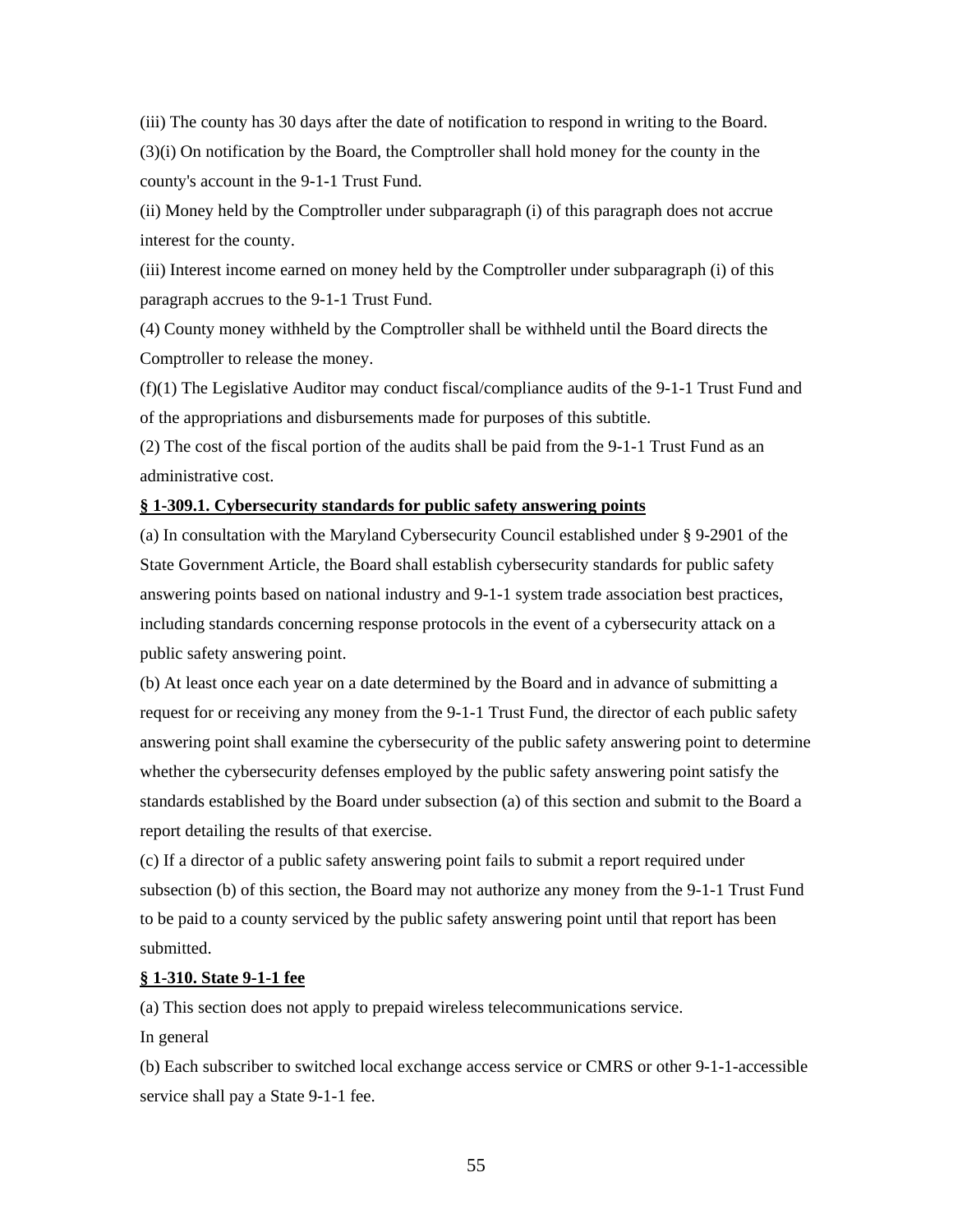(iii) The county has 30 days after the date of notification to respond in writing to the Board.

(3)(i) On notification by the Board, the Comptroller shall hold money for the county in the county's account in the 9-1-1 Trust Fund.

(ii) Money held by the Comptroller under subparagraph (i) of this paragraph does not accrue interest for the county.

(iii) Interest income earned on money held by the Comptroller under subparagraph (i) of this paragraph accrues to the 9-1-1 Trust Fund.

(4) County money withheld by the Comptroller shall be withheld until the Board directs the Comptroller to release the money.

(f)(1) The Legislative Auditor may conduct fiscal/compliance audits of the 9-1-1 Trust Fund and of the appropriations and disbursements made for purposes of this subtitle.

(2) The cost of the fiscal portion of the audits shall be paid from the 9-1-1 Trust Fund as an administrative cost.

**§ 1-309.1. Cybersecurity standards for public safety answering points**

(a) In consultation with the Maryland Cybersecurity Council established under § 9-2901 of the State Government Article, the Board shall establish cybersecurity standards for public safety answering points based on national industry and 9-1-1 system trade association best practices, including standards concerning response protocols in the event of a cybersecurity attack on a public safety answering point.

(b) At least once each year on a date determined by the Board and in advance of submitting a request for or receiving any money from the 9-1-1 Trust Fund, the director of each public safety answering point shall examine the cybersecurity of the public safety answering point to determine whether the cybersecurity defenses employed by the public safety answering point satisfy the standards established by the Board under subsection (a) of this section and submit to the Board a report detailing the results of that exercise.

(c) If a director of a public safety answering point fails to submit a report required under subsection (b) of this section, the Board may not authorize any money from the 9-1-1 Trust Fund to be paid to a county serviced by the public safety answering point until that report has been submitted.

**§ 1-310. State 9-1-1 fee**

(a) This section does not apply to prepaid wireless telecommunications service.

In general

(b) Each subscriber to switched local exchange access service or CMRS or other 9-1-1-accessible service shall pay a State 9-1-1 fee.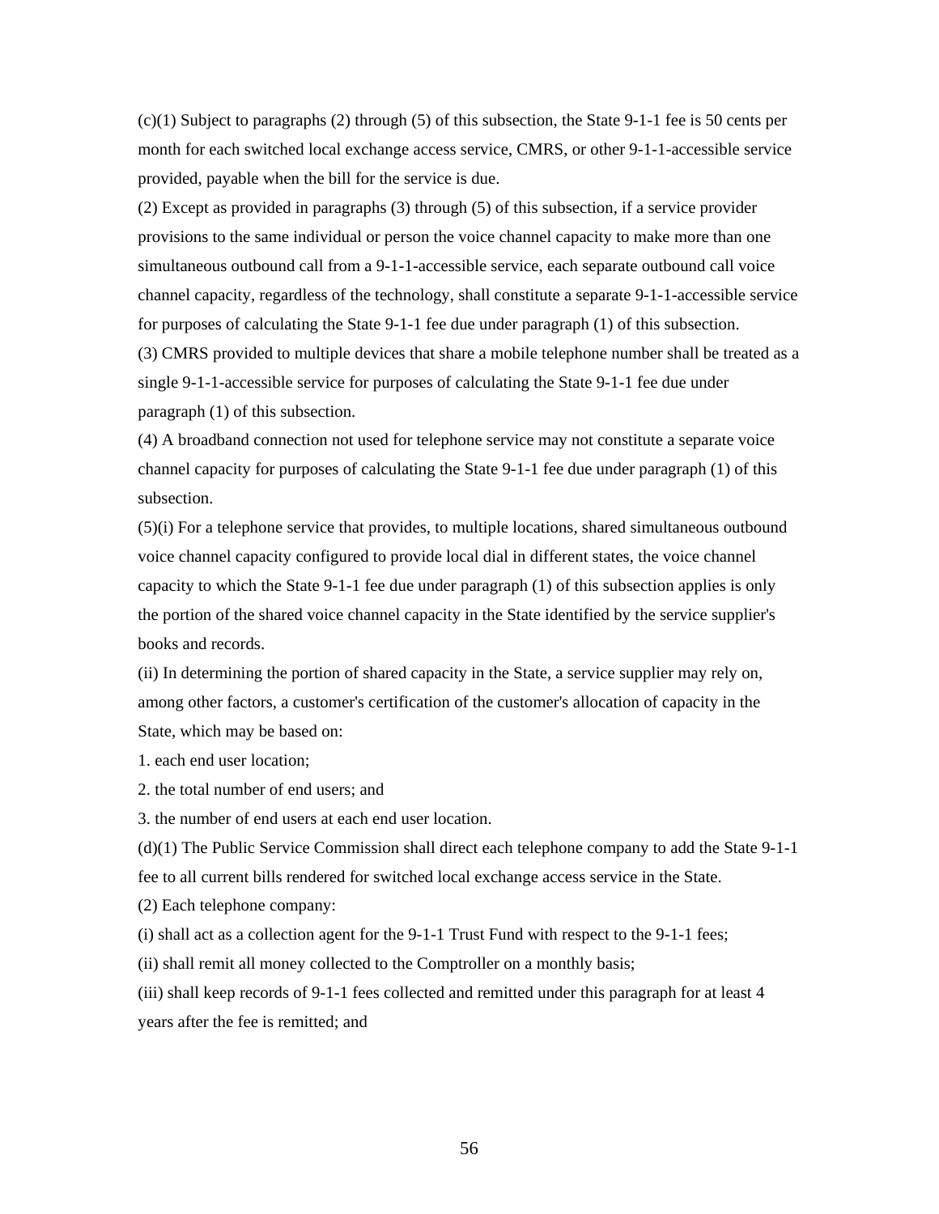(c)(1) Subject to paragraphs (2) through (5) of this subsection, the State 9-1-1 fee is 50 cents per month for each switched local exchange access service, CMRS, or other 9-1-1-accessible service provided, payable when the bill for the service is due.

(2) Except as provided in paragraphs (3) through (5) of this subsection, if a service provider provisions to the same individual or person the voice channel capacity to make more than one simultaneous outbound call from a 9-1-1-accessible service, each separate outbound call voice channel capacity, regardless of the technology, shall constitute a separate 9-1-1-accessible service for purposes of calculating the State 9-1-1 fee due under paragraph (1) of this subsection.

(3) CMRS provided to multiple devices that share a mobile telephone number shall be treated as a single 9-1-1-accessible service for purposes of calculating the State 9-1-1 fee due under paragraph (1) of this subsection.

(4) A broadband connection not used for telephone service may not constitute a separate voice channel capacity for purposes of calculating the State 9-1-1 fee due under paragraph (1) of this subsection.

(5)(i) For a telephone service that provides, to multiple locations, shared simultaneous outbound voice channel capacity configured to provide local dial in different states, the voice channel capacity to which the State 9-1-1 fee due under paragraph (1) of this subsection applies is only the portion of the shared voice channel capacity in the State identified by the service supplier's books and records.

(ii) In determining the portion of shared capacity in the State, a service supplier may rely on, among other factors, a customer's certification of the customer's allocation of capacity in the State, which may be based on:

1. each end user location;

2. the total number of end users; and

3. the number of end users at each end user location.

(d)(1) The Public Service Commission shall direct each telephone company to add the State 9-1-1 fee to all current bills rendered for switched local exchange access service in the State.

(2) Each telephone company:

(i) shall act as a collection agent for the 9-1-1 Trust Fund with respect to the 9-1-1 fees;

(ii) shall remit all money collected to the Comptroller on a monthly basis;

(iii) shall keep records of 9-1-1 fees collected and remitted under this paragraph for at least 4 years after the fee is remitted; and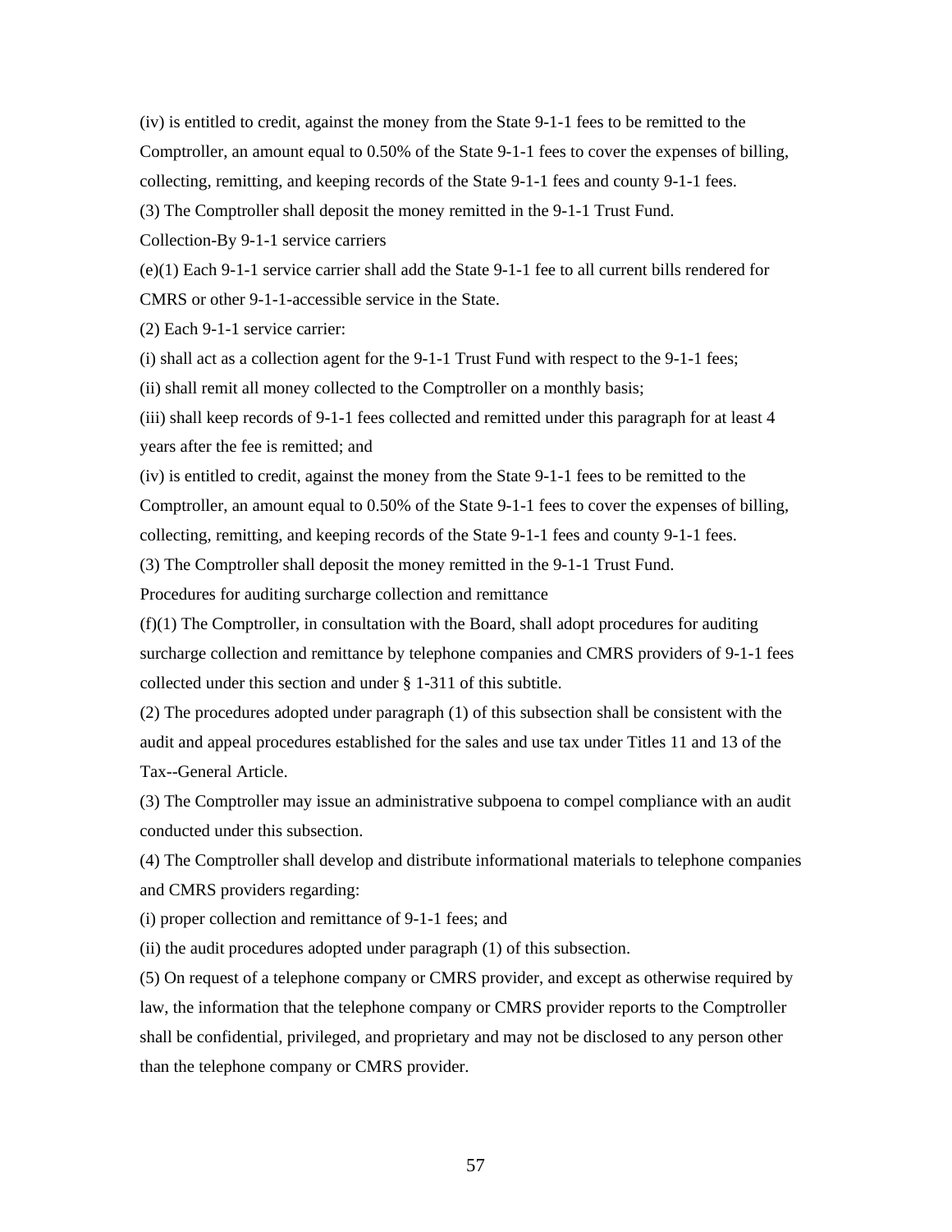(iv) is entitled to credit, against the money from the State 9-1-1 fees to be remitted to the Comptroller, an amount equal to 0.50% of the State 9-1-1 fees to cover the expenses of billing, collecting, remitting, and keeping records of the State 9-1-1 fees and county 9-1-1 fees.

(3) The Comptroller shall deposit the money remitted in the 9-1-1 Trust Fund.

Collection-By 9-1-1 service carriers

(e)(1) Each 9-1-1 service carrier shall add the State 9-1-1 fee to all current bills rendered for CMRS or other 9-1-1-accessible service in the State.

(2) Each 9-1-1 service carrier:

(i) shall act as a collection agent for the 9-1-1 Trust Fund with respect to the 9-1-1 fees;

(ii) shall remit all money collected to the Comptroller on a monthly basis;

(iii) shall keep records of 9-1-1 fees collected and remitted under this paragraph for at least 4 years after the fee is remitted; and

(iv) is entitled to credit, against the money from the State 9-1-1 fees to be remitted to the Comptroller, an amount equal to 0.50% of the State 9-1-1 fees to cover the expenses of billing, collecting, remitting, and keeping records of the State 9-1-1 fees and county 9-1-1 fees.

(3) The Comptroller shall deposit the money remitted in the 9-1-1 Trust Fund.

Procedures for auditing surcharge collection and remittance

(f)(1) The Comptroller, in consultation with the Board, shall adopt procedures for auditing surcharge collection and remittance by telephone companies and CMRS providers of 9-1-1 fees collected under this section and under § 1-311 of this subtitle.

(2) The procedures adopted under paragraph (1) of this subsection shall be consistent with the audit and appeal procedures established for the sales and use tax under Titles 11 and 13 of the Tax--General Article.

(3) The Comptroller may issue an administrative subpoena to compel compliance with an audit conducted under this subsection.

(4) The Comptroller shall develop and distribute informational materials to telephone companies and CMRS providers regarding:

(i) proper collection and remittance of 9-1-1 fees; and

(ii) the audit procedures adopted under paragraph (1) of this subsection.

(5) On request of a telephone company or CMRS provider, and except as otherwise required by law, the information that the telephone company or CMRS provider reports to the Comptroller shall be confidential, privileged, and proprietary and may not be disclosed to any person other than the telephone company or CMRS provider.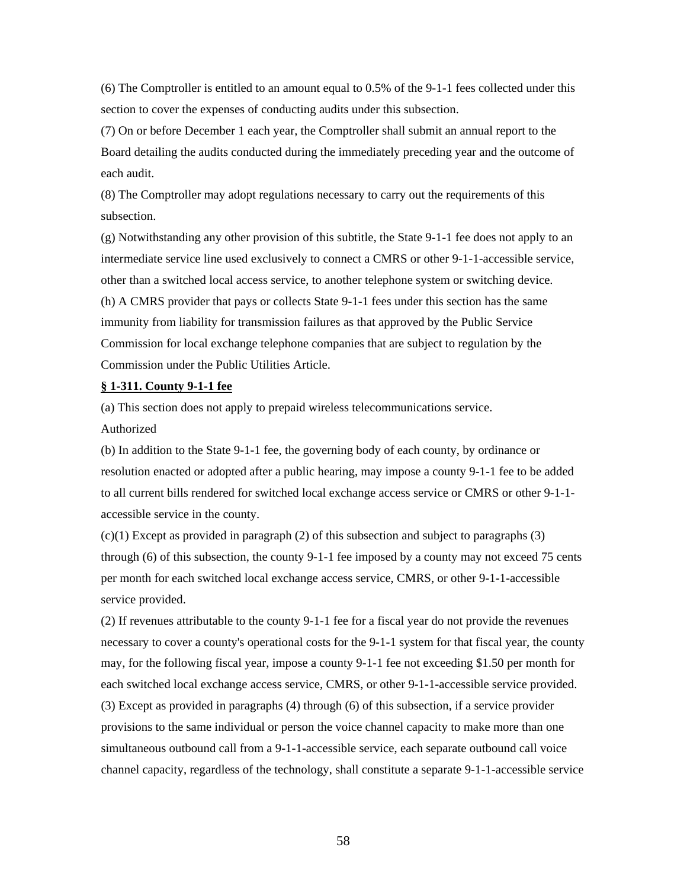(6) The Comptroller is entitled to an amount equal to 0.5% of the 9-1-1 fees collected under this section to cover the expenses of conducting audits under this subsection.

(7) On or before December 1 each year, the Comptroller shall submit an annual report to the Board detailing the audits conducted during the immediately preceding year and the outcome of each audit.

(8) The Comptroller may adopt regulations necessary to carry out the requirements of this subsection.

(g) Notwithstanding any other provision of this subtitle, the State 9-1-1 fee does not apply to an intermediate service line used exclusively to connect a CMRS or other 9-1-1-accessible service, other than a switched local access service, to another telephone system or switching device.

(h) A CMRS provider that pays or collects State 9-1-1 fees under this section has the same immunity from liability for transmission failures as that approved by the Public Service Commission for local exchange telephone companies that are subject to regulation by the Commission under the Public Utilities Article.

**§ 1-311. County 9-1-1 fee**

(a) This section does not apply to prepaid wireless telecommunications service.

Authorized

(b) In addition to the State 9-1-1 fee, the governing body of each county, by ordinance or resolution enacted or adopted after a public hearing, may impose a county 9-1-1 fee to be added to all current bills rendered for switched local exchange access service or CMRS or other 9-1-1-accessible service in the county.

(c)(1) Except as provided in paragraph (2) of this subsection and subject to paragraphs (3) through (6) of this subsection, the county 9-1-1 fee imposed by a county may not exceed 75 cents per month for each switched local exchange access service, CMRS, or other 9-1-1-accessible service provided.

(2) If revenues attributable to the county 9-1-1 fee for a fiscal year do not provide the revenues necessary to cover a county's operational costs for the 9-1-1 system for that fiscal year, the county may, for the following fiscal year, impose a county 9-1-1 fee not exceeding $1.50 per month for each switched local exchange access service, CMRS, or other 9-1-1-accessible service provided.

(3) Except as provided in paragraphs (4) through (6) of this subsection, if a service provider provisions to the same individual or person the voice channel capacity to make more than one simultaneous outbound call from a 9-1-1-accessible service, each separate outbound call voice channel capacity, regardless of the technology, shall constitute a separate 9-1-1-accessible service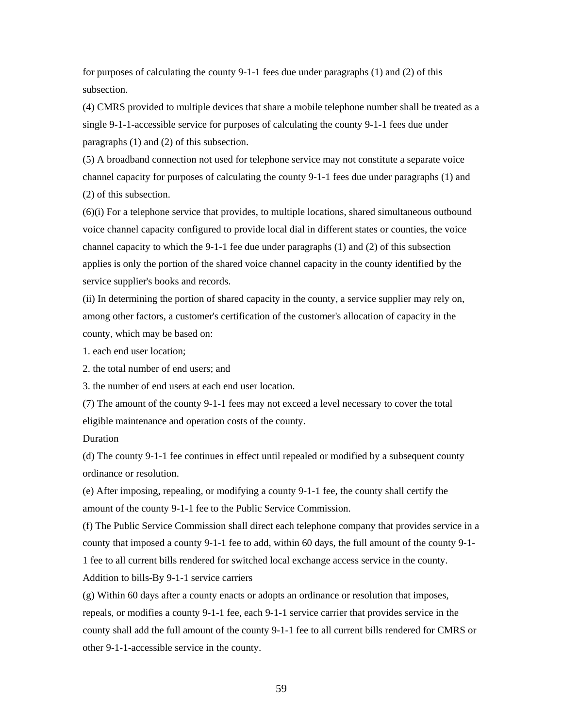for purposes of calculating the county 9-1-1 fees due under paragraphs (1) and (2) of this subsection.

(4) CMRS provided to multiple devices that share a mobile telephone number shall be treated as a single 9-1-1-accessible service for purposes of calculating the county 9-1-1 fees due under paragraphs (1) and (2) of this subsection.

(5) A broadband connection not used for telephone service may not constitute a separate voice channel capacity for purposes of calculating the county 9-1-1 fees due under paragraphs (1) and (2) of this subsection.

(6)(i) For a telephone service that provides, to multiple locations, shared simultaneous outbound voice channel capacity configured to provide local dial in different states or counties, the voice channel capacity to which the 9-1-1 fee due under paragraphs (1) and (2) of this subsection applies is only the portion of the shared voice channel capacity in the county identified by the service supplier's books and records.

(ii) In determining the portion of shared capacity in the county, a service supplier may rely on, among other factors, a customer's certification of the customer's allocation of capacity in the county, which may be based on:

1. each end user location;

2. the total number of end users; and

3. the number of end users at each end user location.

(7) The amount of the county 9-1-1 fees may not exceed a level necessary to cover the total eligible maintenance and operation costs of the county.

Duration

(d) The county 9-1-1 fee continues in effect until repealed or modified by a subsequent county ordinance or resolution.

(e) After imposing, repealing, or modifying a county 9-1-1 fee, the county shall certify the amount of the county 9-1-1 fee to the Public Service Commission.

(f) The Public Service Commission shall direct each telephone company that provides service in a county that imposed a county 9-1-1 fee to add, within 60 days, the full amount of the county 9-1-1 fee to all current bills rendered for switched local exchange access service in the county.

Addition to bills-By 9-1-1 service carriers

(g) Within 60 days after a county enacts or adopts an ordinance or resolution that imposes, repeals, or modifies a county 9-1-1 fee, each 9-1-1 service carrier that provides service in the county shall add the full amount of the county 9-1-1 fee to all current bills rendered for CMRS or other 9-1-1-accessible service in the county.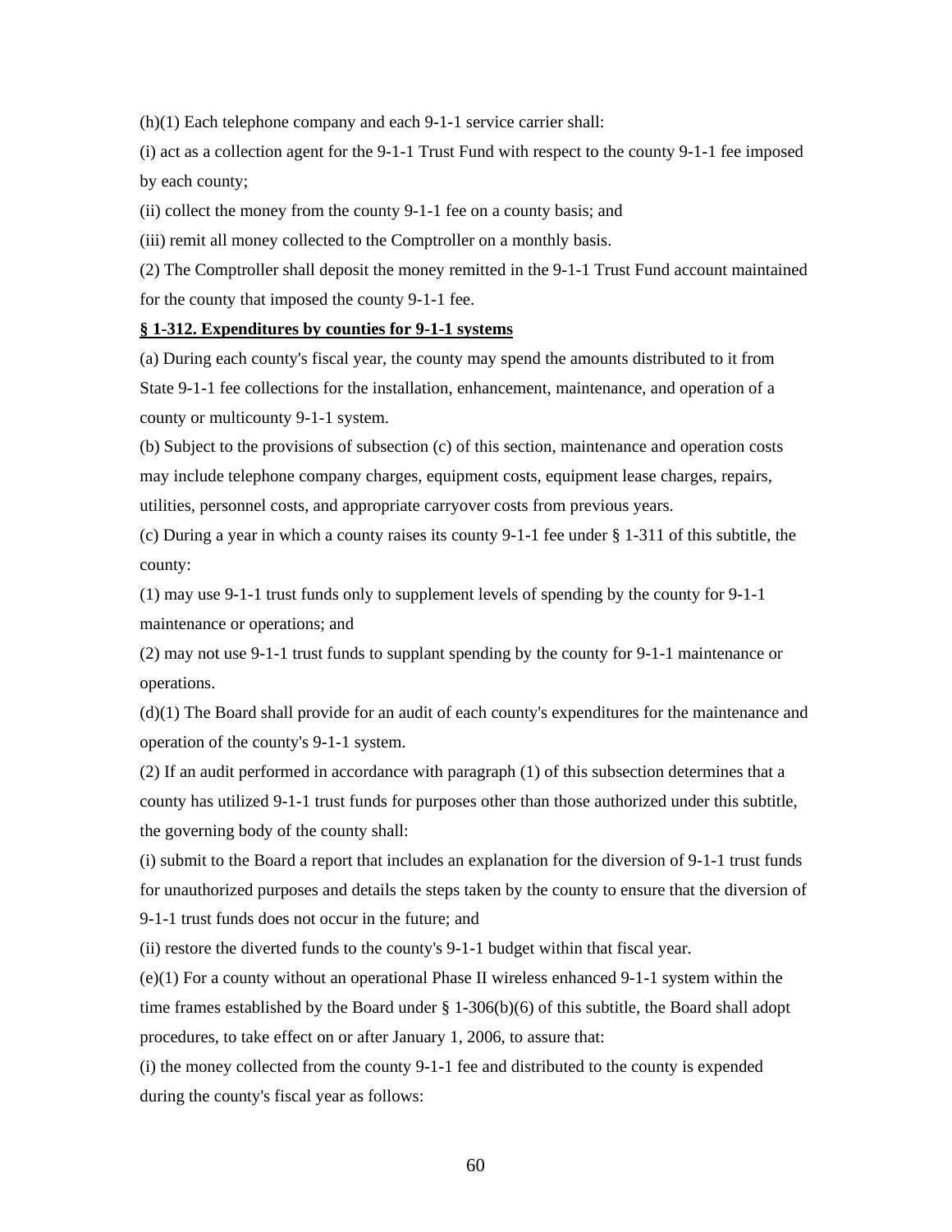(h)(1) Each telephone company and each 9-1-1 service carrier shall:

(i) act as a collection agent for the 9-1-1 Trust Fund with respect to the county 9-1-1 fee imposed by each county;

(ii) collect the money from the county 9-1-1 fee on a county basis; and

(iii) remit all money collected to the Comptroller on a monthly basis.

(2) The Comptroller shall deposit the money remitted in the 9-1-1 Trust Fund account maintained for the county that imposed the county 9-1-1 fee.

**§ 1-312. Expenditures by counties for 9-1-1 systems**

(a) During each county's fiscal year, the county may spend the amounts distributed to it from State 9-1-1 fee collections for the installation, enhancement, maintenance, and operation of a county or multicounty 9-1-1 system.

(b) Subject to the provisions of subsection (c) of this section, maintenance and operation costs may include telephone company charges, equipment costs, equipment lease charges, repairs, utilities, personnel costs, and appropriate carryover costs from previous years.

(c) During a year in which a county raises its county 9-1-1 fee under § 1-311 of this subtitle, the county:

(1) may use 9-1-1 trust funds only to supplement levels of spending by the county for 9-1-1 maintenance or operations; and

(2) may not use 9-1-1 trust funds to supplant spending by the county for 9-1-1 maintenance or operations.

(d)(1) The Board shall provide for an audit of each county's expenditures for the maintenance and operation of the county's 9-1-1 system.

(2) If an audit performed in accordance with paragraph (1) of this subsection determines that a county has utilized 9-1-1 trust funds for purposes other than those authorized under this subtitle, the governing body of the county shall:

(i) submit to the Board a report that includes an explanation for the diversion of 9-1-1 trust funds for unauthorized purposes and details the steps taken by the county to ensure that the diversion of 9-1-1 trust funds does not occur in the future; and

(ii) restore the diverted funds to the county's 9-1-1 budget within that fiscal year.

(e)(1) For a county without an operational Phase II wireless enhanced 9-1-1 system within the time frames established by the Board under § 1-306(b)(6) of this subtitle, the Board shall adopt procedures, to take effect on or after January 1, 2006, to assure that:

(i) the money collected from the county 9-1-1 fee and distributed to the county is expended during the county's fiscal year as follows: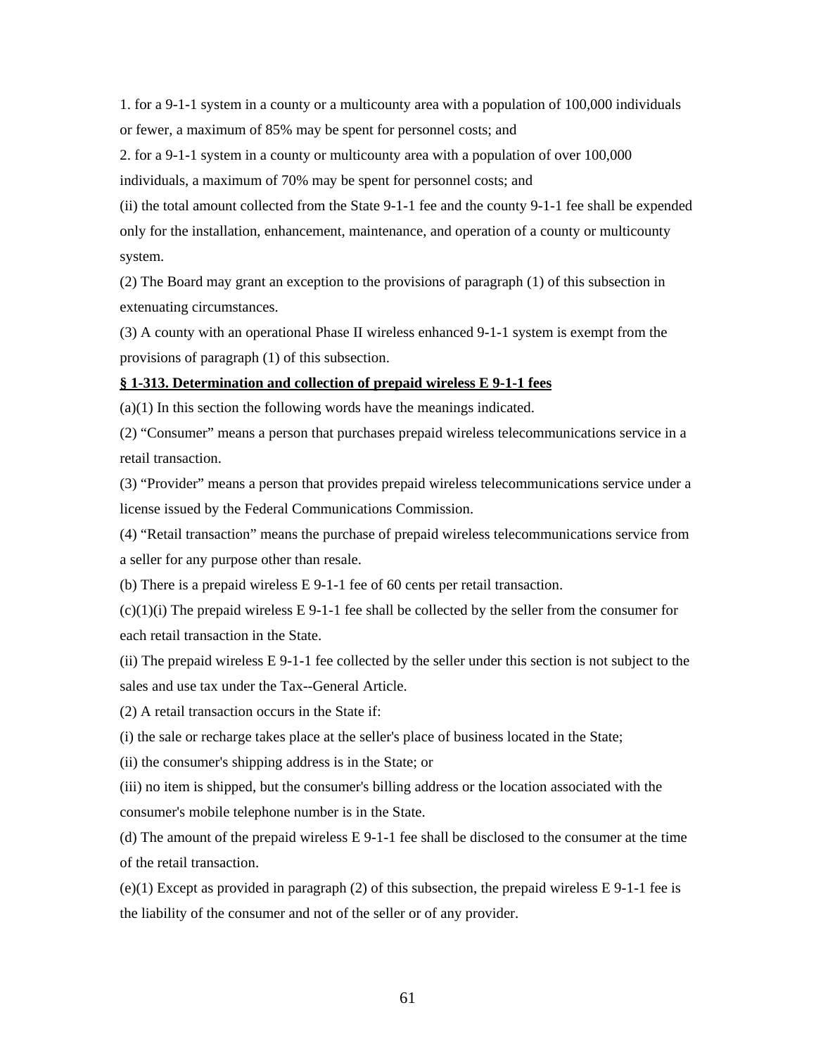1. for a 9-1-1 system in a county or a multicounty area with a population of 100,000 individuals or fewer, a maximum of 85% may be spent for personnel costs; and

2. for a 9-1-1 system in a county or multicounty area with a population of over 100,000 individuals, a maximum of 70% may be spent for personnel costs; and

(ii) the total amount collected from the State 9-1-1 fee and the county 9-1-1 fee shall be expended only for the installation, enhancement, maintenance, and operation of a county or multicounty system.

(2) The Board may grant an exception to the provisions of paragraph (1) of this subsection in extenuating circumstances.

(3) A county with an operational Phase II wireless enhanced 9-1-1 system is exempt from the provisions of paragraph (1) of this subsection.

**§ 1-313. Determination and collection of prepaid wireless E 9-1-1 fees**

(a)(1) In this section the following words have the meanings indicated.

(2) "Consumer" means a person that purchases prepaid wireless telecommunications service in a retail transaction.

(3) "Provider" means a person that provides prepaid wireless telecommunications service under a license issued by the Federal Communications Commission.

(4) "Retail transaction" means the purchase of prepaid wireless telecommunications service from a seller for any purpose other than resale.

(b) There is a prepaid wireless E 9-1-1 fee of 60 cents per retail transaction.

(c)(1)(i) The prepaid wireless E 9-1-1 fee shall be collected by the seller from the consumer for each retail transaction in the State.

(ii) The prepaid wireless E 9-1-1 fee collected by the seller under this section is not subject to the sales and use tax under the Tax--General Article.

(2) A retail transaction occurs in the State if:

(i) the sale or recharge takes place at the seller's place of business located in the State;

(ii) the consumer's shipping address is in the State; or

(iii) no item is shipped, but the consumer's billing address or the location associated with the consumer's mobile telephone number is in the State.

(d) The amount of the prepaid wireless E 9-1-1 fee shall be disclosed to the consumer at the time of the retail transaction.

(e)(1) Except as provided in paragraph (2) of this subsection, the prepaid wireless E 9-1-1 fee is the liability of the consumer and not of the seller or of any provider.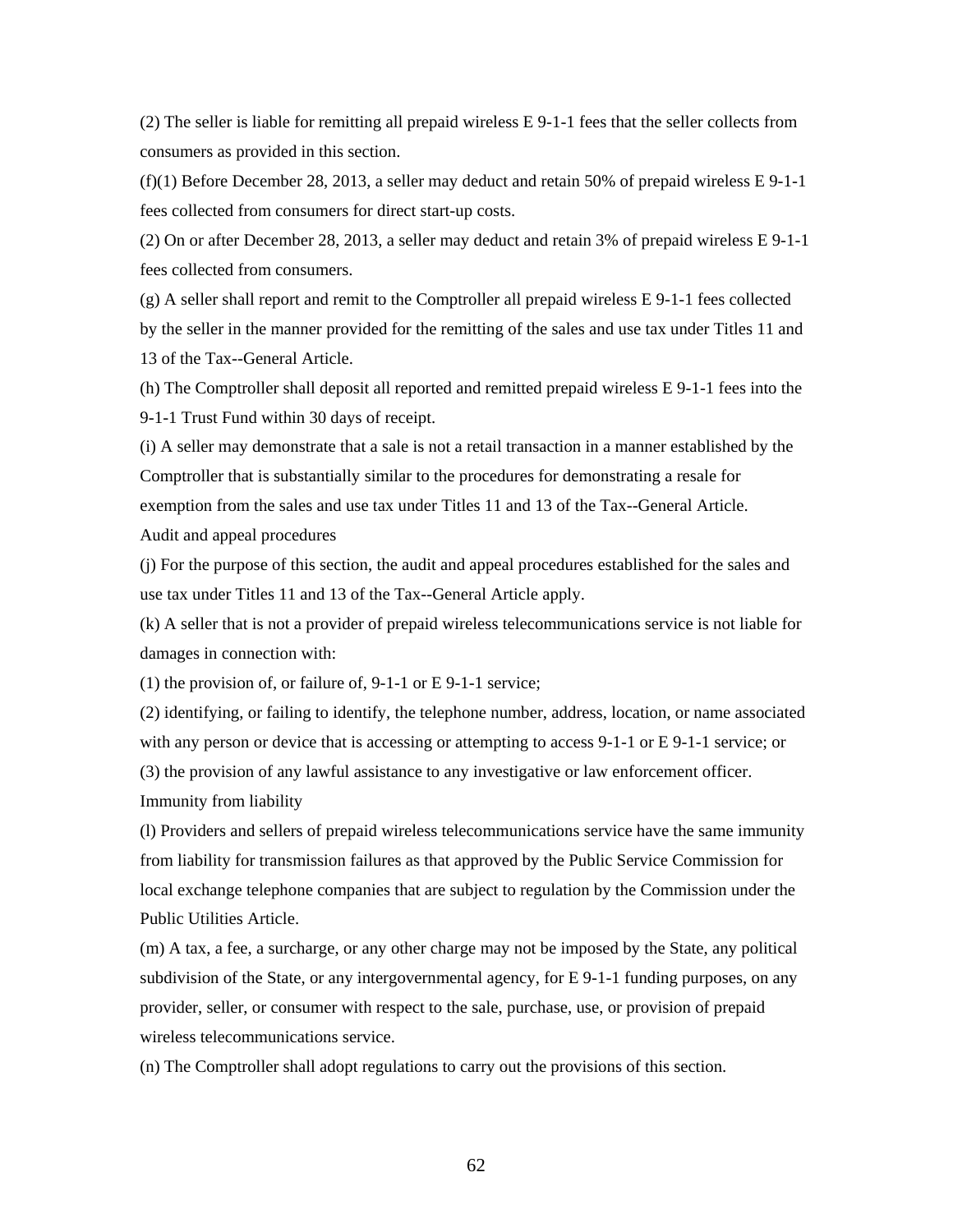(2) The seller is liable for remitting all prepaid wireless E 9-1-1 fees that the seller collects from consumers as provided in this section.

(f)(1) Before December 28, 2013, a seller may deduct and retain 50% of prepaid wireless E 9-1-1 fees collected from consumers for direct start-up costs.

(2) On or after December 28, 2013, a seller may deduct and retain 3% of prepaid wireless E 9-1-1 fees collected from consumers.

(g) A seller shall report and remit to the Comptroller all prepaid wireless E 9-1-1 fees collected by the seller in the manner provided for the remitting of the sales and use tax under Titles 11 and 13 of the Tax--General Article.

(h) The Comptroller shall deposit all reported and remitted prepaid wireless E 9-1-1 fees into the 9-1-1 Trust Fund within 30 days of receipt.

(i) A seller may demonstrate that a sale is not a retail transaction in a manner established by the Comptroller that is substantially similar to the procedures for demonstrating a resale for exemption from the sales and use tax under Titles 11 and 13 of the Tax--General Article.

Audit and appeal procedures

(j) For the purpose of this section, the audit and appeal procedures established for the sales and use tax under Titles 11 and 13 of the Tax--General Article apply.

(k) A seller that is not a provider of prepaid wireless telecommunications service is not liable for damages in connection with:

(1) the provision of, or failure of, 9-1-1 or E 9-1-1 service;

(2) identifying, or failing to identify, the telephone number, address, location, or name associated with any person or device that is accessing or attempting to access 9-1-1 or E 9-1-1 service; or

(3) the provision of any lawful assistance to any investigative or law enforcement officer.

Immunity from liability

(l) Providers and sellers of prepaid wireless telecommunications service have the same immunity from liability for transmission failures as that approved by the Public Service Commission for local exchange telephone companies that are subject to regulation by the Commission under the Public Utilities Article.

(m) A tax, a fee, a surcharge, or any other charge may not be imposed by the State, any political subdivision of the State, or any intergovernmental agency, for E 9-1-1 funding purposes, on any provider, seller, or consumer with respect to the sale, purchase, use, or provision of prepaid wireless telecommunications service.

(n) The Comptroller shall adopt regulations to carry out the provisions of this section.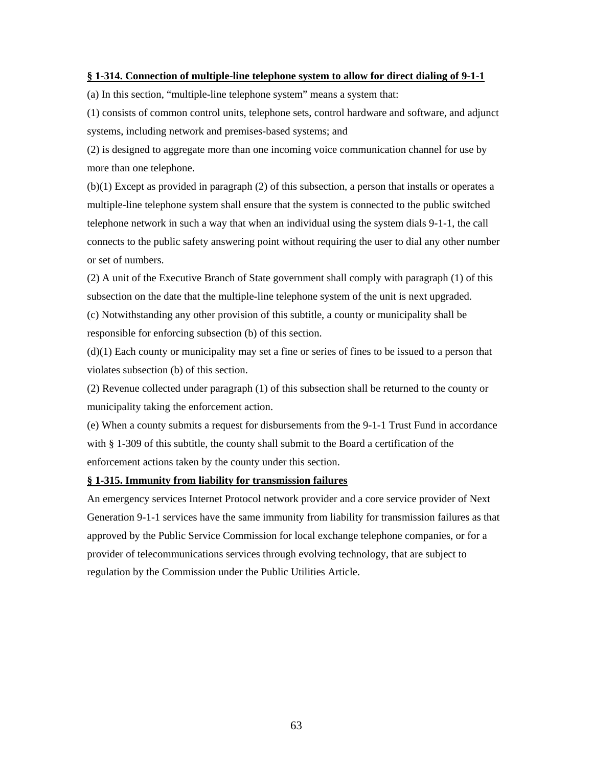**§ 1-314. Connection of multiple-line telephone system to allow for direct dialing of 9-1-1**

(a) In this section, "multiple-line telephone system" means a system that:

(1) consists of common control units, telephone sets, control hardware and software, and adjunct systems, including network and premises-based systems; and

(2) is designed to aggregate more than one incoming voice communication channel for use by more than one telephone.

(b)(1) Except as provided in paragraph (2) of this subsection, a person that installs or operates a multiple-line telephone system shall ensure that the system is connected to the public switched telephone network in such a way that when an individual using the system dials 9-1-1, the call connects to the public safety answering point without requiring the user to dial any other number or set of numbers.

(2) A unit of the Executive Branch of State government shall comply with paragraph (1) of this subsection on the date that the multiple-line telephone system of the unit is next upgraded.

(c) Notwithstanding any other provision of this subtitle, a county or municipality shall be responsible for enforcing subsection (b) of this section.

(d)(1) Each county or municipality may set a fine or series of fines to be issued to a person that violates subsection (b) of this section.

(2) Revenue collected under paragraph (1) of this subsection shall be returned to the county or municipality taking the enforcement action.

(e) When a county submits a request for disbursements from the 9-1-1 Trust Fund in accordance with § 1-309 of this subtitle, the county shall submit to the Board a certification of the enforcement actions taken by the county under this section.

**§ 1-315. Immunity from liability for transmission failures**

An emergency services Internet Protocol network provider and a core service provider of Next Generation 9-1-1 services have the same immunity from liability for transmission failures as that approved by the Public Service Commission for local exchange telephone companies, or for a provider of telecommunications services through evolving technology, that are subject to regulation by the Commission under the Public Utilities Article.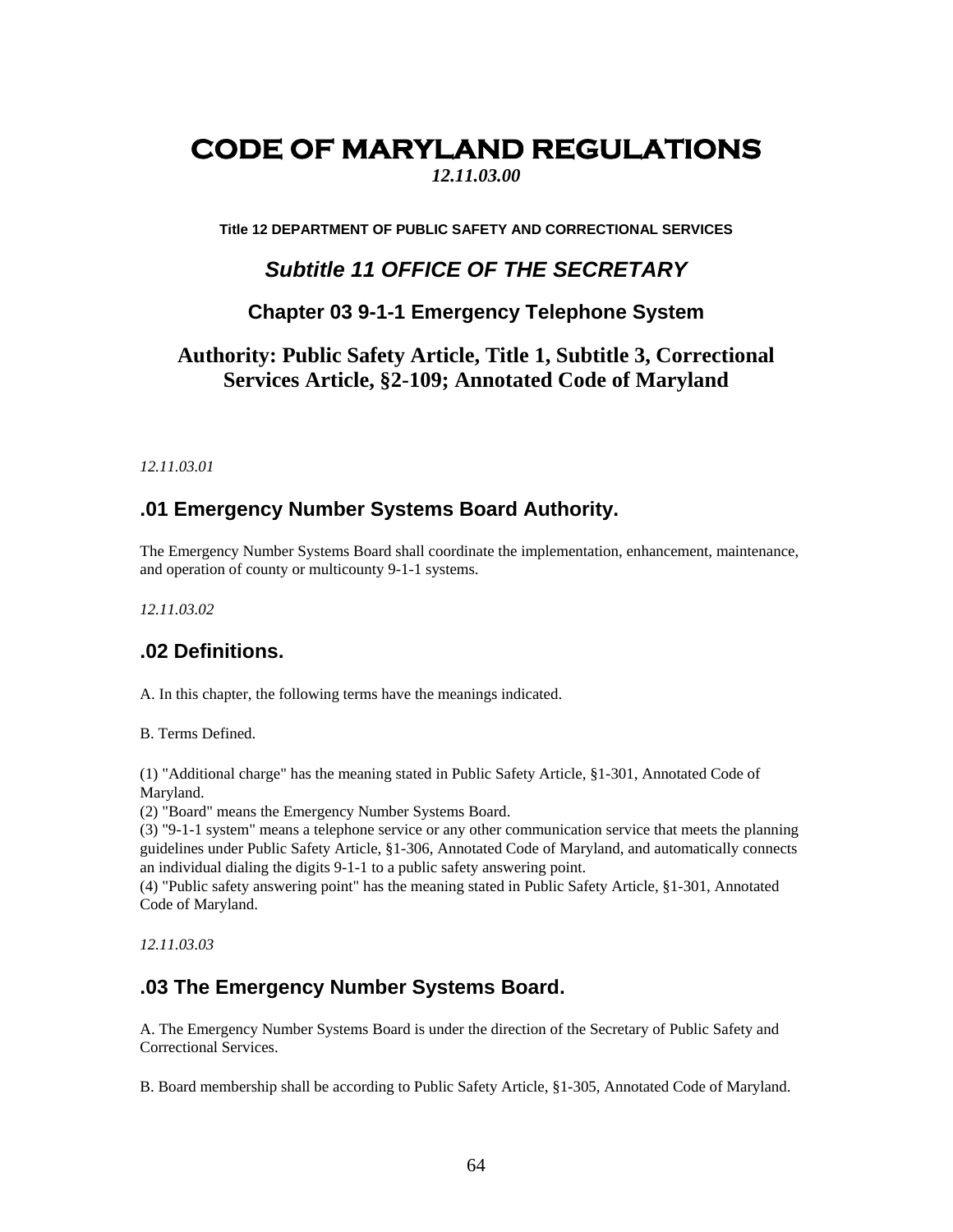# CODE OF MARYLAND REGULATIONS

***12.11.03.00***

**Title 12 DEPARTMENT OF PUBLIC SAFETY AND CORRECTIONAL SERVICES**

## *Subtitle 11 OFFICE OF THE SECRETARY*

### Chapter 03 9-1-1 Emergency Telephone System

### Authority: Public Safety Article, Title 1, Subtitle 3, Correctional Services Article, §2-109; Annotated Code of Maryland

*12.11.03.01*

### .01 Emergency Number Systems Board Authority.

The Emergency Number Systems Board shall coordinate the implementation, enhancement, maintenance, and operation of county or multicounty 9-1-1 systems.

*12.11.03.02*

### .02 Definitions.

A. In this chapter, the following terms have the meanings indicated.

B. Terms Defined.

(1) "Additional charge" has the meaning stated in Public Safety Article, §1-301, Annotated Code of Maryland.
(2) "Board" means the Emergency Number Systems Board.
(3) "9-1-1 system" means a telephone service or any other communication service that meets the planning guidelines under Public Safety Article, §1-306, Annotated Code of Maryland, and automatically connects an individual dialing the digits 9-1-1 to a public safety answering point.
(4) "Public safety answering point" has the meaning stated in Public Safety Article, §1-301, Annotated Code of Maryland.

*12.11.03.03*

### .03 The Emergency Number Systems Board.

A. The Emergency Number Systems Board is under the direction of the Secretary of Public Safety and Correctional Services.

B. Board membership shall be according to Public Safety Article, §1-305, Annotated Code of Maryland.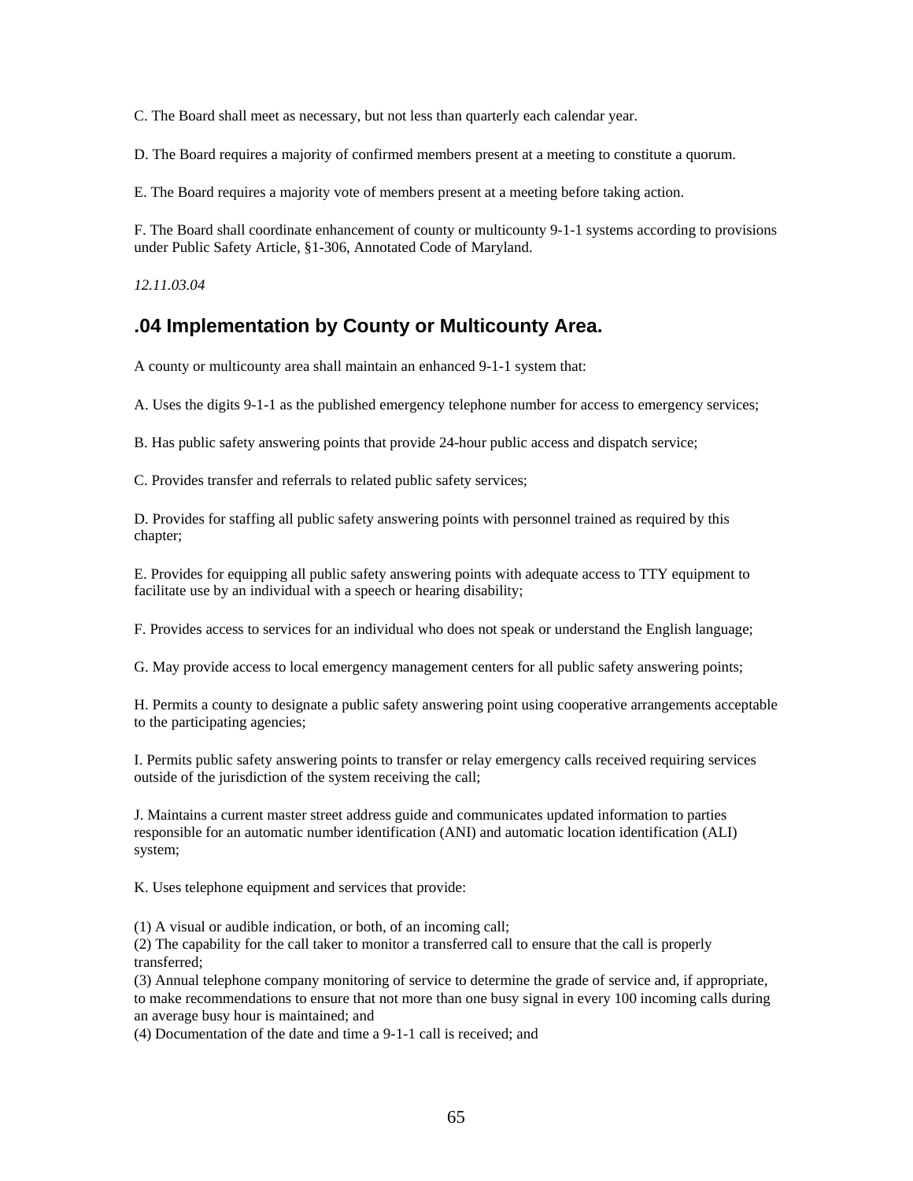C. The Board shall meet as necessary, but not less than quarterly each calendar year.

D. The Board requires a majority of confirmed members present at a meeting to constitute a quorum.

E. The Board requires a majority vote of members present at a meeting before taking action.

F. The Board shall coordinate enhancement of county or multicounty 9-1-1 systems according to provisions under Public Safety Article, §1-306, Annotated Code of Maryland.

*12.11.03.04*

## .04 Implementation by County or Multicounty Area.

A county or multicounty area shall maintain an enhanced 9-1-1 system that:

A. Uses the digits 9-1-1 as the published emergency telephone number for access to emergency services;

B. Has public safety answering points that provide 24-hour public access and dispatch service;

C. Provides transfer and referrals to related public safety services;

D. Provides for staffing all public safety answering points with personnel trained as required by this chapter;

E. Provides for equipping all public safety answering points with adequate access to TTY equipment to facilitate use by an individual with a speech or hearing disability;

F. Provides access to services for an individual who does not speak or understand the English language;

G. May provide access to local emergency management centers for all public safety answering points;

H. Permits a county to designate a public safety answering point using cooperative arrangements acceptable to the participating agencies;

I. Permits public safety answering points to transfer or relay emergency calls received requiring services outside of the jurisdiction of the system receiving the call;

J. Maintains a current master street address guide and communicates updated information to parties responsible for an automatic number identification (ANI) and automatic location identification (ALI) system;

K. Uses telephone equipment and services that provide:

(1) A visual or audible indication, or both, of an incoming call;
(2) The capability for the call taker to monitor a transferred call to ensure that the call is properly transferred;
(3) Annual telephone company monitoring of service to determine the grade of service and, if appropriate, to make recommendations to ensure that not more than one busy signal in every 100 incoming calls during an average busy hour is maintained; and
(4) Documentation of the date and time a 9-1-1 call is received; and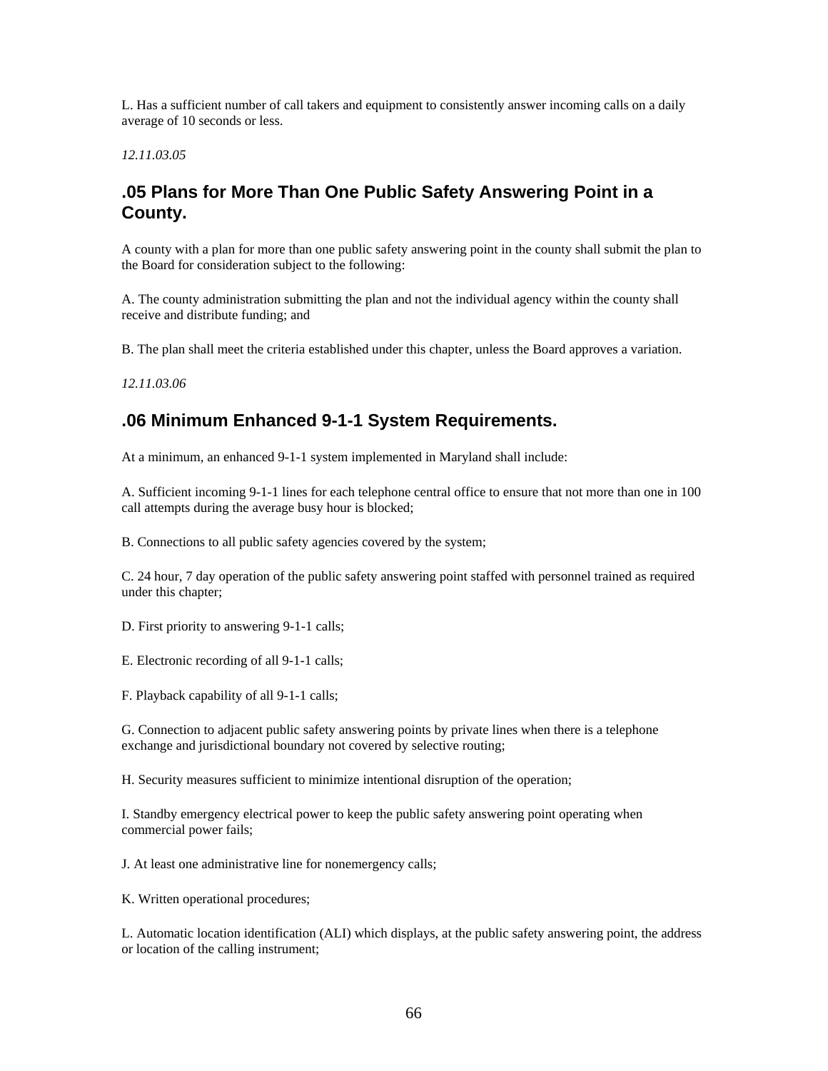L. Has a sufficient number of call takers and equipment to consistently answer incoming calls on a daily average of 10 seconds or less.

*12.11.03.05*

## .05 Plans for More Than One Public Safety Answering Point in a County.

A county with a plan for more than one public safety answering point in the county shall submit the plan to the Board for consideration subject to the following:

A. The county administration submitting the plan and not the individual agency within the county shall receive and distribute funding; and

B. The plan shall meet the criteria established under this chapter, unless the Board approves a variation.

*12.11.03.06*

## .06 Minimum Enhanced 9-1-1 System Requirements.

At a minimum, an enhanced 9-1-1 system implemented in Maryland shall include:

A. Sufficient incoming 9-1-1 lines for each telephone central office to ensure that not more than one in 100 call attempts during the average busy hour is blocked;

B. Connections to all public safety agencies covered by the system;

C. 24 hour, 7 day operation of the public safety answering point staffed with personnel trained as required under this chapter;

D. First priority to answering 9-1-1 calls;

E. Electronic recording of all 9-1-1 calls;

F. Playback capability of all 9-1-1 calls;

G. Connection to adjacent public safety answering points by private lines when there is a telephone exchange and jurisdictional boundary not covered by selective routing;

H. Security measures sufficient to minimize intentional disruption of the operation;

I. Standby emergency electrical power to keep the public safety answering point operating when commercial power fails;

J. At least one administrative line for nonemergency calls;

K. Written operational procedures;

L. Automatic location identification (ALI) which displays, at the public safety answering point, the address or location of the calling instrument;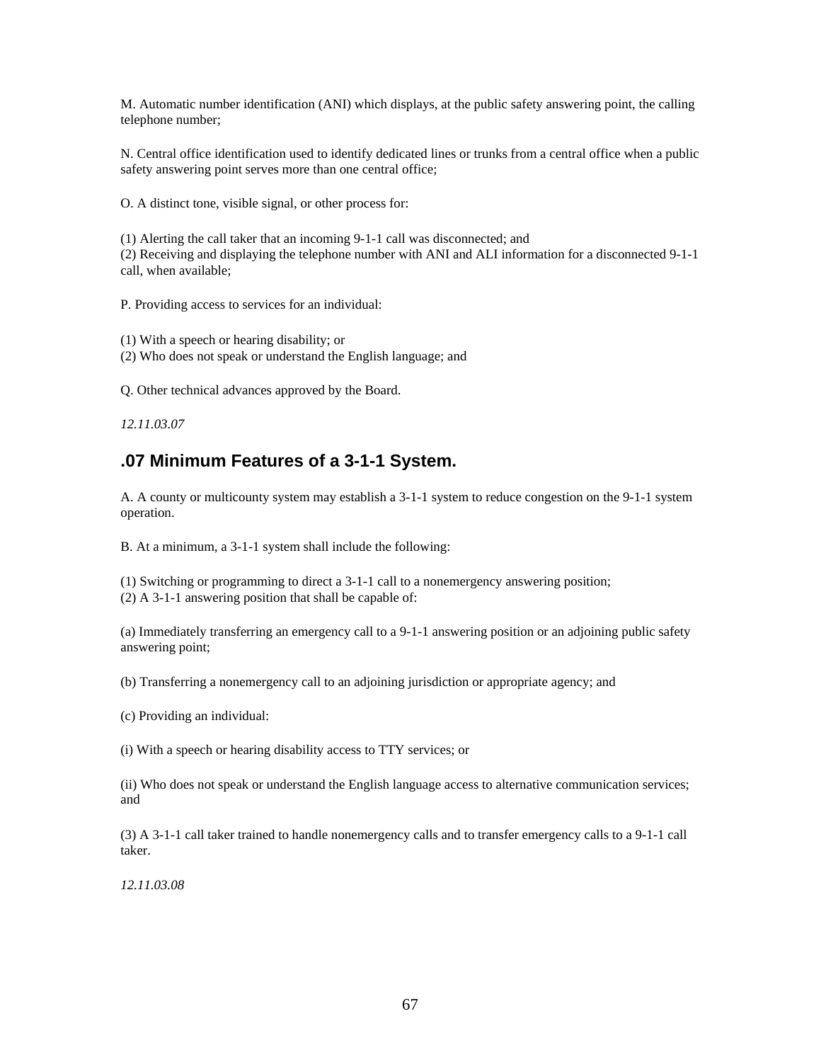M. Automatic number identification (ANI) which displays, at the public safety answering point, the calling telephone number;

N. Central office identification used to identify dedicated lines or trunks from a central office when a public safety answering point serves more than one central office;

O. A distinct tone, visible signal, or other process for:

(1) Alerting the call taker that an incoming 9-1-1 call was disconnected; and
(2) Receiving and displaying the telephone number with ANI and ALI information for a disconnected 9-1-1 call, when available;

P. Providing access to services for an individual:

(1) With a speech or hearing disability; or
(2) Who does not speak or understand the English language; and

Q. Other technical advances approved by the Board.

*12.11.03.07*

## .07 Minimum Features of a 3-1-1 System.

A. A county or multicounty system may establish a 3-1-1 system to reduce congestion on the 9-1-1 system operation.

B. At a minimum, a 3-1-1 system shall include the following:

(1) Switching or programming to direct a 3-1-1 call to a nonemergency answering position;
(2) A 3-1-1 answering position that shall be capable of:

(a) Immediately transferring an emergency call to a 9-1-1 answering position or an adjoining public safety answering point;

(b) Transferring a nonemergency call to an adjoining jurisdiction or appropriate agency; and

(c) Providing an individual:

(i) With a speech or hearing disability access to TTY services; or

(ii) Who does not speak or understand the English language access to alternative communication services; and

(3) A 3-1-1 call taker trained to handle nonemergency calls and to transfer emergency calls to a 9-1-1 call taker.

*12.11.03.08*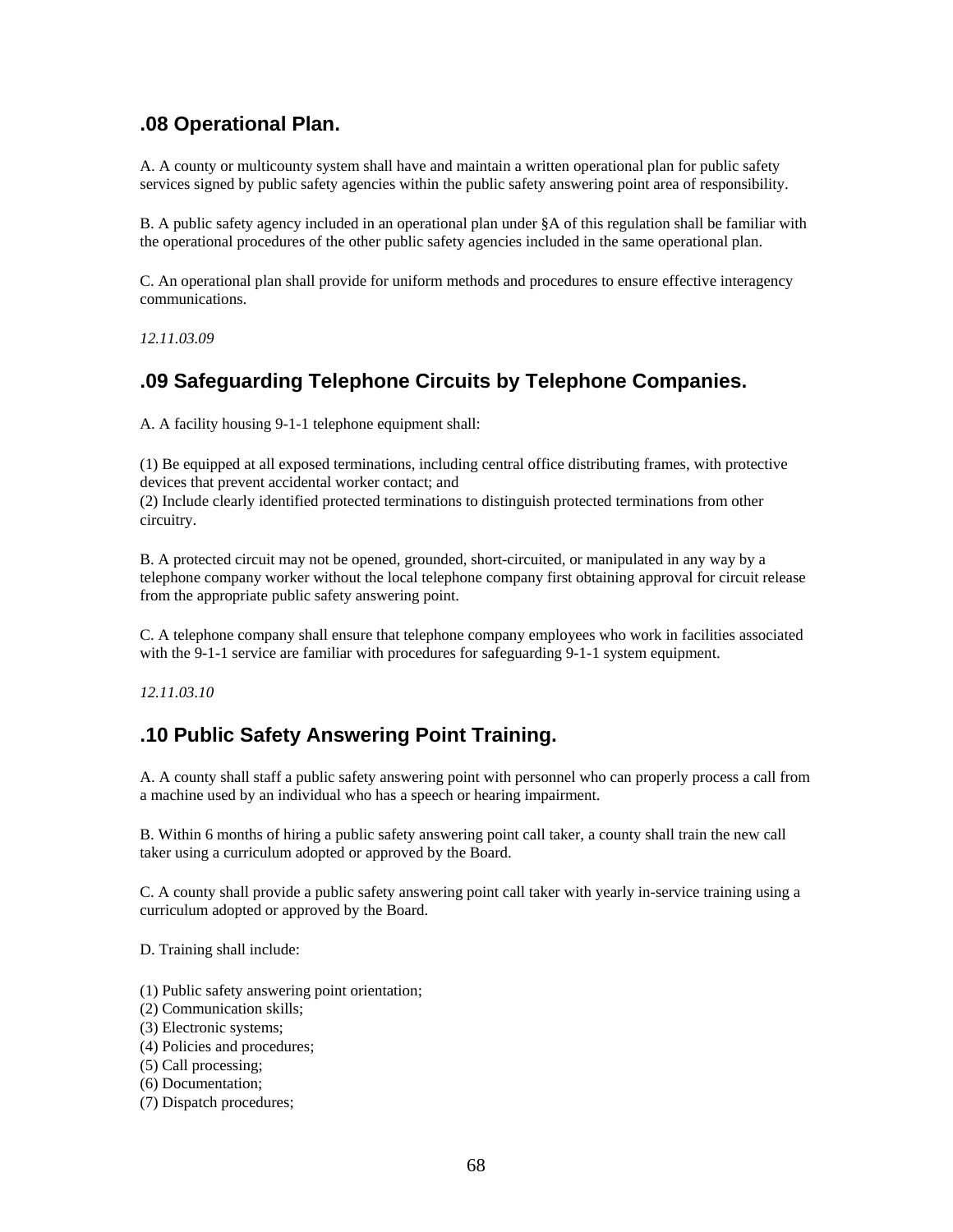## .08 Operational Plan.

A. A county or multicounty system shall have and maintain a written operational plan for public safety services signed by public safety agencies within the public safety answering point area of responsibility.

B. A public safety agency included in an operational plan under §A of this regulation shall be familiar with the operational procedures of the other public safety agencies included in the same operational plan.

C. An operational plan shall provide for uniform methods and procedures to ensure effective interagency communications.

*12.11.03.09*

## .09 Safeguarding Telephone Circuits by Telephone Companies.

A. A facility housing 9-1-1 telephone equipment shall:

(1) Be equipped at all exposed terminations, including central office distributing frames, with protective devices that prevent accidental worker contact; and
(2) Include clearly identified protected terminations to distinguish protected terminations from other circuitry.

B. A protected circuit may not be opened, grounded, short-circuited, or manipulated in any way by a telephone company worker without the local telephone company first obtaining approval for circuit release from the appropriate public safety answering point.

C. A telephone company shall ensure that telephone company employees who work in facilities associated with the 9-1-1 service are familiar with procedures for safeguarding 9-1-1 system equipment.

*12.11.03.10*

## .10 Public Safety Answering Point Training.

A. A county shall staff a public safety answering point with personnel who can properly process a call from a machine used by an individual who has a speech or hearing impairment.

B. Within 6 months of hiring a public safety answering point call taker, a county shall train the new call taker using a curriculum adopted or approved by the Board.

C. A county shall provide a public safety answering point call taker with yearly in-service training using a curriculum adopted or approved by the Board.

D. Training shall include:

(1) Public safety answering point orientation;
(2) Communication skills;
(3) Electronic systems;
(4) Policies and procedures;
(5) Call processing;
(6) Documentation;
(7) Dispatch procedures;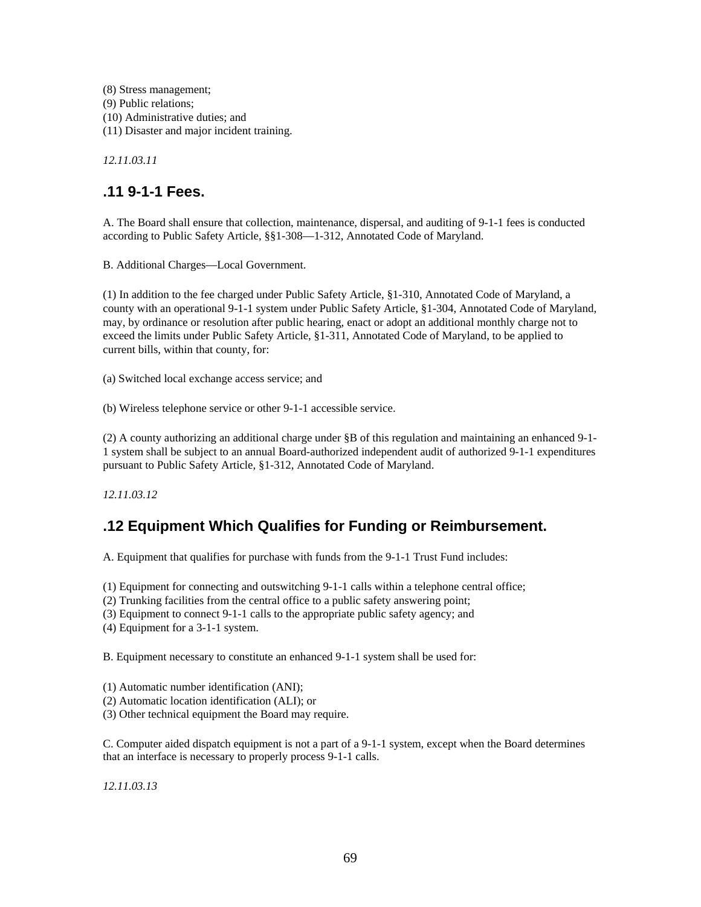(8) Stress management;
(9) Public relations;
(10) Administrative duties; and
(11) Disaster and major incident training.

*12.11.03.11*

## .11 9-1-1 Fees.

A. The Board shall ensure that collection, maintenance, dispersal, and auditing of 9-1-1 fees is conducted according to Public Safety Article, §§1-308—1-312, Annotated Code of Maryland.

B. Additional Charges—Local Government.

(1) In addition to the fee charged under Public Safety Article, §1-310, Annotated Code of Maryland, a county with an operational 9-1-1 system under Public Safety Article, §1-304, Annotated Code of Maryland, may, by ordinance or resolution after public hearing, enact or adopt an additional monthly charge not to exceed the limits under Public Safety Article, §1-311, Annotated Code of Maryland, to be applied to current bills, within that county, for:

(a) Switched local exchange access service; and

(b) Wireless telephone service or other 9-1-1 accessible service.

(2) A county authorizing an additional charge under §B of this regulation and maintaining an enhanced 9-1-1 system shall be subject to an annual Board-authorized independent audit of authorized 9-1-1 expenditures pursuant to Public Safety Article, §1-312, Annotated Code of Maryland.

*12.11.03.12*

## .12 Equipment Which Qualifies for Funding or Reimbursement.

A. Equipment that qualifies for purchase with funds from the 9-1-1 Trust Fund includes:

(1) Equipment for connecting and outswitching 9-1-1 calls within a telephone central office;
(2) Trunking facilities from the central office to a public safety answering point;
(3) Equipment to connect 9-1-1 calls to the appropriate public safety agency; and
(4) Equipment for a 3-1-1 system.

B. Equipment necessary to constitute an enhanced 9-1-1 system shall be used for:

(1) Automatic number identification (ANI);
(2) Automatic location identification (ALI); or
(3) Other technical equipment the Board may require.

C. Computer aided dispatch equipment is not a part of a 9-1-1 system, except when the Board determines that an interface is necessary to properly process 9-1-1 calls.

*12.11.03.13*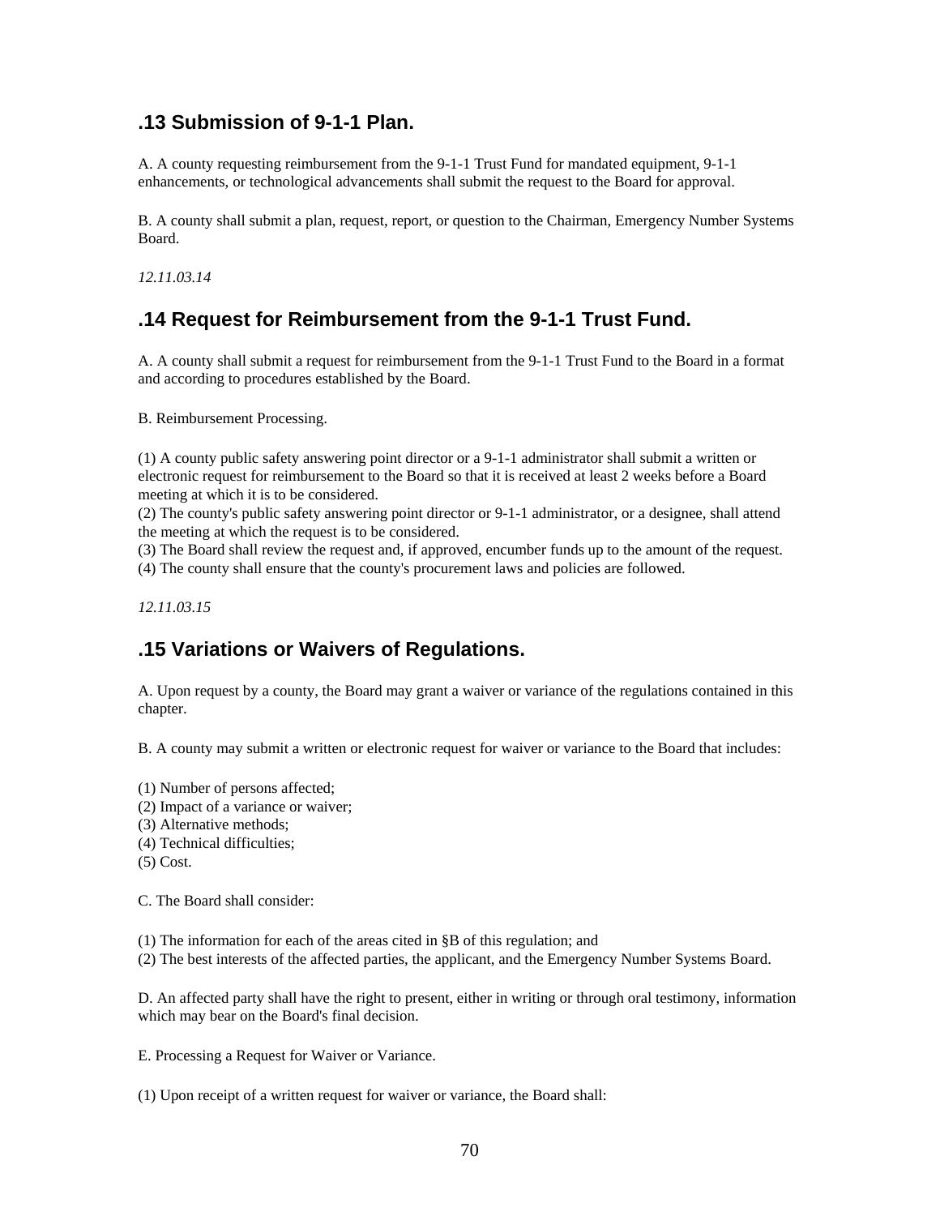## .13 Submission of 9-1-1 Plan.

A. A county requesting reimbursement from the 9-1-1 Trust Fund for mandated equipment, 9-1-1 enhancements, or technological advancements shall submit the request to the Board for approval.

B. A county shall submit a plan, request, report, or question to the Chairman, Emergency Number Systems Board.

*12.11.03.14*

## .14 Request for Reimbursement from the 9-1-1 Trust Fund.

A. A county shall submit a request for reimbursement from the 9-1-1 Trust Fund to the Board in a format and according to procedures established by the Board.

B. Reimbursement Processing.

(1) A county public safety answering point director or a 9-1-1 administrator shall submit a written or electronic request for reimbursement to the Board so that it is received at least 2 weeks before a Board meeting at which it is to be considered.
(2) The county's public safety answering point director or 9-1-1 administrator, or a designee, shall attend the meeting at which the request is to be considered.
(3) The Board shall review the request and, if approved, encumber funds up to the amount of the request.
(4) The county shall ensure that the county's procurement laws and policies are followed.

*12.11.03.15*

## .15 Variations or Waivers of Regulations.

A. Upon request by a county, the Board may grant a waiver or variance of the regulations contained in this chapter.

B. A county may submit a written or electronic request for waiver or variance to the Board that includes:

(1) Number of persons affected;
(2) Impact of a variance or waiver;
(3) Alternative methods;
(4) Technical difficulties;
(5) Cost.

C. The Board shall consider:

(1) The information for each of the areas cited in §B of this regulation; and
(2) The best interests of the affected parties, the applicant, and the Emergency Number Systems Board.

D. An affected party shall have the right to present, either in writing or through oral testimony, information which may bear on the Board's final decision.

E. Processing a Request for Waiver or Variance.

(1) Upon receipt of a written request for waiver or variance, the Board shall: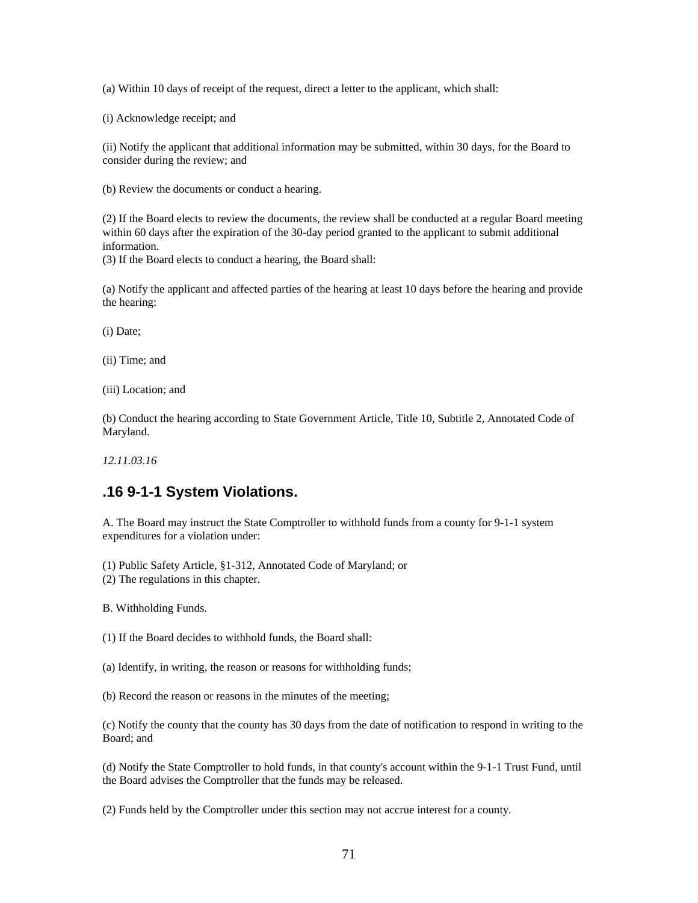(a) Within 10 days of receipt of the request, direct a letter to the applicant, which shall:

(i) Acknowledge receipt; and

(ii) Notify the applicant that additional information may be submitted, within 30 days, for the Board to consider during the review; and

(b) Review the documents or conduct a hearing.

(2) If the Board elects to review the documents, the review shall be conducted at a regular Board meeting within 60 days after the expiration of the 30-day period granted to the applicant to submit additional information.
(3) If the Board elects to conduct a hearing, the Board shall:

(a) Notify the applicant and affected parties of the hearing at least 10 days before the hearing and provide the hearing:

(i) Date;

(ii) Time; and

(iii) Location; and

(b) Conduct the hearing according to State Government Article, Title 10, Subtitle 2, Annotated Code of Maryland.

*12.11.03.16*

## .16 9-1-1 System Violations.

A. The Board may instruct the State Comptroller to withhold funds from a county for 9-1-1 system expenditures for a violation under:

(1) Public Safety Article, §1-312, Annotated Code of Maryland; or
(2) The regulations in this chapter.

B. Withholding Funds.

(1) If the Board decides to withhold funds, the Board shall:

(a) Identify, in writing, the reason or reasons for withholding funds;

(b) Record the reason or reasons in the minutes of the meeting;

(c) Notify the county that the county has 30 days from the date of notification to respond in writing to the Board; and

(d) Notify the State Comptroller to hold funds, in that county's account within the 9-1-1 Trust Fund, until the Board advises the Comptroller that the funds may be released.

(2) Funds held by the Comptroller under this section may not accrue interest for a county.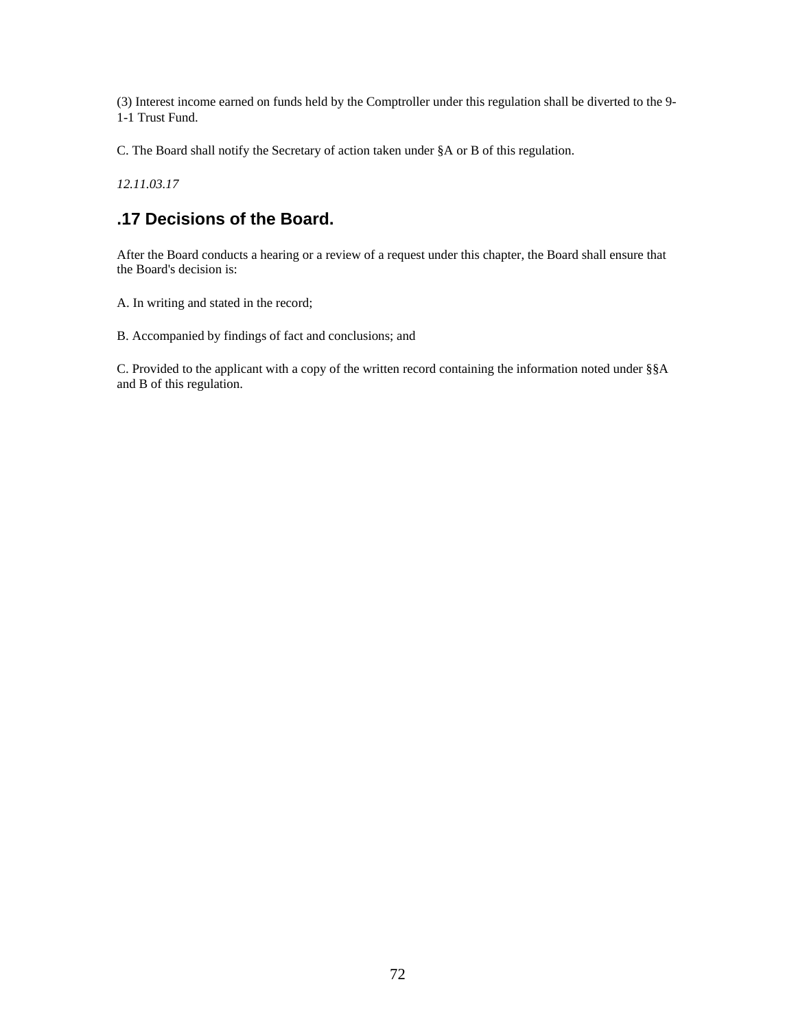(3) Interest income earned on funds held by the Comptroller under this regulation shall be diverted to the 9-1-1 Trust Fund.

C. The Board shall notify the Secretary of action taken under §A or B of this regulation.

*12.11.03.17*

## .17 Decisions of the Board.

After the Board conducts a hearing or a review of a request under this chapter, the Board shall ensure that the Board's decision is:

A. In writing and stated in the record;

B. Accompanied by findings of fact and conclusions; and

C. Provided to the applicant with a copy of the written record containing the information noted under §§A and B of this regulation.